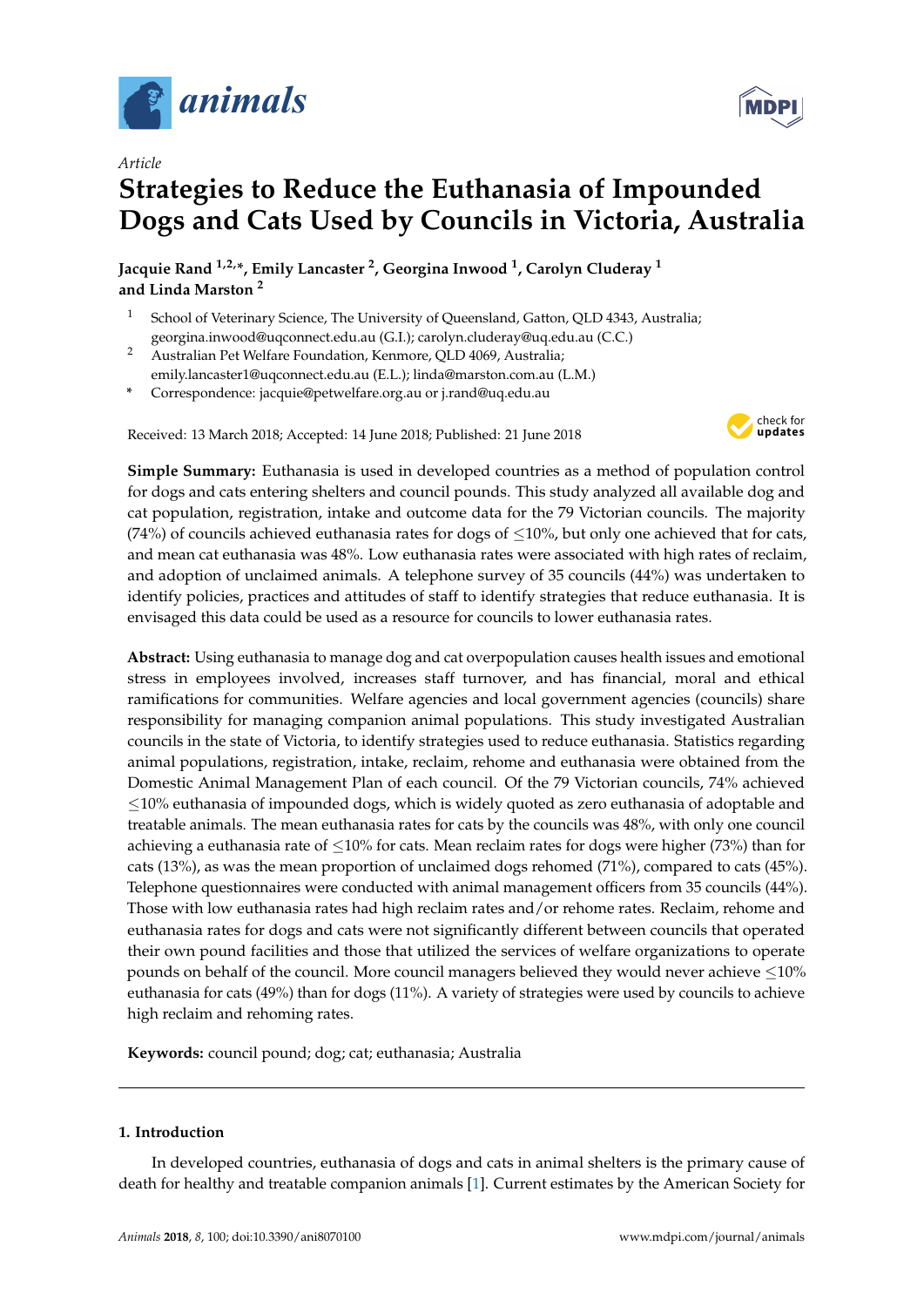*Article*

# Strategies to Reduce the Euthanasia of Impounded Dogs and Cats Used by Councils in Victoria, Australia

**Jacquie Rand [1,2,*], Emily Lancaster [2], Georgina Inwood [1], Carolyn Cluderay [1] and Linda Marston [2]**

1. School of Veterinary Science, The University of Queensland, Gatton, QLD 4343, Australia; georgina.inwood@uqconnect.edu.au (G.I.); carolyn.cluderay@uq.edu.au (C.C.)
2. Australian Pet Welfare Foundation, Kenmore, QLD 4069, Australia; emily.lancaster1@uqconnect.edu.au (E.L.); linda@marston.com.au (L.M.)

\* Correspondence: jacquie@petwelfare.org.au or j.rand@uq.edu.au

Received: 13 March 2018; Accepted: 14 June 2018; Published: 21 June 2018

**Simple Summary:** Euthanasia is used in developed countries as a method of population control for dogs and cats entering shelters and council pounds. This study analyzed all available dog and cat population, registration, intake and outcome data for the 79 Victorian councils. The majority (74%) of councils achieved euthanasia rates for dogs of ≤10%, but only one achieved that for cats, and mean cat euthanasia was 48%. Low euthanasia rates were associated with high rates of reclaim, and adoption of unclaimed animals. A telephone survey of 35 councils (44%) was undertaken to identify policies, practices and attitudes of staff to identify strategies that reduce euthanasia. It is envisaged this data could be used as a resource for councils to lower euthanasia rates.

**Abstract:** Using euthanasia to manage dog and cat overpopulation causes health issues and emotional stress in employees involved, increases staff turnover, and has financial, moral and ethical ramifications for communities. Welfare agencies and local government agencies (councils) share responsibility for managing companion animal populations. This study investigated Australian councils in the state of Victoria, to identify strategies used to reduce euthanasia. Statistics regarding animal populations, registration, intake, reclaim, rehome and euthanasia were obtained from the Domestic Animal Management Plan of each council. Of the 79 Victorian councils, 74% achieved ≤10% euthanasia of impounded dogs, which is widely quoted as zero euthanasia of adoptable and treatable animals. The mean euthanasia rates for cats by the councils was 48%, with only one council achieving a euthanasia rate of ≤10% for cats. Mean reclaim rates for dogs were higher (73%) than for cats (13%), as was the mean proportion of unclaimed dogs rehomed (71%), compared to cats (45%). Telephone questionnaires were conducted with animal management officers from 35 councils (44%). Those with low euthanasia rates had high reclaim rates and/or rehome rates. Reclaim, rehome and euthanasia rates for dogs and cats were not significantly different between councils that operated their own pound facilities and those that utilized the services of welfare organizations to operate pounds on behalf of the council. More council managers believed they would never achieve ≤10% euthanasia for cats (49%) than for dogs (11%). A variety of strategies were used by councils to achieve high reclaim and rehoming rates.

**Keywords:** council pound; dog; cat; euthanasia; Australia

## 1. Introduction

In developed countries, euthanasia of dogs and cats in animal shelters is the primary cause of death for healthy and treatable companion animals [1]. Current estimates by the American Society for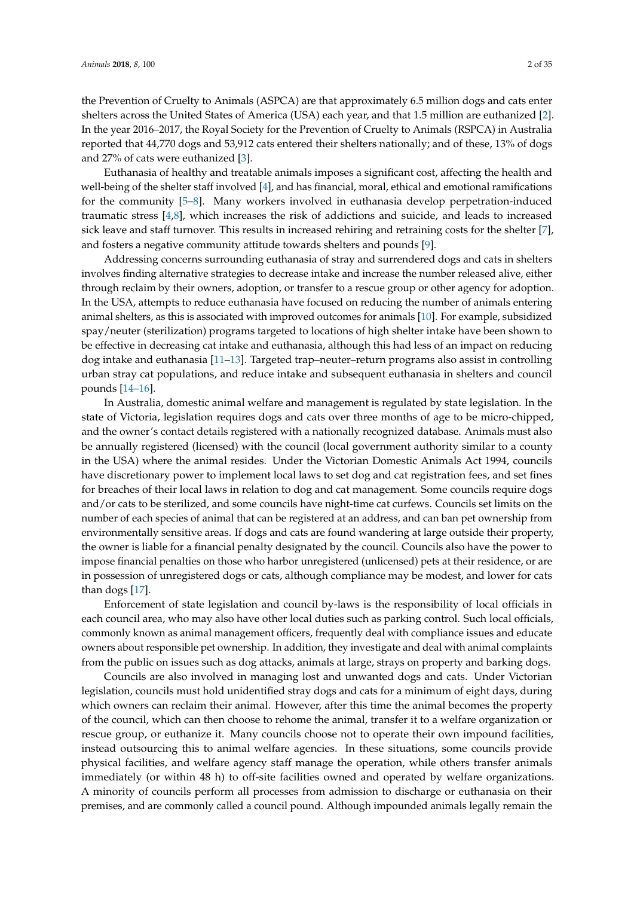the Prevention of Cruelty to Animals (ASPCA) are that approximately 6.5 million dogs and cats enter shelters across the United States of America (USA) each year, and that 1.5 million are euthanized [2]. In the year 2016–2017, the Royal Society for the Prevention of Cruelty to Animals (RSPCA) in Australia reported that 44,770 dogs and 53,912 cats entered their shelters nationally; and of these, 13% of dogs and 27% of cats were euthanized [3].

Euthanasia of healthy and treatable animals imposes a significant cost, affecting the health and well-being of the shelter staff involved [4], and has financial, moral, ethical and emotional ramifications for the community [5–8]. Many workers involved in euthanasia develop perpetration-induced traumatic stress [4,8], which increases the risk of addictions and suicide, and leads to increased sick leave and staff turnover. This results in increased rehiring and retraining costs for the shelter [7], and fosters a negative community attitude towards shelters and pounds [9].

Addressing concerns surrounding euthanasia of stray and surrendered dogs and cats in shelters involves finding alternative strategies to decrease intake and increase the number released alive, either through reclaim by their owners, adoption, or transfer to a rescue group or other agency for adoption. In the USA, attempts to reduce euthanasia have focused on reducing the number of animals entering animal shelters, as this is associated with improved outcomes for animals [10]. For example, subsidized spay/neuter (sterilization) programs targeted to locations of high shelter intake have been shown to be effective in decreasing cat intake and euthanasia, although this had less of an impact on reducing dog intake and euthanasia [11–13]. Targeted trap–neuter–return programs also assist in controlling urban stray cat populations, and reduce intake and subsequent euthanasia in shelters and council pounds [14–16].

In Australia, domestic animal welfare and management is regulated by state legislation. In the state of Victoria, legislation requires dogs and cats over three months of age to be micro-chipped, and the owner's contact details registered with a nationally recognized database. Animals must also be annually registered (licensed) with the council (local government authority similar to a county in the USA) where the animal resides. Under the Victorian Domestic Animals Act 1994, councils have discretionary power to implement local laws to set dog and cat registration fees, and set fines for breaches of their local laws in relation to dog and cat management. Some councils require dogs and/or cats to be sterilized, and some councils have night-time cat curfews. Councils set limits on the number of each species of animal that can be registered at an address, and can ban pet ownership from environmentally sensitive areas. If dogs and cats are found wandering at large outside their property, the owner is liable for a financial penalty designated by the council. Councils also have the power to impose financial penalties on those who harbor unregistered (unlicensed) pets at their residence, or are in possession of unregistered dogs or cats, although compliance may be modest, and lower for cats than dogs [17].

Enforcement of state legislation and council by-laws is the responsibility of local officials in each council area, who may also have other local duties such as parking control. Such local officials, commonly known as animal management officers, frequently deal with compliance issues and educate owners about responsible pet ownership. In addition, they investigate and deal with animal complaints from the public on issues such as dog attacks, animals at large, strays on property and barking dogs.

Councils are also involved in managing lost and unwanted dogs and cats. Under Victorian legislation, councils must hold unidentified stray dogs and cats for a minimum of eight days, during which owners can reclaim their animal. However, after this time the animal becomes the property of the council, which can then choose to rehome the animal, transfer it to a welfare organization or rescue group, or euthanize it. Many councils choose not to operate their own impound facilities, instead outsourcing this to animal welfare agencies. In these situations, some councils provide physical facilities, and welfare agency staff manage the operation, while others transfer animals immediately (or within 48 h) to off-site facilities owned and operated by welfare organizations. A minority of councils perform all processes from admission to discharge or euthanasia on their premises, and are commonly called a council pound. Although impounded animals legally remain the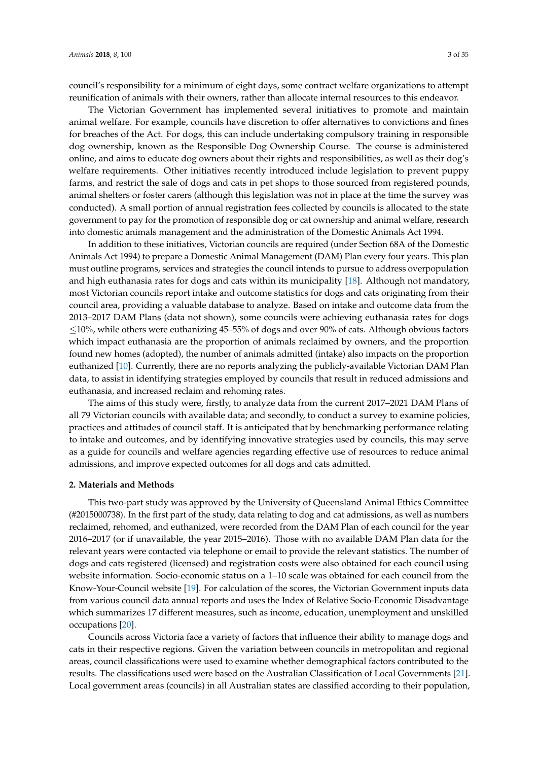council's responsibility for a minimum of eight days, some contract welfare organizations to attempt reunification of animals with their owners, rather than allocate internal resources to this endeavor.

The Victorian Government has implemented several initiatives to promote and maintain animal welfare. For example, councils have discretion to offer alternatives to convictions and fines for breaches of the Act. For dogs, this can include undertaking compulsory training in responsible dog ownership, known as the Responsible Dog Ownership Course. The course is administered online, and aims to educate dog owners about their rights and responsibilities, as well as their dog's welfare requirements. Other initiatives recently introduced include legislation to prevent puppy farms, and restrict the sale of dogs and cats in pet shops to those sourced from registered pounds, animal shelters or foster carers (although this legislation was not in place at the time the survey was conducted). A small portion of annual registration fees collected by councils is allocated to the state government to pay for the promotion of responsible dog or cat ownership and animal welfare, research into domestic animals management and the administration of the Domestic Animals Act 1994.

In addition to these initiatives, Victorian councils are required (under Section 68A of the Domestic Animals Act 1994) to prepare a Domestic Animal Management (DAM) Plan every four years. This plan must outline programs, services and strategies the council intends to pursue to address overpopulation and high euthanasia rates for dogs and cats within its municipality [18]. Although not mandatory, most Victorian councils report intake and outcome statistics for dogs and cats originating from their council area, providing a valuable database to analyze. Based on intake and outcome data from the 2013–2017 DAM Plans (data not shown), some councils were achieving euthanasia rates for dogs $\leq$10%, while others were euthanizing 45–55% of dogs and over 90% of cats. Although obvious factors which impact euthanasia are the proportion of animals reclaimed by owners, and the proportion found new homes (adopted), the number of animals admitted (intake) also impacts on the proportion euthanized [10]. Currently, there are no reports analyzing the publicly-available Victorian DAM Plan data, to assist in identifying strategies employed by councils that result in reduced admissions and euthanasia, and increased reclaim and rehoming rates.

The aims of this study were, firstly, to analyze data from the current 2017–2021 DAM Plans of all 79 Victorian councils with available data; and secondly, to conduct a survey to examine policies, practices and attitudes of council staff. It is anticipated that by benchmarking performance relating to intake and outcomes, and by identifying innovative strategies used by councils, this may serve as a guide for councils and welfare agencies regarding effective use of resources to reduce animal admissions, and improve expected outcomes for all dogs and cats admitted.

## 2. Materials and Methods

This two-part study was approved by the University of Queensland Animal Ethics Committee (#2015000738). In the first part of the study, data relating to dog and cat admissions, as well as numbers reclaimed, rehomed, and euthanized, were recorded from the DAM Plan of each council for the year 2016–2017 (or if unavailable, the year 2015–2016). Those with no available DAM Plan data for the relevant years were contacted via telephone or email to provide the relevant statistics. The number of dogs and cats registered (licensed) and registration costs were also obtained for each council using website information. Socio-economic status on a 1–10 scale was obtained for each council from the Know-Your-Council website [19]. For calculation of the scores, the Victorian Government inputs data from various council data annual reports and uses the Index of Relative Socio-Economic Disadvantage which summarizes 17 different measures, such as income, education, unemployment and unskilled occupations [20].

Councils across Victoria face a variety of factors that influence their ability to manage dogs and cats in their respective regions. Given the variation between councils in metropolitan and regional areas, council classifications were used to examine whether demographical factors contributed to the results. The classifications used were based on the Australian Classification of Local Governments [21]. Local government areas (councils) in all Australian states are classified according to their population,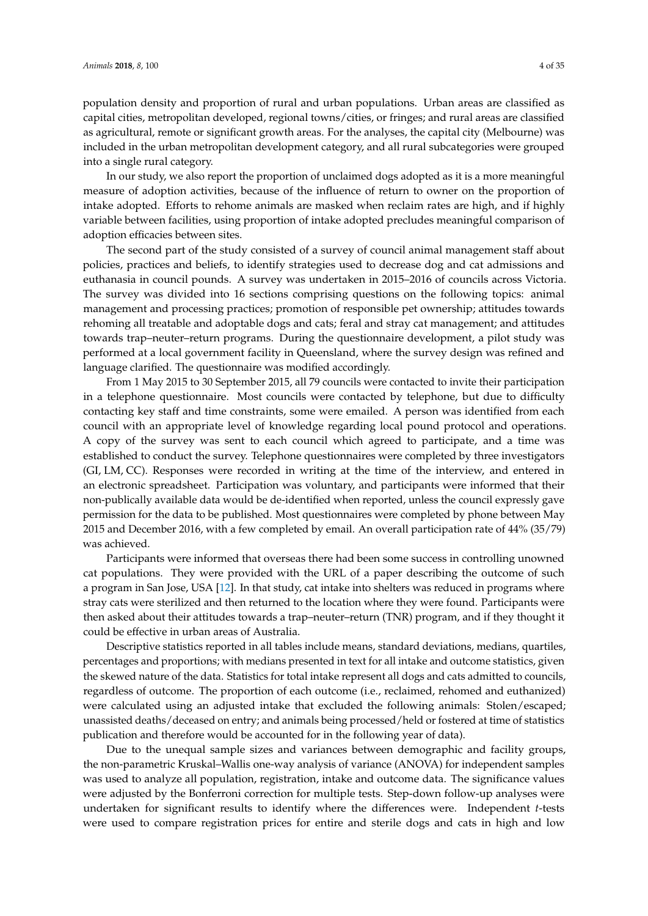population density and proportion of rural and urban populations. Urban areas are classified as capital cities, metropolitan developed, regional towns/cities, or fringes; and rural areas are classified as agricultural, remote or significant growth areas. For the analyses, the capital city (Melbourne) was included in the urban metropolitan development category, and all rural subcategories were grouped into a single rural category.

In our study, we also report the proportion of unclaimed dogs adopted as it is a more meaningful measure of adoption activities, because of the influence of return to owner on the proportion of intake adopted. Efforts to rehome animals are masked when reclaim rates are high, and if highly variable between facilities, using proportion of intake adopted precludes meaningful comparison of adoption efficacies between sites.

The second part of the study consisted of a survey of council animal management staff about policies, practices and beliefs, to identify strategies used to decrease dog and cat admissions and euthanasia in council pounds. A survey was undertaken in 2015–2016 of councils across Victoria. The survey was divided into 16 sections comprising questions on the following topics: animal management and processing practices; promotion of responsible pet ownership; attitudes towards rehoming all treatable and adoptable dogs and cats; feral and stray cat management; and attitudes towards trap–neuter–return programs. During the questionnaire development, a pilot study was performed at a local government facility in Queensland, where the survey design was refined and language clarified. The questionnaire was modified accordingly.

From 1 May 2015 to 30 September 2015, all 79 councils were contacted to invite their participation in a telephone questionnaire. Most councils were contacted by telephone, but due to difficulty contacting key staff and time constraints, some were emailed. A person was identified from each council with an appropriate level of knowledge regarding local pound protocol and operations. A copy of the survey was sent to each council which agreed to participate, and a time was established to conduct the survey. Telephone questionnaires were completed by three investigators (GI, LM, CC). Responses were recorded in writing at the time of the interview, and entered in an electronic spreadsheet. Participation was voluntary, and participants were informed that their non-publically available data would be de-identified when reported, unless the council expressly gave permission for the data to be published. Most questionnaires were completed by phone between May 2015 and December 2016, with a few completed by email. An overall participation rate of 44% (35/79) was achieved.

Participants were informed that overseas there had been some success in controlling unowned cat populations. They were provided with the URL of a paper describing the outcome of such a program in San Jose, USA [12]. In that study, cat intake into shelters was reduced in programs where stray cats were sterilized and then returned to the location where they were found. Participants were then asked about their attitudes towards a trap–neuter–return (TNR) program, and if they thought it could be effective in urban areas of Australia.

Descriptive statistics reported in all tables include means, standard deviations, medians, quartiles, percentages and proportions; with medians presented in text for all intake and outcome statistics, given the skewed nature of the data. Statistics for total intake represent all dogs and cats admitted to councils, regardless of outcome. The proportion of each outcome (i.e., reclaimed, rehomed and euthanized) were calculated using an adjusted intake that excluded the following animals: Stolen/escaped; unassisted deaths/deceased on entry; and animals being processed/held or fostered at time of statistics publication and therefore would be accounted for in the following year of data).

Due to the unequal sample sizes and variances between demographic and facility groups, the non-parametric Kruskal–Wallis one-way analysis of variance (ANOVA) for independent samples was used to analyze all population, registration, intake and outcome data. The significance values were adjusted by the Bonferroni correction for multiple tests. Step-down follow-up analyses were undertaken for significant results to identify where the differences were. Independent *t*-tests were used to compare registration prices for entire and sterile dogs and cats in high and low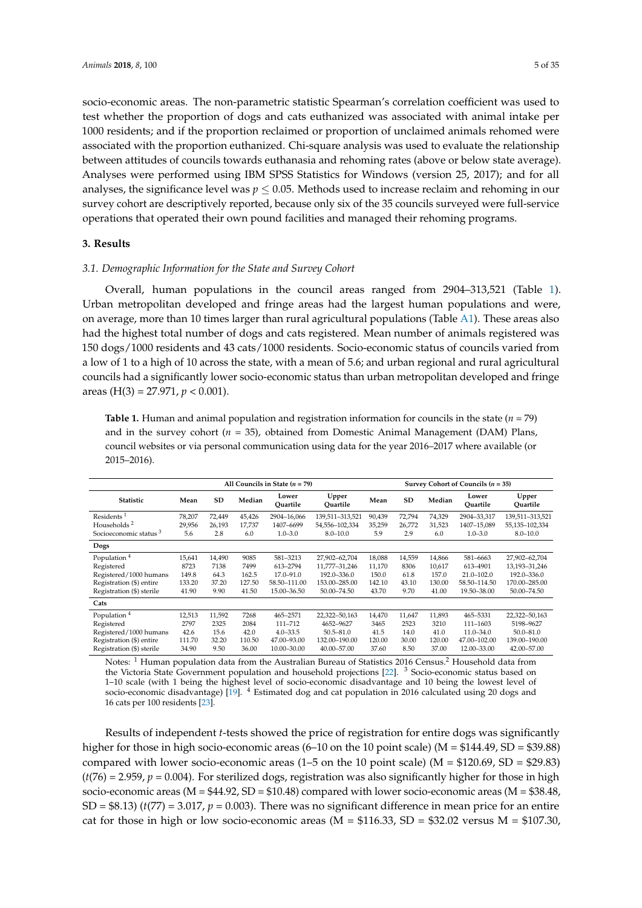socio-economic areas. The non-parametric statistic Spearman's correlation coefficient was used to test whether the proportion of dogs and cats euthanized was associated with animal intake per 1000 residents; and if the proportion reclaimed or proportion of unclaimed animals rehomed were associated with the proportion euthanized. Chi-square analysis was used to evaluate the relationship between attitudes of councils towards euthanasia and rehoming rates (above or below state average). Analyses were performed using IBM SPSS Statistics for Windows (version 25, 2017); and for all analyses, the significance level was $p \leq 0.05$. Methods used to increase reclaim and rehoming in our survey cohort are descriptively reported, because only six of the 35 councils surveyed were full-service operations that operated their own pound facilities and managed their rehoming programs.

## 3. Results

### *3.1. Demographic Information for the State and Survey Cohort*

Overall, human populations in the council areas ranged from 2904–313,521 (Table 1). Urban metropolitan developed and fringe areas had the largest human populations and were, on average, more than 10 times larger than rural agricultural populations (Table A1). These areas also had the highest total number of dogs and cats registered. Mean number of animals registered was 150 dogs/1000 residents and 43 cats/1000 residents. Socio-economic status of councils varied from a low of 1 to a high of 10 across the state, with a mean of 5.6; and urban regional and rural agricultural councils had a significantly lower socio-economic status than urban metropolitan developed and fringe areas ($H(3) = 27.971$, $p < 0.001$).

**Table 1.** Human and animal population and registration information for councils in the state ($n = 79$) and in the survey cohort ($n = 35$), obtained from Domestic Animal Management (DAM) Plans, council websites or via personal communication using data for the year 2016–2017 where available (or 2015–2016).

| | All Councils in State ($n = 79$) | | | | | Survey Cohort of Councils ($n = 35$) | | | | |
|---|---|---|---|---|---|---|---|---|---|---|
| Statistic | Mean | SD | Median | Lower Quartile | Upper Quartile | Mean | SD | Median | Lower Quartile | Upper Quartile |
| Residents [1] | 78,207 | 72,449 | 45,426 | 2904–16,066 | 139,511–313,521 | 90,439 | 72,794 | 74,329 | 2904–33,317 | 139,511–313,521 |
| Households [2] | 29,956 | 26,193 | 17,737 | 1407–6699 | 54,556–102,334 | 35,259 | 26,772 | 31,523 | 1407–15,089 | 55,135–102,334 |
| Socioeconomic status [3] | 5.6 | 2.8 | 6.0 | 1.0–3.0 | 8.0–10.0 | 5.9 | 2.9 | 6.0 | 1.0–3.0 | 8.0–10.0 |
| **Dogs** | | | | | | | | | | |
| Population [4] | 15,641 | 14,490 | 9085 | 581–3213 | 27,902–62,704 | 18,088 | 14,559 | 14,866 | 581–6663 | 27,902–62,704 |
| Registered | 8723 | 7138 | 7499 | 613–2794 | 11,777–31,246 | 11,170 | 8306 | 10,617 | 613–4901 | 13,193–31,246 |
| Registered/1000 humans | 149.8 | 64.3 | 162.5 | 17.0–91.0 | 192.0–336.0 | 150.0 | 61.8 | 157.0 | 21.0–102.0 | 192.0–336.0 |
| Registration ($) entire | 133.20 | 37.20 | 127.50 | 58.50–111.00 | 153.00–285.00 | 142.10 | 43.10 | 130.00 | 58.50–114.50 | 170.00–285.00 |
| Registration ($) sterile | 41.90 | 9.90 | 41.50 | 15.00–36.50 | 50.00–74.50 | 43.70 | 9.70 | 41.00 | 19.50–38.00 | 50.00–74.50 |
| **Cats** | | | | | | | | | | |
| Population [4] | 12,513 | 11,592 | 7268 | 465–2571 | 22,322–50,163 | 14,470 | 11,647 | 11,893 | 465–5331 | 22,322–50,163 |
| Registered | 2797 | 2325 | 2084 | 111–712 | 4652–9627 | 3465 | 2523 | 3210 | 111–1603 | 5198–9627 |
| Registered/1000 humans | 42.6 | 15.6 | 42.0 | 4.0–33.5 | 50.5–81.0 | 41.5 | 14.0 | 41.0 | 11.0–34.0 | 50.0–81.0 |
| Registration ($) entire | 111.70 | 32.20 | 110.50 | 47.00–93.00 | 132.00–190.00 | 120.00 | 30.00 | 120.00 | 47.00–102.00 | 139.00–190.00 |
| Registration ($) sterile | 34.90 | 9.50 | 36.00 | 10.00–30.00 | 40.00–57.00 | 37.60 | 8.50 | 37.00 | 12.00–33.00 | 42.00–57.00 |

Notes: [1] Human population data from the Australian Bureau of Statistics 2016 Census.[2] Household data from the Victoria State Government population and household projections [22]. [3] Socio-economic status based on 1–10 scale (with 1 being the highest level of socio-economic disadvantage and 10 being the lowest level of socio-economic disadvantage) [19]. [4] Estimated dog and cat population in 2016 calculated using 20 dogs and 16 cats per 100 residents [23].

Results of independent *t*-tests showed the price of registration for entire dogs was significantly higher for those in high socio-economic areas (6–10 on the 10 point scale) (M = $144.49, SD = $39.88) compared with lower socio-economic areas (1–5 on the 10 point scale) (M = $120.69, SD = $29.83) ($t(76) = 2.959$, $p = 0.004$). For sterilized dogs, registration was also significantly higher for those in high socio-economic areas (M = $44.92, SD = $10.48) compared with lower socio-economic areas (M = $38.48, SD = $8.13) ($t(77) = 3.017$, $p = 0.003$). There was no significant difference in mean price for an entire cat for those in high or low socio-economic areas (M = $116.33, SD = $32.02 versus M = $107.30,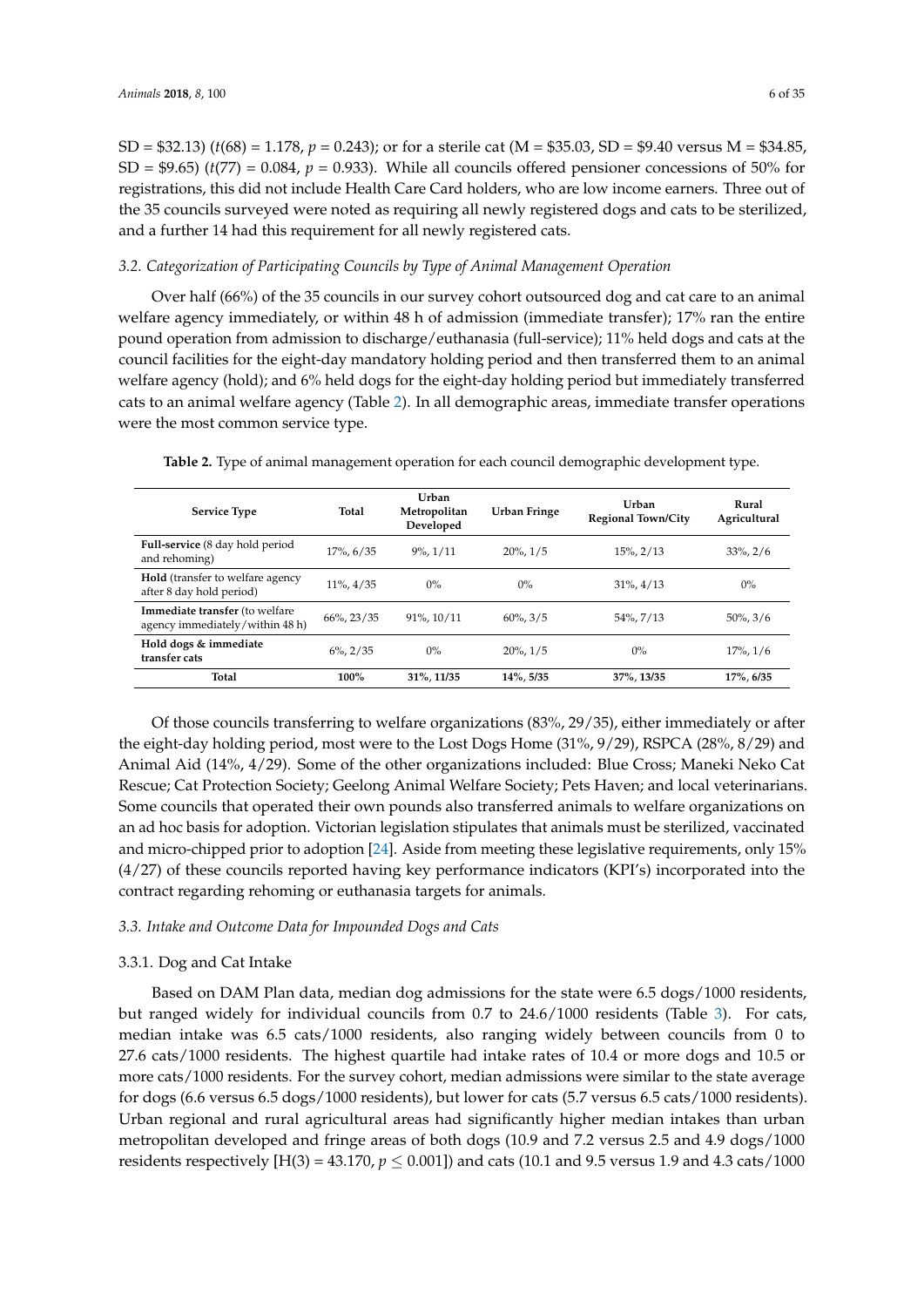SD = $32.13) ($t(68) = 1.178$, $p = 0.243$); or for a sterile cat (M = $35.03, SD = $9.40 versus M = $34.85, SD = $9.65) ($t(77) = 0.084$, $p = 0.933$). While all councils offered pensioner concessions of 50% for registrations, this did not include Health Care Card holders, who are low income earners. Three out of the 35 councils surveyed were noted as requiring all newly registered dogs and cats to be sterilized, and a further 14 had this requirement for all newly registered cats.

### *3.2. Categorization of Participating Councils by Type of Animal Management Operation*

Over half (66%) of the 35 councils in our survey cohort outsourced dog and cat care to an animal welfare agency immediately, or within 48 h of admission (immediate transfer); 17% ran the entire pound operation from admission to discharge/euthanasia (full-service); 11% held dogs and cats at the council facilities for the eight-day mandatory holding period and then transferred them to an animal welfare agency (hold); and 6% held dogs for the eight-day holding period but immediately transferred cats to an animal welfare agency (Table 2). In all demographic areas, immediate transfer operations were the most common service type.

**Table 2.** Type of animal management operation for each council demographic development type.

| Service Type | Total | Urban Metropolitan Developed | Urban Fringe | Urban Regional Town/City | Rural Agricultural |
|---|---|---|---|---|---|
| **Full-service** (8 day hold period and rehoming) | 17%, 6/35 | 9%, 1/11 | 20%, 1/5 | 15%, 2/13 | 33%, 2/6 |
| **Hold** (transfer to welfare agency after 8 day hold period) | 11%, 4/35 | 0% | 0% | 31%, 4/13 | 0% |
| **Immediate transfer** (to welfare agency immediately/within 48 h) | 66%, 23/35 | 91%, 10/11 | 60%, 3/5 | 54%, 7/13 | 50%, 3/6 |
| **Hold dogs & immediate transfer cats** | 6%, 2/35 | 0% | 20%, 1/5 | 0% | 17%, 1/6 |
| **Total** | **100%** | **31%, 11/35** | **14%, 5/35** | **37%, 13/35** | **17%, 6/35** |

Of those councils transferring to welfare organizations (83%, 29/35), either immediately or after the eight-day holding period, most were to the Lost Dogs Home (31%, 9/29), RSPCA (28%, 8/29) and Animal Aid (14%, 4/29). Some of the other organizations included: Blue Cross; Maneki Neko Cat Rescue; Cat Protection Society; Geelong Animal Welfare Society; Pets Haven; and local veterinarians. Some councils that operated their own pounds also transferred animals to welfare organizations on an ad hoc basis for adoption. Victorian legislation stipulates that animals must be sterilized, vaccinated and micro-chipped prior to adoption [24]. Aside from meeting these legislative requirements, only 15% (4/27) of these councils reported having key performance indicators (KPI's) incorporated into the contract regarding rehoming or euthanasia targets for animals.

### *3.3. Intake and Outcome Data for Impounded Dogs and Cats*

#### 3.3.1. Dog and Cat Intake

Based on DAM Plan data, median dog admissions for the state were 6.5 dogs/1000 residents, but ranged widely for individual councils from 0.7 to 24.6/1000 residents (Table 3). For cats, median intake was 6.5 cats/1000 residents, also ranging widely between councils from 0 to 27.6 cats/1000 residents. The highest quartile had intake rates of 10.4 or more dogs and 10.5 or more cats/1000 residents. For the survey cohort, median admissions were similar to the state average for dogs (6.6 versus 6.5 dogs/1000 residents), but lower for cats (5.7 versus 6.5 cats/1000 residents). Urban regional and rural agricultural areas had significantly higher median intakes than urban metropolitan developed and fringe areas of both dogs (10.9 and 7.2 versus 2.5 and 4.9 dogs/1000 residents respectively [$H(3) = 43.170$, $p \leq 0.001$]) and cats (10.1 and 9.5 versus 1.9 and 4.3 cats/1000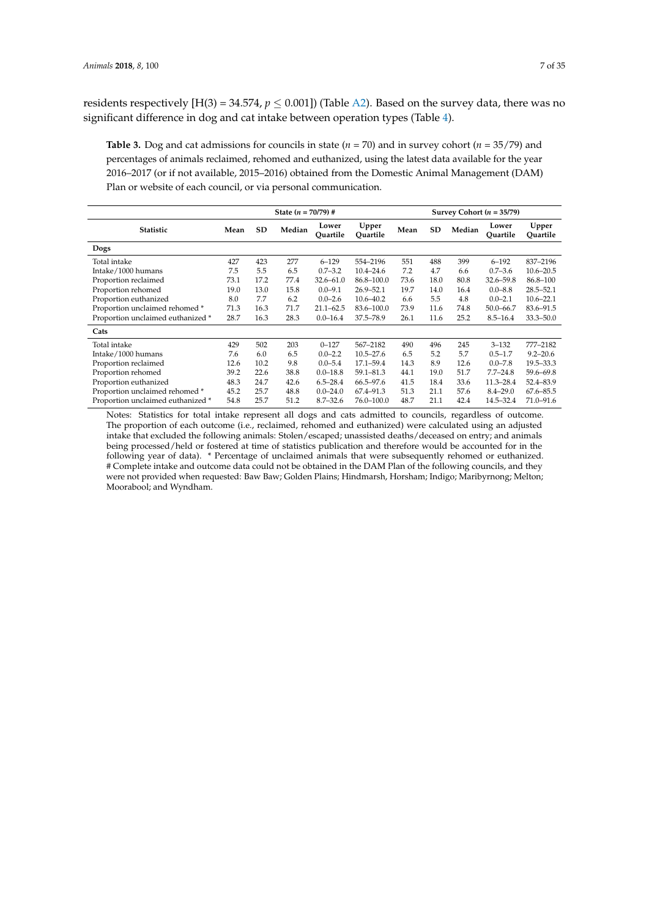residents respectively [H(3) = 34.574, $p \leq 0.001$]) (Table A2). Based on the survey data, there was no significant difference in dog and cat intake between operation types (Table 4).

**Table 3.** Dog and cat admissions for councils in state ($n$ = 70) and in survey cohort ($n$ = 35/79) and percentages of animals reclaimed, rehomed and euthanized, using the latest data available for the year 2016–2017 (or if not available, 2015–2016) obtained from the Domestic Animal Management (DAM) Plan or website of each council, or via personal communication.

| | State ($n$ = 70/79) # | | | | | Survey Cohort ($n$ = 35/79) | | | | |
|---|---|---|---|---|---|---|---|---|---|---|
| **Statistic** | **Mean** | **SD** | **Median** | **Lower Quartile** | **Upper Quartile** | **Mean** | **SD** | **Median** | **Lower Quartile** | **Upper Quartile** |
| **Dogs** | | | | | | | | | | |
| Total intake | 427 | 423 | 277 | 6–129 | 554–2196 | 551 | 488 | 399 | 6–192 | 837–2196 |
| Intake/1000 humans | 7.5 | 5.5 | 6.5 | 0.7–3.2 | 10.4–24.6 | 7.2 | 4.7 | 6.6 | 0.7–3.6 | 10.6–20.5 |
| Proportion reclaimed | 73.1 | 17.2 | 77.4 | 32.6–61.0 | 86.8–100.0 | 73.6 | 18.0 | 80.8 | 32.6–59.8 | 86.8–100 |
| Proportion rehomed | 19.0 | 13.0 | 15.8 | 0.0–9.1 | 26.9–52.1 | 19.7 | 14.0 | 16.4 | 0.0–8.8 | 28.5–52.1 |
| Proportion euthanized | 8.0 | 7.7 | 6.2 | 0.0–2.6 | 10.6–40.2 | 6.6 | 5.5 | 4.8 | 0.0–2.1 | 10.6–22.1 |
| Proportion unclaimed rehomed * | 71.3 | 16.3 | 71.7 | 21.1–62.5 | 83.6–100.0 | 73.9 | 11.6 | 74.8 | 50.0–66.7 | 83.6–91.5 |
| Proportion unclaimed euthanized * | 28.7 | 16.3 | 28.3 | 0.0–16.4 | 37.5–78.9 | 26.1 | 11.6 | 25.2 | 8.5–16.4 | 33.3–50.0 |
| **Cats** | | | | | | | | | | |
| Total intake | 429 | 502 | 203 | 0–127 | 567–2182 | 490 | 496 | 245 | 3–132 | 777–2182 |
| Intake/1000 humans | 7.6 | 6.0 | 6.5 | 0.0–2.2 | 10.5–27.6 | 6.5 | 5.2 | 5.7 | 0.5–1.7 | 9.2–20.6 |
| Proportion reclaimed | 12.6 | 10.2 | 9.8 | 0.0–5.4 | 17.1–59.4 | 14.3 | 8.9 | 12.6 | 0.0–7.8 | 19.5–33.3 |
| Proportion rehomed | 39.2 | 22.6 | 38.8 | 0.0–18.8 | 59.1–81.3 | 44.1 | 19.0 | 51.7 | 7.7–24.8 | 59.6–69.8 |
| Proportion euthanized | 48.3 | 24.7 | 42.6 | 6.5–28.4 | 66.5–97.6 | 41.5 | 18.4 | 33.6 | 11.3–28.4 | 52.4–83.9 |
| Proportion unclaimed rehomed * | 45.2 | 25.7 | 48.8 | 0.0–24.0 | 67.4–91.3 | 51.3 | 21.1 | 57.6 | 8.4–29.0 | 67.6–85.5 |
| Proportion unclaimed euthanized * | 54.8 | 25.7 | 51.2 | 8.7–32.6 | 76.0–100.0 | 48.7 | 21.1 | 42.4 | 14.5–32.4 | 71.0–91.6 |

Notes: Statistics for total intake represent all dogs and cats admitted to councils, regardless of outcome. The proportion of each outcome (i.e., reclaimed, rehomed and euthanized) were calculated using an adjusted intake that excluded the following animals: Stolen/escaped; unassisted deaths/deceased on entry; and animals being processed/held or fostered at time of statistics publication and therefore would be accounted for in the following year of data). * Percentage of unclaimed animals that were subsequently rehomed or euthanized. # Complete intake and outcome data could not be obtained in the DAM Plan of the following councils, and they were not provided when requested: Baw Baw; Golden Plains; Hindmarsh, Horsham; Indigo; Maribyrnong; Melton; Moorabool; and Wyndham.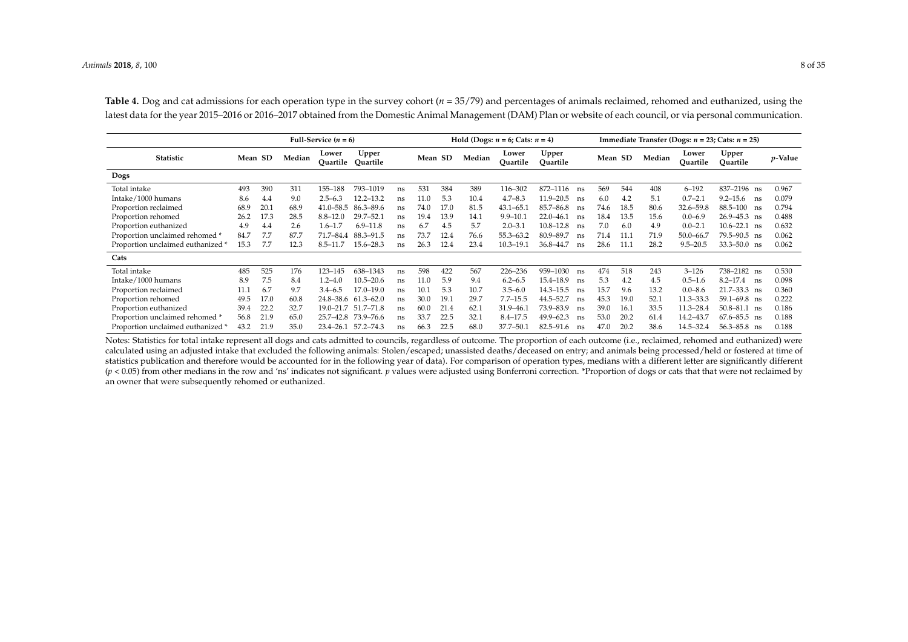**Table 4.** Dog and cat admissions for each operation type in the survey cohort ($n$ = 35/79) and percentages of animals reclaimed, rehomed and euthanized, using the latest data for the year 2015–2016 or 2016–2017 obtained from the Domestic Animal Management (DAM) Plan or website of each council, or via personal communication.

| | Full-Service ($n$ = 6) | | | | | | Hold (Dogs: $n$ = 6; Cats: $n$ = 4) | | | | | | Immediate Transfer (Dogs: $n$ = 23; Cats: $n$ = 25) | | | | | | |
|---|---|---|---|---|---|---|---|---|---|---|---|---|---|---|---|---|---|---|---|
| **Statistic** | **Mean** | **SD** | **Median** | **Lower Quartile** | **Upper Quartile** | | **Mean** | **SD** | **Median** | **Lower Quartile** | **Upper Quartile** | | **Mean** | **SD** | **Median** | **Lower Quartile** | **Upper Quartile** | | ***p*-Value** |
| **Dogs** | | | | | | | | | | | | | | | | | | | |
| Total intake | 493 | 390 | 311 | 155–188 | 793–1019 | ns | 531 | 384 | 389 | 116–302 | 872–1116 | ns | 569 | 544 | 408 | 6–192 | 837–2196 | ns | 0.967 |
| Intake/1000 humans | 8.6 | 4.4 | 9.0 | 2.5–6.3 | 12.2–13.2 | ns | 11.0 | 5.3 | 10.4 | 4.7–8.3 | 11.9–20.5 | ns | 6.0 | 4.2 | 5.1 | 0.7–2.1 | 9.2–15.6 | ns | 0.079 |
| Proportion reclaimed | 68.9 | 20.1 | 68.9 | 41.0–58.5 | 86.3–89.6 | ns | 74.0 | 17.0 | 81.5 | 43.1–65.1 | 85.7–86.8 | ns | 74.6 | 18.5 | 80.6 | 32.6–59.8 | 88.5–100 | ns | 0.794 |
| Proportion rehomed | 26.2 | 17.3 | 28.5 | 8.8–12.0 | 29.7–52.1 | ns | 19.4 | 13.9 | 14.1 | 9.9–10.1 | 22.0–46.1 | ns | 18.4 | 13.5 | 15.6 | 0.0–6.9 | 26.9–45.3 | ns | 0.488 |
| Proportion euthanized | 4.9 | 4.4 | 2.6 | 1.6–1.7 | 6.9–11.8 | ns | 6.7 | 4.5 | 5.7 | 2.0–3.1 | 10.8–12.8 | ns | 7.0 | 6.0 | 4.9 | 0.0–2.1 | 10.6–22.1 | ns | 0.632 |
| Proportion unclaimed rehomed * | 84.7 | 7.7 | 87.7 | 71.7–84.4 | 88.3–91.5 | ns | 73.7 | 12.4 | 76.6 | 55.3–63.2 | 80.9–89.7 | ns | 71.4 | 11.1 | 71.9 | 50.0–66.7 | 79.5–90.5 | ns | 0.062 |
| Proportion unclaimed euthanized * | 15.3 | 7.7 | 12.3 | 8.5–11.7 | 15.6–28.3 | ns | 26.3 | 12.4 | 23.4 | 10.3–19.1 | 36.8–44.7 | ns | 28.6 | 11.1 | 28.2 | 9.5–20.5 | 33.3–50.0 | ns | 0.062 |
| **Cats** | | | | | | | | | | | | | | | | | | | |
| Total intake | 485 | 525 | 176 | 123–145 | 638–1343 | ns | 598 | 422 | 567 | 226–236 | 959–1030 | ns | 474 | 518 | 243 | 3–126 | 738–2182 | ns | 0.530 |
| Intake/1000 humans | 8.9 | 7.5 | 8.4 | 1.2–4.0 | 10.5–20.6 | ns | 11.0 | 5.9 | 9.4 | 6.2–6.5 | 15.4–18.9 | ns | 5.3 | 4.2 | 4.5 | 0.5–1.6 | 8.2–17.4 | ns | 0.098 |
| Proportion reclaimed | 11.1 | 6.7 | 9.7 | 3.4–6.5 | 17.0–19.0 | ns | 10.1 | 5.3 | 10.7 | 3.5–6.0 | 14.3–15.5 | ns | 15.7 | 9.6 | 13.2 | 0.0–8.6 | 21.7–33.3 | ns | 0.360 |
| Proportion rehomed | 49.5 | 17.0 | 60.8 | 24.8–38.6 | 61.3–62.0 | ns | 30.0 | 19.1 | 29.7 | 7.7–15.5 | 44.5–52.7 | ns | 45.3 | 19.0 | 52.1 | 11.3–33.3 | 59.1–69.8 | ns | 0.222 |
| Proportion euthanized | 39.4 | 22.2 | 32.7 | 19.0–21.7 | 51.7–71.8 | ns | 60.0 | 21.4 | 62.1 | 31.9–46.1 | 73.9–83.9 | ns | 39.0 | 16.1 | 33.5 | 11.3–28.4 | 50.8–81.1 | ns | 0.186 |
| Proportion unclaimed rehomed * | 56.8 | 21.9 | 65.0 | 25.7–42.8 | 73.9–76.6 | ns | 33.7 | 22.5 | 32.1 | 8.4–17.5 | 49.9–62.3 | ns | 53.0 | 20.2 | 61.4 | 14.2–43.7 | 67.6–85.5 | ns | 0.188 |
| Proportion unclaimed euthanized * | 43.2 | 21.9 | 35.0 | 23.4–26.1 | 57.2–74.3 | ns | 66.3 | 22.5 | 68.0 | 37.7–50.1 | 82.5–91.6 | ns | 47.0 | 20.2 | 38.6 | 14.5–32.4 | 56.3–85.8 | ns | 0.188 |

Notes: Statistics for total intake represent all dogs and cats admitted to councils, regardless of outcome. The proportion of each outcome (i.e., reclaimed, rehomed and euthanized) were calculated using an adjusted intake that excluded the following animals: Stolen/escaped; unassisted deaths/deceased on entry; and animals being processed/held or fostered at time of statistics publication and therefore would be accounted for in the following year of data). For comparison of operation types, medians with a different letter are significantly different ($p < 0.05$) from other medians in the row and 'ns' indicates not significant. $p$ values were adjusted using Bonferroni correction. *Proportion of dogs or cats that that were not reclaimed by an owner that were subsequently rehomed or euthanized.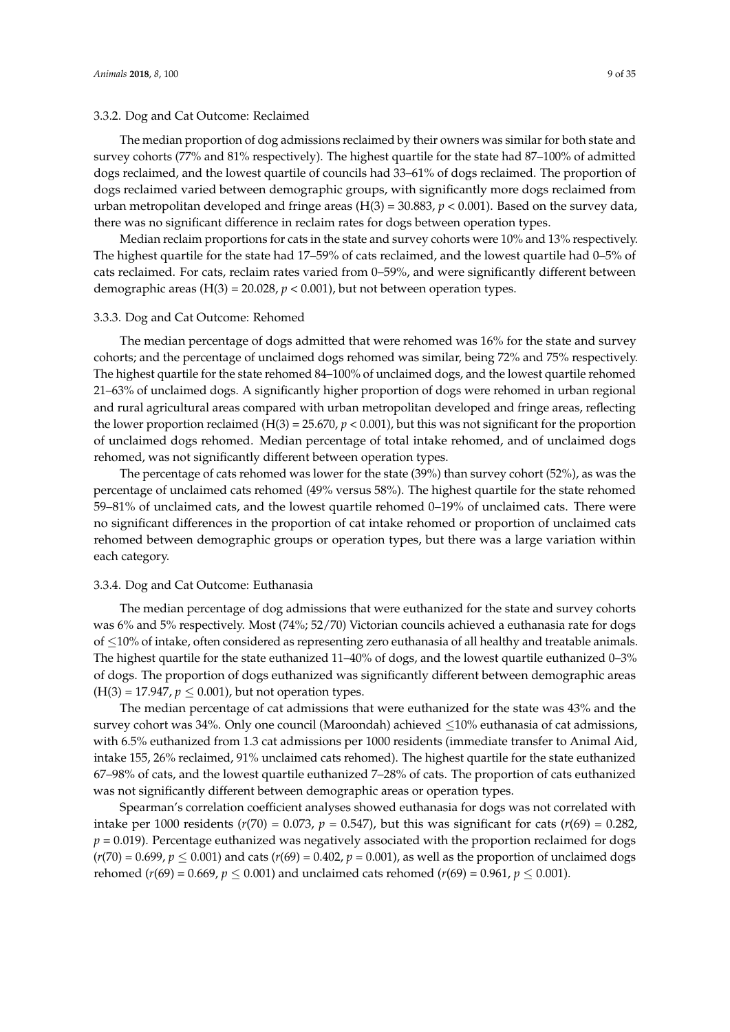### 3.3.2. Dog and Cat Outcome: Reclaimed

The median proportion of dog admissions reclaimed by their owners was similar for both state and survey cohorts (77% and 81% respectively). The highest quartile for the state had 87–100% of admitted dogs reclaimed, and the lowest quartile of councils had 33–61% of dogs reclaimed. The proportion of dogs reclaimed varied between demographic groups, with significantly more dogs reclaimed from urban metropolitan developed and fringe areas ($H(3) = 30.883$, $p < 0.001$). Based on the survey data, there was no significant difference in reclaim rates for dogs between operation types.

Median reclaim proportions for cats in the state and survey cohorts were 10% and 13% respectively. The highest quartile for the state had 17–59% of cats reclaimed, and the lowest quartile had 0–5% of cats reclaimed. For cats, reclaim rates varied from 0–59%, and were significantly different between demographic areas ($H(3) = 20.028$, $p < 0.001$), but not between operation types.

### 3.3.3. Dog and Cat Outcome: Rehomed

The median percentage of dogs admitted that were rehomed was 16% for the state and survey cohorts; and the percentage of unclaimed dogs rehomed was similar, being 72% and 75% respectively. The highest quartile for the state rehomed 84–100% of unclaimed dogs, and the lowest quartile rehomed 21–63% of unclaimed dogs. A significantly higher proportion of dogs were rehomed in urban regional and rural agricultural areas compared with urban metropolitan developed and fringe areas, reflecting the lower proportion reclaimed ($H(3) = 25.670$, $p < 0.001$), but this was not significant for the proportion of unclaimed dogs rehomed. Median percentage of total intake rehomed, and of unclaimed dogs rehomed, was not significantly different between operation types.

The percentage of cats rehomed was lower for the state (39%) than survey cohort (52%), as was the percentage of unclaimed cats rehomed (49% versus 58%). The highest quartile for the state rehomed 59–81% of unclaimed cats, and the lowest quartile rehomed 0–19% of unclaimed cats. There were no significant differences in the proportion of cat intake rehomed or proportion of unclaimed cats rehomed between demographic groups or operation types, but there was a large variation within each category.

### 3.3.4. Dog and Cat Outcome: Euthanasia

The median percentage of dog admissions that were euthanized for the state and survey cohorts was 6% and 5% respectively. Most (74%; 52/70) Victorian councils achieved a euthanasia rate for dogs of ≤10% of intake, often considered as representing zero euthanasia of all healthy and treatable animals. The highest quartile for the state euthanized 11–40% of dogs, and the lowest quartile euthanized 0–3% of dogs. The proportion of dogs euthanized was significantly different between demographic areas ($H(3) = 17.947$, $p \leq 0.001$), but not operation types.

The median percentage of cat admissions that were euthanized for the state was 43% and the survey cohort was 34%. Only one council (Maroondah) achieved ≤10% euthanasia of cat admissions, with 6.5% euthanized from 1.3 cat admissions per 1000 residents (immediate transfer to Animal Aid, intake 155, 26% reclaimed, 91% unclaimed cats rehomed). The highest quartile for the state euthanized 67–98% of cats, and the lowest quartile euthanized 7–28% of cats. The proportion of cats euthanized was not significantly different between demographic areas or operation types.

Spearman's correlation coefficient analyses showed euthanasia for dogs was not correlated with intake per 1000 residents ($r(70) = 0.073$, $p = 0.547$), but this was significant for cats ($r(69) = 0.282$, $p = 0.019$). Percentage euthanized was negatively associated with the proportion reclaimed for dogs ($r(70) = 0.699$, $p \leq 0.001$) and cats ($r(69) = 0.402$, $p = 0.001$), as well as the proportion of unclaimed dogs rehomed ($r(69) = 0.669$, $p \leq 0.001$) and unclaimed cats rehomed ($r(69) = 0.961$, $p \leq 0.001$).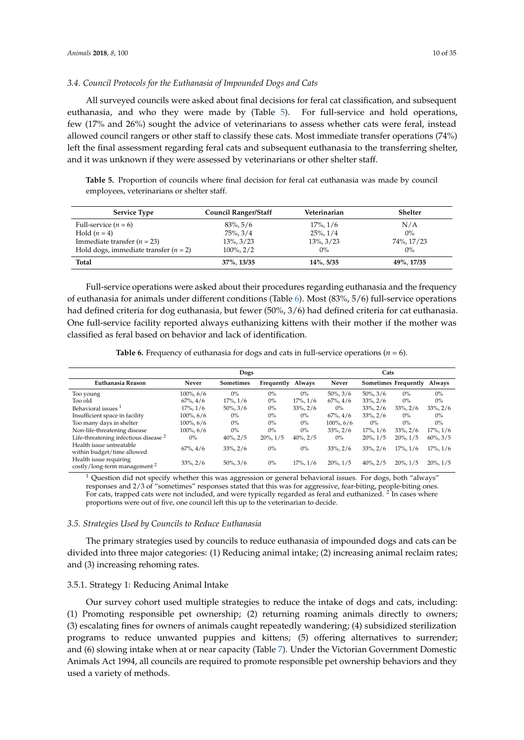### 3.4. Council Protocols for the Euthanasia of Impounded Dogs and Cats

All surveyed councils were asked about final decisions for feral cat classification, and subsequent euthanasia, and who they were made by (Table 5). For full-service and hold operations, few (17% and 26%) sought the advice of veterinarians to assess whether cats were feral, instead allowed council rangers or other staff to classify these cats. Most immediate transfer operations (74%) left the final assessment regarding feral cats and subsequent euthanasia to the transferring shelter, and it was unknown if they were assessed by veterinarians or other shelter staff.

**Table 5.** Proportion of councils where final decision for feral cat euthanasia was made by council employees, veterinarians or shelter staff.

| Service Type | Council Ranger/Staff | Veterinarian | Shelter |
|---|---|---|---|
| Full-service ($n = 6$) | 83%, 5/6 | 17%, 1/6 | N/A |
| Hold ($n = 4$) | 75%, 3/4 | 25%, 1/4 | 0% |
| Immediate transfer ($n = 23$) | 13%, 3/23 | 13%, 3/23 | 74%, 17/23 |
| Hold dogs, immediate transfer ($n = 2$) | 100%, 2/2 | 0% | 0% |
| **Total** | **37%, 13/35** | **14%, 5/35** | **49%, 17/35** |

Full-service operations were asked about their procedures regarding euthanasia and the frequency of euthanasia for animals under different conditions (Table 6). Most (83%, 5/6) full-service operations had defined criteria for dog euthanasia, but fewer (50%, 3/6) had defined criteria for cat euthanasia. One full-service facility reported always euthanizing kittens with their mother if the mother was classified as feral based on behavior and lack of identification.

**Table 6.** Frequency of euthanasia for dogs and cats in full-service operations ($n = 6$).

| | Dogs | | | | Cats | | | |
|---|---|---|---|---|---|---|---|---|
| **Euthanasia Reason** | **Never** | **Sometimes** | **Frequently** | **Always** | **Never** | **Sometimes** | **Frequently** | **Always** |
| Too young | 100%, 6/6 | 0% | 0% | 0% | 50%, 3/6 | 50%, 3/6 | 0% | 0% |
| Too old | 67%, 4/6 | 17%, 1/6 | 0% | 17%, 1/6 | 67%, 4/6 | 33%, 2/6 | 0% | 0% |
| Behavioral issues [1] | 17%, 1/6 | 50%, 3/6 | 0% | 33%, 2/6 | 0% | 33%, 2/6 | 33%, 2/6 | 33%, 2/6 |
| Insufficient space in facility | 100%, 6/6 | 0% | 0% | 0% | 67%, 4/6 | 33%, 2/6 | 0% | 0% |
| Too many days in shelter | 100%, 6/6 | 0% | 0% | 0% | 100%, 6/6 | 0% | 0% | 0% |
| Non-life-threatening disease | 100%, 6/6 | 0% | 0% | 0% | 33%, 2/6 | 17%, 1/6 | 33%, 2/6 | 17%, 1/6 |
| Life-threatening infectious disease [2] | 0% | 40%, 2/5 | 20%, 1/5 | 40%, 2/5 | 0% | 20%, 1/5 | 20%, 1/5 | 60%, 3/5 |
| Health issue untreatable within budget/time allowed | 67%, 4/6 | 33%, 2/6 | 0% | 0% | 33%, 2/6 | 33%, 2/6 | 17%, 1/6 | 17%, 1/6 |
| Health issue requiring costly/long-term management [2] | 33%, 2/6 | 50%, 3/6 | 0% | 17%, 1/6 | 20%, 1/5 | 40%, 2/5 | 20%, 1/5 | 20%, 1/5 |

[1] Question did not specify whether this was aggression or general behavioral issues. For dogs, both "always" responses and 2/3 of "sometimes" responses stated that this was for aggressive, fear-biting, people-biting ones. For cats, trapped cats were not included, and were typically regarded as feral and euthanized. [2] In cases where proportions were out of five, one council left this up to the veterinarian to decide.

### 3.5. Strategies Used by Councils to Reduce Euthanasia

The primary strategies used by councils to reduce euthanasia of impounded dogs and cats can be divided into three major categories: (1) Reducing animal intake; (2) increasing animal reclaim rates; and (3) increasing rehoming rates.

#### 3.5.1. Strategy 1: Reducing Animal Intake

Our survey cohort used multiple strategies to reduce the intake of dogs and cats, including: (1) Promoting responsible pet ownership; (2) returning roaming animals directly to owners; (3) escalating fines for owners of animals caught repeatedly wandering; (4) subsidized sterilization programs to reduce unwanted puppies and kittens; (5) offering alternatives to surrender; and (6) slowing intake when at or near capacity (Table 7). Under the Victorian Government Domestic Animals Act 1994, all councils are required to promote responsible pet ownership behaviors and they used a variety of methods.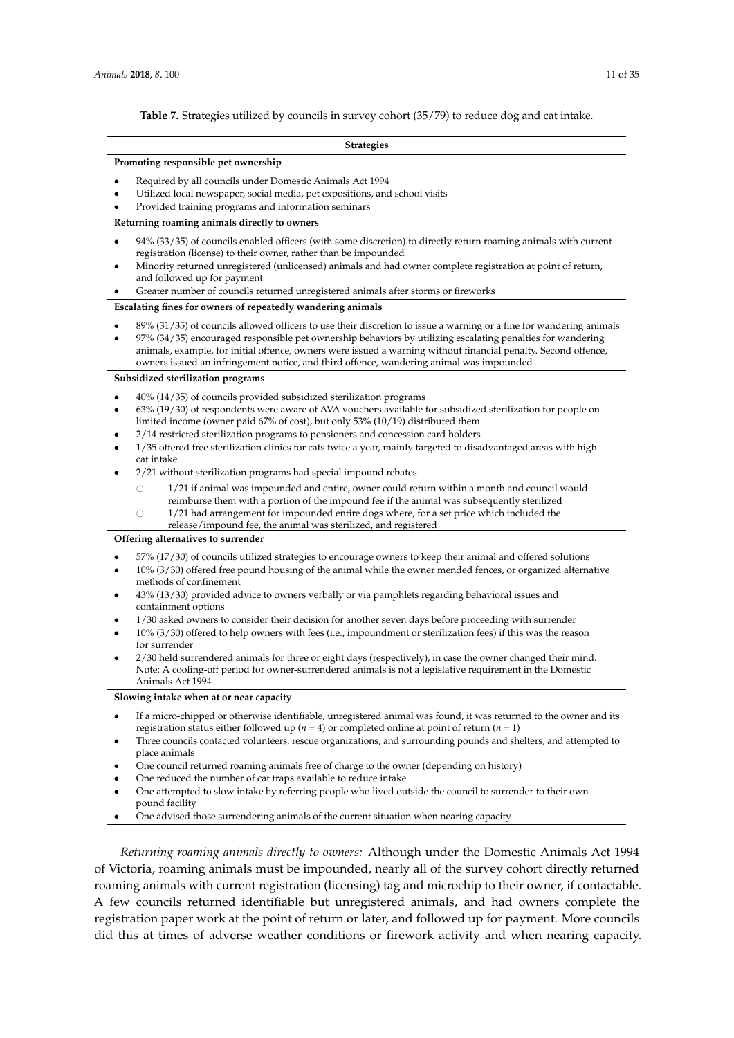**Table 7.** Strategies utilized by councils in survey cohort (35/79) to reduce dog and cat intake.

| Strategies |
|---|
| **Promoting responsible pet ownership** |
| • Required by all councils under Domestic Animals Act 1994<br>• Utilized local newspaper, social media, pet expositions, and school visits<br>• Provided training programs and information seminars |
| **Returning roaming animals directly to owners** |
| • 94% (33/35) of councils enabled officers (with some discretion) to directly return roaming animals with current registration (license) to their owner, rather than be impounded<br>• Minority returned unregistered (unlicensed) animals and had owner complete registration at point of return, and followed up for payment<br>• Greater number of councils returned unregistered animals after storms or fireworks |
| **Escalating fines for owners of repeatedly wandering animals** |
| • 89% (31/35) of councils allowed officers to use their discretion to issue a warning or a fine for wandering animals<br>• 97% (34/35) encouraged responsible pet ownership behaviors by utilizing escalating penalties for wandering animals, example, for initial offence, owners were issued a warning without financial penalty. Second offence, owners issued an infringement notice, and third offence, wandering animal was impounded |
| **Subsidized sterilization programs** |
| • 40% (14/35) of councils provided subsidized sterilization programs<br>• 63% (19/30) of respondents were aware of AVA vouchers available for subsidized sterilization for people on limited income (owner paid 67% of cost), but only 53% (10/19) distributed them<br>• 2/14 restricted sterilization programs to pensioners and concession card holders<br>• 1/35 offered free sterilization clinics for cats twice a year, mainly targeted to disadvantaged areas with high cat intake<br>• 2/21 without sterilization programs had special impound rebates<br>  ○ 1/21 if animal was impounded and entire, owner could return within a month and council would reimburse them with a portion of the impound fee if the animal was subsequently sterilized<br>  ○ 1/21 had arrangement for impounded entire dogs where, for a set price which included the release/impound fee, the animal was sterilized, and registered |
| **Offering alternatives to surrender** |
| • 57% (17/30) of councils utilized strategies to encourage owners to keep their animal and offered solutions<br>• 10% (3/30) offered free pound housing of the animal while the owner mended fences, or organized alternative methods of confinement<br>• 43% (13/30) provided advice to owners verbally or via pamphlets regarding behavioral issues and containment options<br>• 1/30 asked owners to consider their decision for another seven days before proceeding with surrender<br>• 10% (3/30) offered to help owners with fees (i.e., impoundment or sterilization fees) if this was the reason for surrender<br>• 2/30 held surrendered animals for three or eight days (respectively), in case the owner changed their mind. Note: A cooling-off period for owner-surrendered animals is not a legislative requirement in the Domestic Animals Act 1994 |
| **Slowing intake when at or near capacity** |
| • If a micro-chipped or otherwise identifiable, unregistered animal was found, it was returned to the owner and its registration status either followed up ($n$ = 4) or completed online at point of return ($n$ = 1)<br>• Three councils contacted volunteers, rescue organizations, and surrounding pounds and shelters, and attempted to place animals<br>• One council returned roaming animals free of charge to the owner (depending on history)<br>• One reduced the number of cat traps available to reduce intake<br>• One attempted to slow intake by referring people who lived outside the council to surrender to their own pound facility<br>• One advised those surrendering animals of the current situation when nearing capacity |

*Returning roaming animals directly to owners:* Although under the Domestic Animals Act 1994 of Victoria, roaming animals must be impounded, nearly all of the survey cohort directly returned roaming animals with current registration (licensing) tag and microchip to their owner, if contactable. A few councils returned identifiable but unregistered animals, and had owners complete the registration paper work at the point of return or later, and followed up for payment. More councils did this at times of adverse weather conditions or firework activity and when nearing capacity.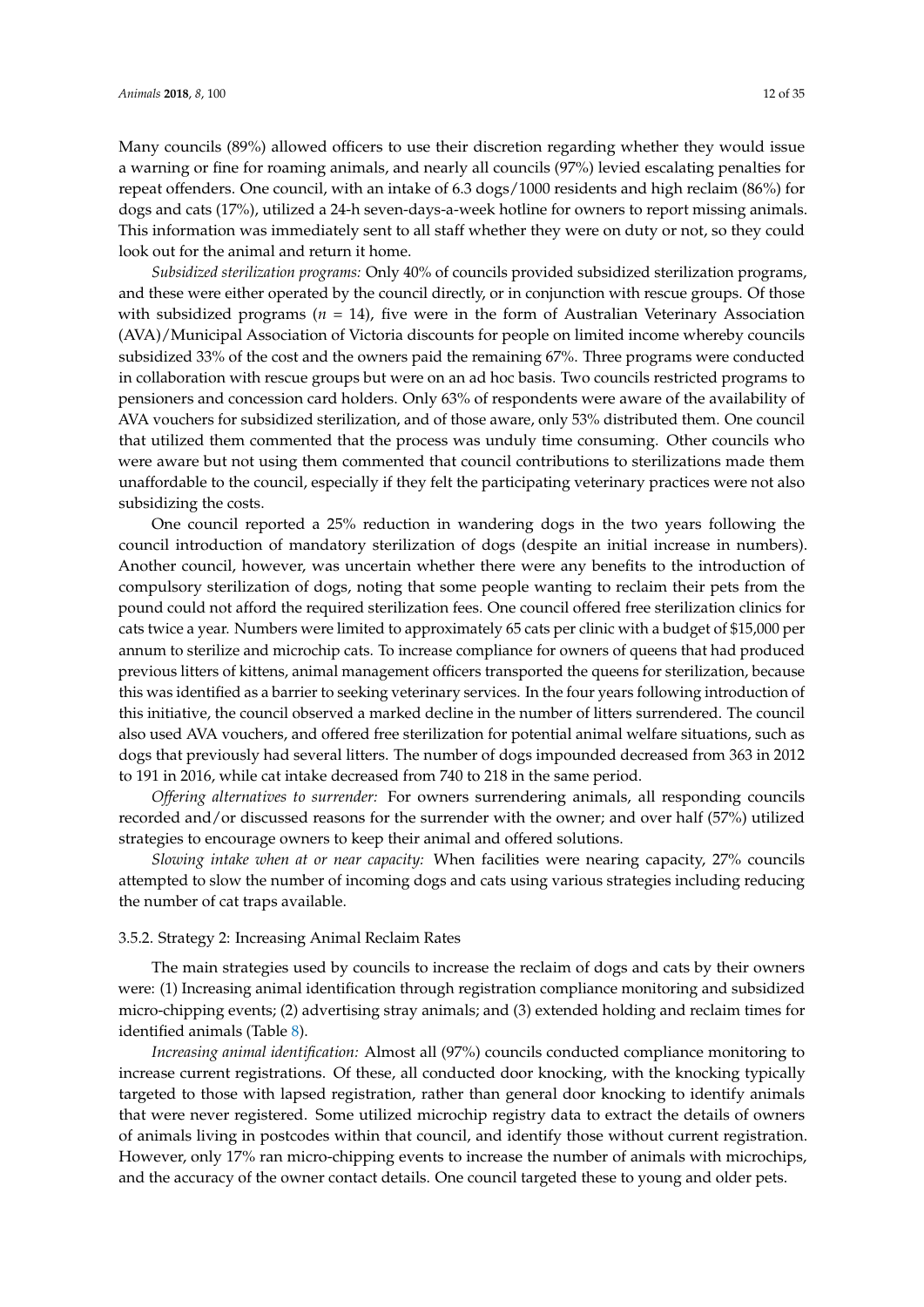Many councils (89%) allowed officers to use their discretion regarding whether they would issue a warning or fine for roaming animals, and nearly all councils (97%) levied escalating penalties for repeat offenders. One council, with an intake of 6.3 dogs/1000 residents and high reclaim (86%) for dogs and cats (17%), utilized a 24-h seven-days-a-week hotline for owners to report missing animals. This information was immediately sent to all staff whether they were on duty or not, so they could look out for the animal and return it home.

*Subsidized sterilization programs:* Only 40% of councils provided subsidized sterilization programs, and these were either operated by the council directly, or in conjunction with rescue groups. Of those with subsidized programs ($n$ = 14), five were in the form of Australian Veterinary Association (AVA)/Municipal Association of Victoria discounts for people on limited income whereby councils subsidized 33% of the cost and the owners paid the remaining 67%. Three programs were conducted in collaboration with rescue groups but were on an ad hoc basis. Two councils restricted programs to pensioners and concession card holders. Only 63% of respondents were aware of the availability of AVA vouchers for subsidized sterilization, and of those aware, only 53% distributed them. One council that utilized them commented that the process was unduly time consuming. Other councils who were aware but not using them commented that council contributions to sterilizations made them unaffordable to the council, especially if they felt the participating veterinary practices were not also subsidizing the costs.

One council reported a 25% reduction in wandering dogs in the two years following the council introduction of mandatory sterilization of dogs (despite an initial increase in numbers). Another council, however, was uncertain whether there were any benefits to the introduction of compulsory sterilization of dogs, noting that some people wanting to reclaim their pets from the pound could not afford the required sterilization fees. One council offered free sterilization clinics for cats twice a year. Numbers were limited to approximately 65 cats per clinic with a budget of $15,000 per annum to sterilize and microchip cats. To increase compliance for owners of queens that had produced previous litters of kittens, animal management officers transported the queens for sterilization, because this was identified as a barrier to seeking veterinary services. In the four years following introduction of this initiative, the council observed a marked decline in the number of litters surrendered. The council also used AVA vouchers, and offered free sterilization for potential animal welfare situations, such as dogs that previously had several litters. The number of dogs impounded decreased from 363 in 2012 to 191 in 2016, while cat intake decreased from 740 to 218 in the same period.

*Offering alternatives to surrender:* For owners surrendering animals, all responding councils recorded and/or discussed reasons for the surrender with the owner; and over half (57%) utilized strategies to encourage owners to keep their animal and offered solutions.

*Slowing intake when at or near capacity:* When facilities were nearing capacity, 27% councils attempted to slow the number of incoming dogs and cats using various strategies including reducing the number of cat traps available.

### 3.5.2. Strategy 2: Increasing Animal Reclaim Rates

The main strategies used by councils to increase the reclaim of dogs and cats by their owners were: (1) Increasing animal identification through registration compliance monitoring and subsidized micro-chipping events; (2) advertising stray animals; and (3) extended holding and reclaim times for identified animals (Table 8).

*Increasing animal identification:* Almost all (97%) councils conducted compliance monitoring to increase current registrations. Of these, all conducted door knocking, with the knocking typically targeted to those with lapsed registration, rather than general door knocking to identify animals that were never registered. Some utilized microchip registry data to extract the details of owners of animals living in postcodes within that council, and identify those without current registration. However, only 17% ran micro-chipping events to increase the number of animals with microchips, and the accuracy of the owner contact details. One council targeted these to young and older pets.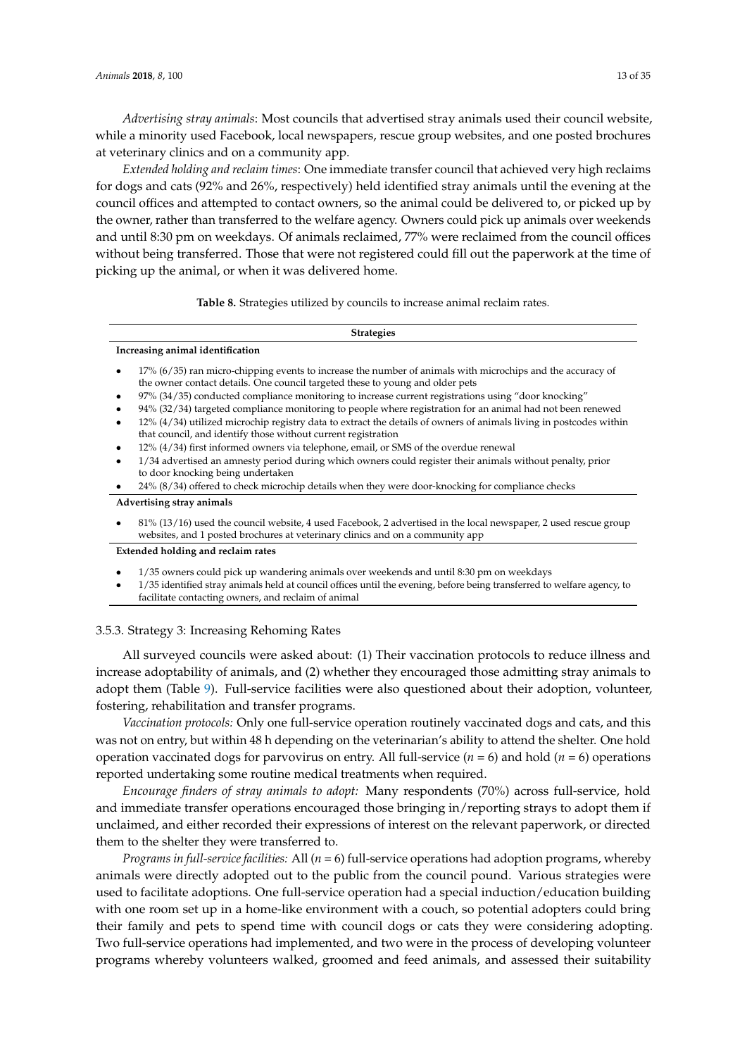*Advertising stray animals*: Most councils that advertised stray animals used their council website, while a minority used Facebook, local newspapers, rescue group websites, and one posted brochures at veterinary clinics and on a community app.

*Extended holding and reclaim times*: One immediate transfer council that achieved very high reclaims for dogs and cats (92% and 26%, respectively) held identified stray animals until the evening at the council offices and attempted to contact owners, so the animal could be delivered to, or picked up by the owner, rather than transferred to the welfare agency. Owners could pick up animals over weekends and until 8:30 pm on weekdays. Of animals reclaimed, 77% were reclaimed from the council offices without being transferred. Those that were not registered could fill out the paperwork at the time of picking up the animal, or when it was delivered home.

**Table 8.** Strategies utilized by councils to increase animal reclaim rates.

| Strategies |
| --- |
| **Increasing animal identification** |
| • 17% (6/35) ran micro-chipping events to increase the number of animals with microchips and the accuracy of the owner contact details. One council targeted these to young and older pets<br>• 97% (34/35) conducted compliance monitoring to increase current registrations using "door knocking"<br>• 94% (32/34) targeted compliance monitoring to people where registration for an animal had not been renewed<br>• 12% (4/34) utilized microchip registry data to extract the details of owners of animals living in postcodes within that council, and identify those without current registration<br>• 12% (4/34) first informed owners via telephone, email, or SMS of the overdue renewal<br>• 1/34 advertised an amnesty period during which owners could register their animals without penalty, prior to door knocking being undertaken<br>• 24% (8/34) offered to check microchip details when they were door-knocking for compliance checks |
| **Advertising stray animals** |
| • 81% (13/16) used the council website, 4 used Facebook, 2 advertised in the local newspaper, 2 used rescue group websites, and 1 posted brochures at veterinary clinics and on a community app |
| **Extended holding and reclaim rates** |
| • 1/35 owners could pick up wandering animals over weekends and until 8:30 pm on weekdays<br>• 1/35 identified stray animals held at council offices until the evening, before being transferred to welfare agency, to facilitate contacting owners, and reclaim of animal |

3.5.3. Strategy 3: Increasing Rehoming Rates

All surveyed councils were asked about: (1) Their vaccination protocols to reduce illness and increase adoptability of animals, and (2) whether they encouraged those admitting stray animals to adopt them (Table 9). Full-service facilities were also questioned about their adoption, volunteer, fostering, rehabilitation and transfer programs.

*Vaccination protocols:* Only one full-service operation routinely vaccinated dogs and cats, and this was not on entry, but within 48 h depending on the veterinarian's ability to attend the shelter. One hold operation vaccinated dogs for parvovirus on entry. All full-service ($n$ = 6) and hold ($n$ = 6) operations reported undertaking some routine medical treatments when required.

*Encourage finders of stray animals to adopt:* Many respondents (70%) across full-service, hold and immediate transfer operations encouraged those bringing in/reporting strays to adopt them if unclaimed, and either recorded their expressions of interest on the relevant paperwork, or directed them to the shelter they were transferred to.

*Programs in full-service facilities:* All ($n$ = 6) full-service operations had adoption programs, whereby animals were directly adopted out to the public from the council pound. Various strategies were used to facilitate adoptions. One full-service operation had a special induction/education building with one room set up in a home-like environment with a couch, so potential adopters could bring their family and pets to spend time with council dogs or cats they were considering adopting. Two full-service operations had implemented, and two were in the process of developing volunteer programs whereby volunteers walked, groomed and feed animals, and assessed their suitability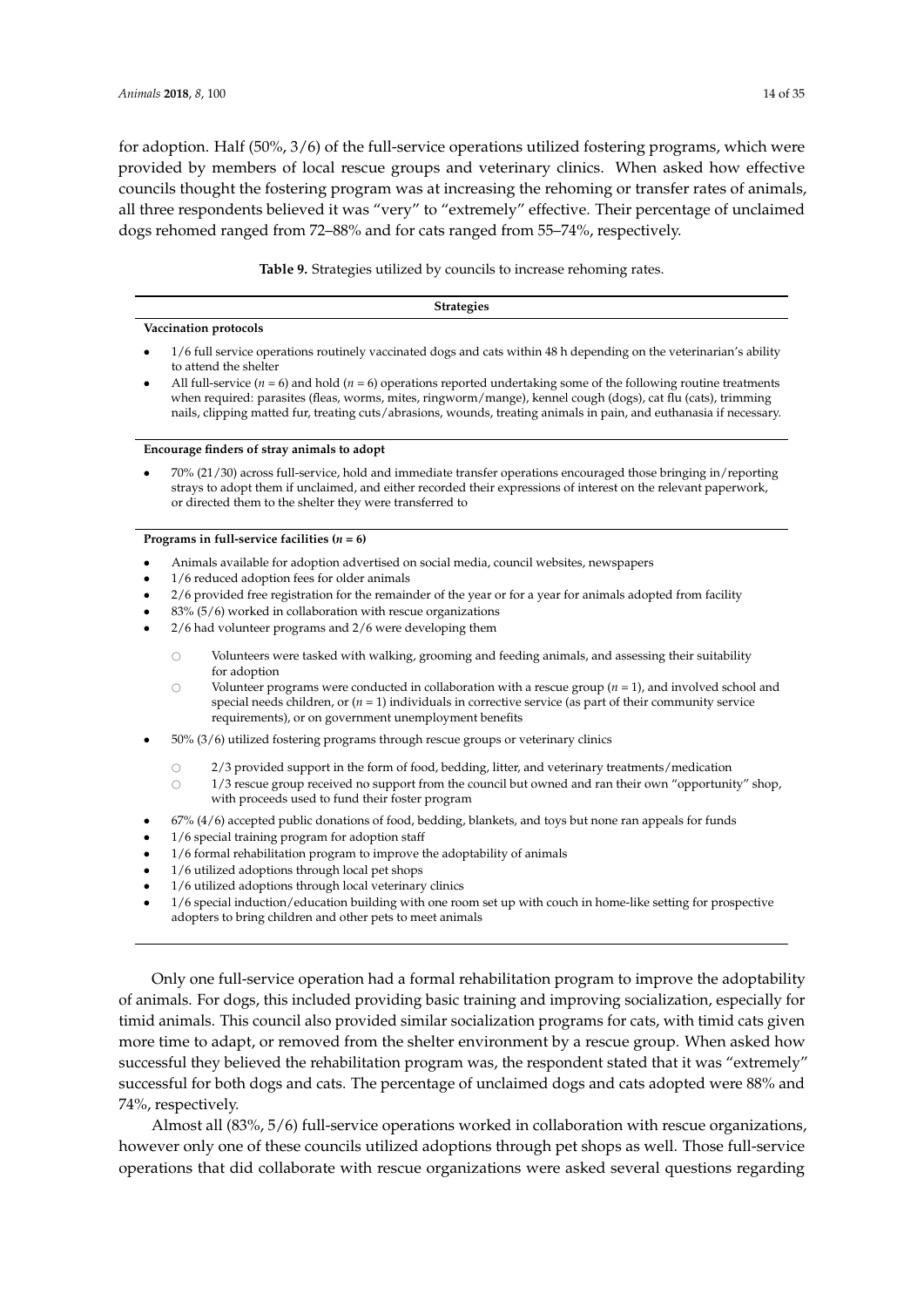for adoption. Half (50%, 3/6) of the full-service operations utilized fostering programs, which were provided by members of local rescue groups and veterinary clinics. When asked how effective councils thought the fostering program was at increasing the rehoming or transfer rates of animals, all three respondents believed it was "very" to "extremely" effective. Their percentage of unclaimed dogs rehomed ranged from 72–88% and for cats ranged from 55–74%, respectively.

**Table 9.** Strategies utilized by councils to increase rehoming rates.

| Strategies |
| --- |
| **Vaccination protocols** |
| • 1/6 full service operations routinely vaccinated dogs and cats within 48 h depending on the veterinarian's ability to attend the shelter |
| • All full-service ($n$ = 6) and hold ($n$ = 6) operations reported undertaking some of the following routine treatments when required: parasites (fleas, worms, mites, ringworm/mange), kennel cough (dogs), cat flu (cats), trimming nails, clipping matted fur, treating cuts/abrasions, wounds, treating animals in pain, and euthanasia if necessary. |
| **Encourage finders of stray animals to adopt** |
| • 70% (21/30) across full-service, hold and immediate transfer operations encouraged those bringing in/reporting strays to adopt them if unclaimed, and either recorded their expressions of interest on the relevant paperwork, or directed them to the shelter they were transferred to |
| **Programs in full-service facilities ($n$ = 6)** |
| • Animals available for adoption advertised on social media, council websites, newspapers |
| • 1/6 reduced adoption fees for older animals |
| • 2/6 provided free registration for the remainder of the year or for a year for animals adopted from facility |
| • 83% (5/6) worked in collaboration with rescue organizations |
| • 2/6 had volunteer programs and 2/6 were developing them |
| ○ Volunteers were tasked with walking, grooming and feeding animals, and assessing their suitability for adoption |
| ○ Volunteer programs were conducted in collaboration with a rescue group ($n$ = 1), and involved school and special needs children, or ($n$ = 1) individuals in corrective service (as part of their community service requirements), or on government unemployment benefits |
| • 50% (3/6) utilized fostering programs through rescue groups or veterinary clinics |
| ○ 2/3 provided support in the form of food, bedding, litter, and veterinary treatments/medication |
| ○ 1/3 rescue group received no support from the council but owned and ran their own "opportunity" shop, with proceeds used to fund their foster program |
| • 67% (4/6) accepted public donations of food, bedding, blankets, and toys but none ran appeals for funds |
| • 1/6 special training program for adoption staff |
| • 1/6 formal rehabilitation program to improve the adoptability of animals |
| • 1/6 utilized adoptions through local pet shops |
| • 1/6 utilized adoptions through local veterinary clinics |
| • 1/6 special induction/education building with one room set up with couch in home-like setting for prospective adopters to bring children and other pets to meet animals |

Only one full-service operation had a formal rehabilitation program to improve the adoptability of animals. For dogs, this included providing basic training and improving socialization, especially for timid animals. This council also provided similar socialization programs for cats, with timid cats given more time to adapt, or removed from the shelter environment by a rescue group. When asked how successful they believed the rehabilitation program was, the respondent stated that it was "extremely" successful for both dogs and cats. The percentage of unclaimed dogs and cats adopted were 88% and 74%, respectively.

Almost all (83%, 5/6) full-service operations worked in collaboration with rescue organizations, however only one of these councils utilized adoptions through pet shops as well. Those full-service operations that did collaborate with rescue organizations were asked several questions regarding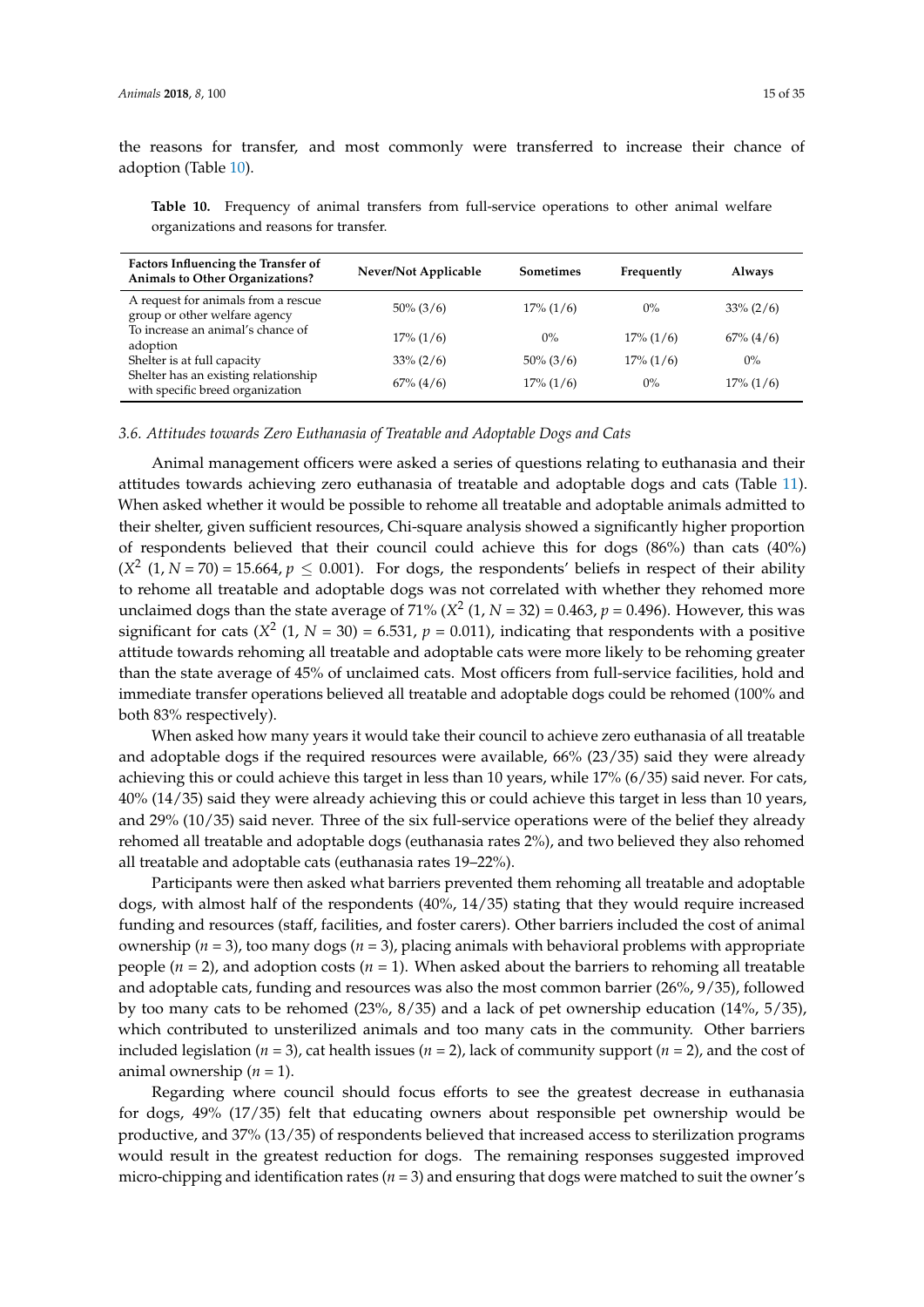the reasons for transfer, and most commonly were transferred to increase their chance of adoption (Table 10).

**Table 10.** Frequency of animal transfers from full-service operations to other animal welfare organizations and reasons for transfer.

| Factors Influencing the Transfer of Animals to Other Organizations? | Never/Not Applicable | Sometimes | Frequently | Always |
|---|---|---|---|---|
| A request for animals from a rescue group or other welfare agency | 50% (3/6) | 17% (1/6) | 0% | 33% (2/6) |
| To increase an animal's chance of adoption | 17% (1/6) | 0% | 17% (1/6) | 67% (4/6) |
| Shelter is at full capacity | 33% (2/6) | 50% (3/6) | 17% (1/6) | 0% |
| Shelter has an existing relationship with specific breed organization | 67% (4/6) | 17% (1/6) | 0% | 17% (1/6) |

### 3.6. Attitudes towards Zero Euthanasia of Treatable and Adoptable Dogs and Cats

Animal management officers were asked a series of questions relating to euthanasia and their attitudes towards achieving zero euthanasia of treatable and adoptable dogs and cats (Table 11). When asked whether it would be possible to rehome all treatable and adoptable animals admitted to their shelter, given sufficient resources, Chi-square analysis showed a significantly higher proportion of respondents believed that their council could achieve this for dogs (86%) than cats (40%) ($X^2$ (1, $N$ = 70) = 15.664, $p \leq 0.001$). For dogs, the respondents' beliefs in respect of their ability to rehome all treatable and adoptable dogs was not correlated with whether they rehomed more unclaimed dogs than the state average of 71% ($X^2$ (1, $N$ = 32) = 0.463, $p$ = 0.496). However, this was significant for cats ($X^2$ (1, $N$ = 30) = 6.531, $p$ = 0.011), indicating that respondents with a positive attitude towards rehoming all treatable and adoptable cats were more likely to be rehoming greater than the state average of 45% of unclaimed cats. Most officers from full-service facilities, hold and immediate transfer operations believed all treatable and adoptable dogs could be rehomed (100% and both 83% respectively).

When asked how many years it would take their council to achieve zero euthanasia of all treatable and adoptable dogs if the required resources were available, 66% (23/35) said they were already achieving this or could achieve this target in less than 10 years, while 17% (6/35) said never. For cats, 40% (14/35) said they were already achieving this or could achieve this target in less than 10 years, and 29% (10/35) said never. Three of the six full-service operations were of the belief they already rehomed all treatable and adoptable dogs (euthanasia rates 2%), and two believed they also rehomed all treatable and adoptable cats (euthanasia rates 19–22%).

Participants were then asked what barriers prevented them rehoming all treatable and adoptable dogs, with almost half of the respondents (40%, 14/35) stating that they would require increased funding and resources (staff, facilities, and foster carers). Other barriers included the cost of animal ownership ($n$ = 3), too many dogs ($n$ = 3), placing animals with behavioral problems with appropriate people ($n$ = 2), and adoption costs ($n$ = 1). When asked about the barriers to rehoming all treatable and adoptable cats, funding and resources was also the most common barrier (26%, 9/35), followed by too many cats to be rehomed (23%, 8/35) and a lack of pet ownership education (14%, 5/35), which contributed to unsterilized animals and too many cats in the community. Other barriers included legislation ($n$ = 3), cat health issues ($n$ = 2), lack of community support ($n$ = 2), and the cost of animal ownership ($n$ = 1).

Regarding where council should focus efforts to see the greatest decrease in euthanasia for dogs, 49% (17/35) felt that educating owners about responsible pet ownership would be productive, and 37% (13/35) of respondents believed that increased access to sterilization programs would result in the greatest reduction for dogs. The remaining responses suggested improved micro-chipping and identification rates ($n$ = 3) and ensuring that dogs were matched to suit the owner's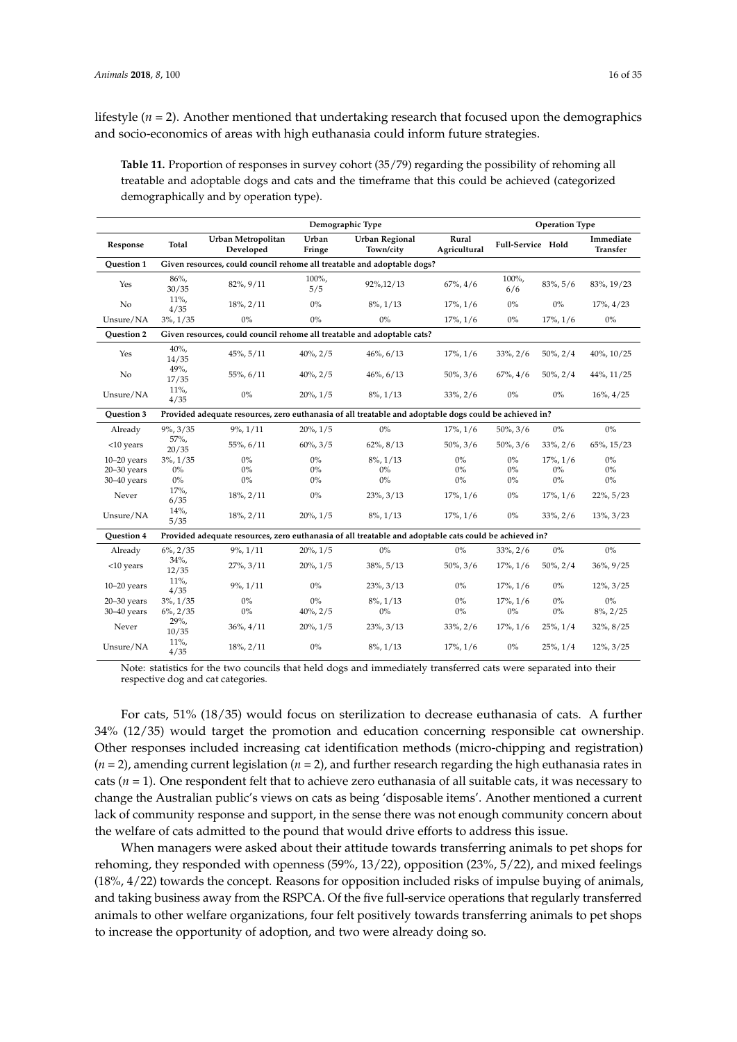lifestyle ($n$ = 2). Another mentioned that undertaking research that focused upon the demographics and socio-economics of areas with high euthanasia could inform future strategies.

**Table 11.** Proportion of responses in survey cohort (35/79) regarding the possibility of rehoming all treatable and adoptable dogs and cats and the timeframe that this could be achieved (categorized demographically and by operation type).

| | | Demographic Type | | | | Operation Type | | |
|---|---|---|---|---|---|---|---|---|
| **Response** | **Total** | **Urban Metropolitan Developed** | **Urban Fringe** | **Urban Regional Town/city** | **Rural Agricultural** | **Full-Service** | **Hold** | **Immediate Transfer** |
| **Question 1** | Given resources, could council rehome all treatable and adoptable dogs? | | | | | | | |
| Yes | 86%, 30/35 | 82%, 9/11 | 100%, 5/5 | 92%,12/13 | 67%, 4/6 | 100%, 6/6 | 83%, 5/6 | 83%, 19/23 |
| No | 11%, 4/35 | 18%, 2/11 | 0% | 8%, 1/13 | 17%, 1/6 | 0% | 0% | 17%, 4/23 |
| Unsure/NA | 3%, 1/35 | 0% | 0% | 0% | 17%, 1/6 | 0% | 17%, 1/6 | 0% |
| **Question 2** | Given resources, could council rehome all treatable and adoptable cats? | | | | | | | |
| Yes | 40%, 14/35 | 45%, 5/11 | 40%, 2/5 | 46%, 6/13 | 17%, 1/6 | 33%, 2/6 | 50%, 2/4 | 40%, 10/25 |
| No | 49%, 17/35 | 55%, 6/11 | 40%, 2/5 | 46%, 6/13 | 50%, 3/6 | 67%, 4/6 | 50%, 2/4 | 44%, 11/25 |
| Unsure/NA | 11%, 4/35 | 0% | 20%, 1/5 | 8%, 1/13 | 33%, 2/6 | 0% | 0% | 16%, 4/25 |
| **Question 3** | Provided adequate resources, zero euthanasia of all treatable and adoptable dogs could be achieved in? | | | | | | | |
| Already | 9%, 3/35 | 9%, 1/11 | 20%, 1/5 | 0% | 17%, 1/6 | 50%, 3/6 | 0% | 0% |
| <10 years | 57%, 20/35 | 55%, 6/11 | 60%, 3/5 | 62%, 8/13 | 50%, 3/6 | 50%, 3/6 | 33%, 2/6 | 65%, 15/23 |
| 10–20 years | 3%, 1/35 | 0% | 0% | 8%, 1/13 | 0% | 0% | 17%, 1/6 | 0% |
| 20–30 years | 0% | 0% | 0% | 0% | 0% | 0% | 0% | 0% |
| 30–40 years | 0% | 0% | 0% | 0% | 0% | 0% | 0% | 0% |
| Never | 17%, 6/35 | 18%, 2/11 | 0% | 23%, 3/13 | 17%, 1/6 | 0% | 17%, 1/6 | 22%, 5/23 |
| Unsure/NA | 14%, 5/35 | 18%, 2/11 | 20%, 1/5 | 8%, 1/13 | 17%, 1/6 | 0% | 33%, 2/6 | 13%, 3/23 |
| **Question 4** | Provided adequate resources, zero euthanasia of all treatable and adoptable cats could be achieved in? | | | | | | | |
| Already | 6%, 2/35 | 9%, 1/11 | 20%, 1/5 | 0% | 0% | 33%, 2/6 | 0% | 0% |
| <10 years | 34%, 12/35 | 27%, 3/11 | 20%, 1/5 | 38%, 5/13 | 50%, 3/6 | 17%, 1/6 | 50%, 2/4 | 36%, 9/25 |
| 10–20 years | 11%, 4/35 | 9%, 1/11 | 0% | 23%, 3/13 | 0% | 17%, 1/6 | 0% | 12%, 3/25 |
| 20–30 years | 3%, 1/35 | 0% | 0% | 8%, 1/13 | 0% | 17%, 1/6 | 0% | 0% |
| 30–40 years | 6%, 2/35 | 0% | 40%, 2/5 | 0% | 0% | 0% | 0% | 8%, 2/25 |
| Never | 29%, 10/35 | 36%, 4/11 | 20%, 1/5 | 23%, 3/13 | 33%, 2/6 | 17%, 1/6 | 25%, 1/4 | 32%, 8/25 |
| Unsure/NA | 11%, 4/35 | 18%, 2/11 | 0% | 8%, 1/13 | 17%, 1/6 | 0% | 25%, 1/4 | 12%, 3/25 |

Note: statistics for the two councils that held dogs and immediately transferred cats were separated into their respective dog and cat categories.

For cats, 51% (18/35) would focus on sterilization to decrease euthanasia of cats. A further 34% (12/35) would target the promotion and education concerning responsible cat ownership. Other responses included increasing cat identification methods (micro-chipping and registration) ($n$ = 2), amending current legislation ($n$ = 2), and further research regarding the high euthanasia rates in cats ($n$ = 1). One respondent felt that to achieve zero euthanasia of all suitable cats, it was necessary to change the Australian public's views on cats as being 'disposable items'. Another mentioned a current lack of community response and support, in the sense there was not enough community concern about the welfare of cats admitted to the pound that would drive efforts to address this issue.

When managers were asked about their attitude towards transferring animals to pet shops for rehoming, they responded with openness (59%, 13/22), opposition (23%, 5/22), and mixed feelings (18%, 4/22) towards the concept. Reasons for opposition included risks of impulse buying of animals, and taking business away from the RSPCA. Of the five full-service operations that regularly transferred animals to other welfare organizations, four felt positively towards transferring animals to pet shops to increase the opportunity of adoption, and two were already doing so.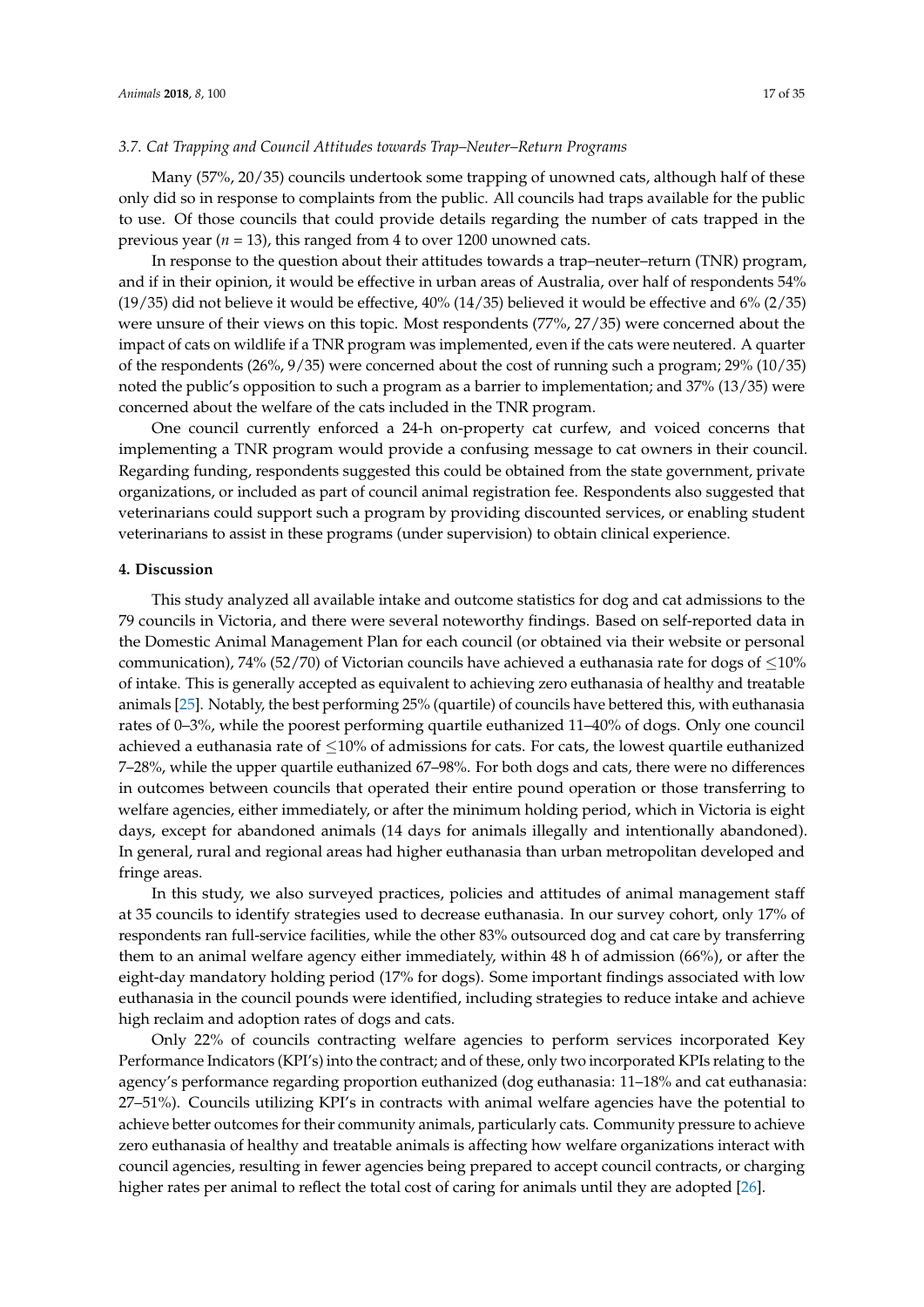### 3.7. Cat Trapping and Council Attitudes towards Trap–Neuter–Return Programs

Many (57%, 20/35) councils undertook some trapping of unowned cats, although half of these only did so in response to complaints from the public. All councils had traps available for the public to use. Of those councils that could provide details regarding the number of cats trapped in the previous year ($n = 13$), this ranged from 4 to over 1200 unowned cats.

In response to the question about their attitudes towards a trap–neuter–return (TNR) program, and if in their opinion, it would be effective in urban areas of Australia, over half of respondents 54% (19/35) did not believe it would be effective, 40% (14/35) believed it would be effective and 6% (2/35) were unsure of their views on this topic. Most respondents (77%, 27/35) were concerned about the impact of cats on wildlife if a TNR program was implemented, even if the cats were neutered. A quarter of the respondents (26%, 9/35) were concerned about the cost of running such a program; 29% (10/35) noted the public's opposition to such a program as a barrier to implementation; and 37% (13/35) were concerned about the welfare of the cats included in the TNR program.

One council currently enforced a 24-h on-property cat curfew, and voiced concerns that implementing a TNR program would provide a confusing message to cat owners in their council. Regarding funding, respondents suggested this could be obtained from the state government, private organizations, or included as part of council animal registration fee. Respondents also suggested that veterinarians could support such a program by providing discounted services, or enabling student veterinarians to assist in these programs (under supervision) to obtain clinical experience.

## 4. Discussion

This study analyzed all available intake and outcome statistics for dog and cat admissions to the 79 councils in Victoria, and there were several noteworthy findings. Based on self-reported data in the Domestic Animal Management Plan for each council (or obtained via their website or personal communication), 74% (52/70) of Victorian councils have achieved a euthanasia rate for dogs of ≤10% of intake. This is generally accepted as equivalent to achieving zero euthanasia of healthy and treatable animals [25]. Notably, the best performing 25% (quartile) of councils have bettered this, with euthanasia rates of 0–3%, while the poorest performing quartile euthanized 11–40% of dogs. Only one council achieved a euthanasia rate of ≤10% of admissions for cats. For cats, the lowest quartile euthanized 7–28%, while the upper quartile euthanized 67–98%. For both dogs and cats, there were no differences in outcomes between councils that operated their entire pound operation or those transferring to welfare agencies, either immediately, or after the minimum holding period, which in Victoria is eight days, except for abandoned animals (14 days for animals illegally and intentionally abandoned). In general, rural and regional areas had higher euthanasia than urban metropolitan developed and fringe areas.

In this study, we also surveyed practices, policies and attitudes of animal management staff at 35 councils to identify strategies used to decrease euthanasia. In our survey cohort, only 17% of respondents ran full-service facilities, while the other 83% outsourced dog and cat care by transferring them to an animal welfare agency either immediately, within 48 h of admission (66%), or after the eight-day mandatory holding period (17% for dogs). Some important findings associated with low euthanasia in the council pounds were identified, including strategies to reduce intake and achieve high reclaim and adoption rates of dogs and cats.

Only 22% of councils contracting welfare agencies to perform services incorporated Key Performance Indicators (KPI's) into the contract; and of these, only two incorporated KPIs relating to the agency's performance regarding proportion euthanized (dog euthanasia: 11–18% and cat euthanasia: 27–51%). Councils utilizing KPI's in contracts with animal welfare agencies have the potential to achieve better outcomes for their community animals, particularly cats. Community pressure to achieve zero euthanasia of healthy and treatable animals is affecting how welfare organizations interact with council agencies, resulting in fewer agencies being prepared to accept council contracts, or charging higher rates per animal to reflect the total cost of caring for animals until they are adopted [26].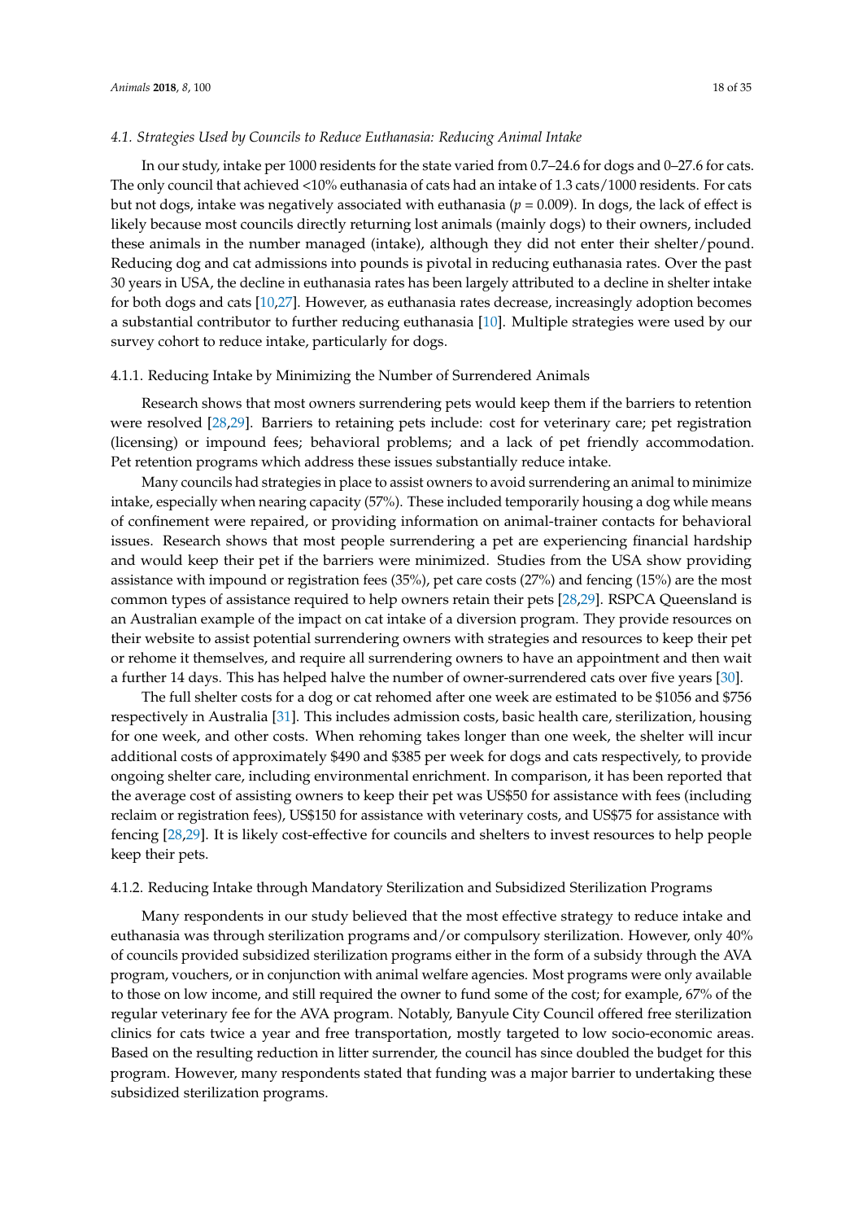### 4.1. Strategies Used by Councils to Reduce Euthanasia: Reducing Animal Intake

In our study, intake per 1000 residents for the state varied from 0.7–24.6 for dogs and 0–27.6 for cats. The only council that achieved <10% euthanasia of cats had an intake of 1.3 cats/1000 residents. For cats but not dogs, intake was negatively associated with euthanasia ($p = 0.009$). In dogs, the lack of effect is likely because most councils directly returning lost animals (mainly dogs) to their owners, included these animals in the number managed (intake), although they did not enter their shelter/pound. Reducing dog and cat admissions into pounds is pivotal in reducing euthanasia rates. Over the past 30 years in USA, the decline in euthanasia rates has been largely attributed to a decline in shelter intake for both dogs and cats [10,27]. However, as euthanasia rates decrease, increasingly adoption becomes a substantial contributor to further reducing euthanasia [10]. Multiple strategies were used by our survey cohort to reduce intake, particularly for dogs.

#### 4.1.1. Reducing Intake by Minimizing the Number of Surrendered Animals

Research shows that most owners surrendering pets would keep them if the barriers to retention were resolved [28,29]. Barriers to retaining pets include: cost for veterinary care; pet registration (licensing) or impound fees; behavioral problems; and a lack of pet friendly accommodation. Pet retention programs which address these issues substantially reduce intake.

Many councils had strategies in place to assist owners to avoid surrendering an animal to minimize intake, especially when nearing capacity (57%). These included temporarily housing a dog while means of confinement were repaired, or providing information on animal-trainer contacts for behavioral issues. Research shows that most people surrendering a pet are experiencing financial hardship and would keep their pet if the barriers were minimized. Studies from the USA show providing assistance with impound or registration fees (35%), pet care costs (27%) and fencing (15%) are the most common types of assistance required to help owners retain their pets [28,29]. RSPCA Queensland is an Australian example of the impact on cat intake of a diversion program. They provide resources on their website to assist potential surrendering owners with strategies and resources to keep their pet or rehome it themselves, and require all surrendering owners to have an appointment and then wait a further 14 days. This has helped halve the number of owner-surrendered cats over five years [30].

The full shelter costs for a dog or cat rehomed after one week are estimated to be $1056 and $756 respectively in Australia [31]. This includes admission costs, basic health care, sterilization, housing for one week, and other costs. When rehoming takes longer than one week, the shelter will incur additional costs of approximately $490 and $385 per week for dogs and cats respectively, to provide ongoing shelter care, including environmental enrichment. In comparison, it has been reported that the average cost of assisting owners to keep their pet was US$50 for assistance with fees (including reclaim or registration fees), US$150 for assistance with veterinary costs, and US$75 for assistance with fencing [28,29]. It is likely cost-effective for councils and shelters to invest resources to help people keep their pets.

#### 4.1.2. Reducing Intake through Mandatory Sterilization and Subsidized Sterilization Programs

Many respondents in our study believed that the most effective strategy to reduce intake and euthanasia was through sterilization programs and/or compulsory sterilization. However, only 40% of councils provided subsidized sterilization programs either in the form of a subsidy through the AVA program, vouchers, or in conjunction with animal welfare agencies. Most programs were only available to those on low income, and still required the owner to fund some of the cost; for example, 67% of the regular veterinary fee for the AVA program. Notably, Banyule City Council offered free sterilization clinics for cats twice a year and free transportation, mostly targeted to low socio-economic areas. Based on the resulting reduction in litter surrender, the council has since doubled the budget for this program. However, many respondents stated that funding was a major barrier to undertaking these subsidized sterilization programs.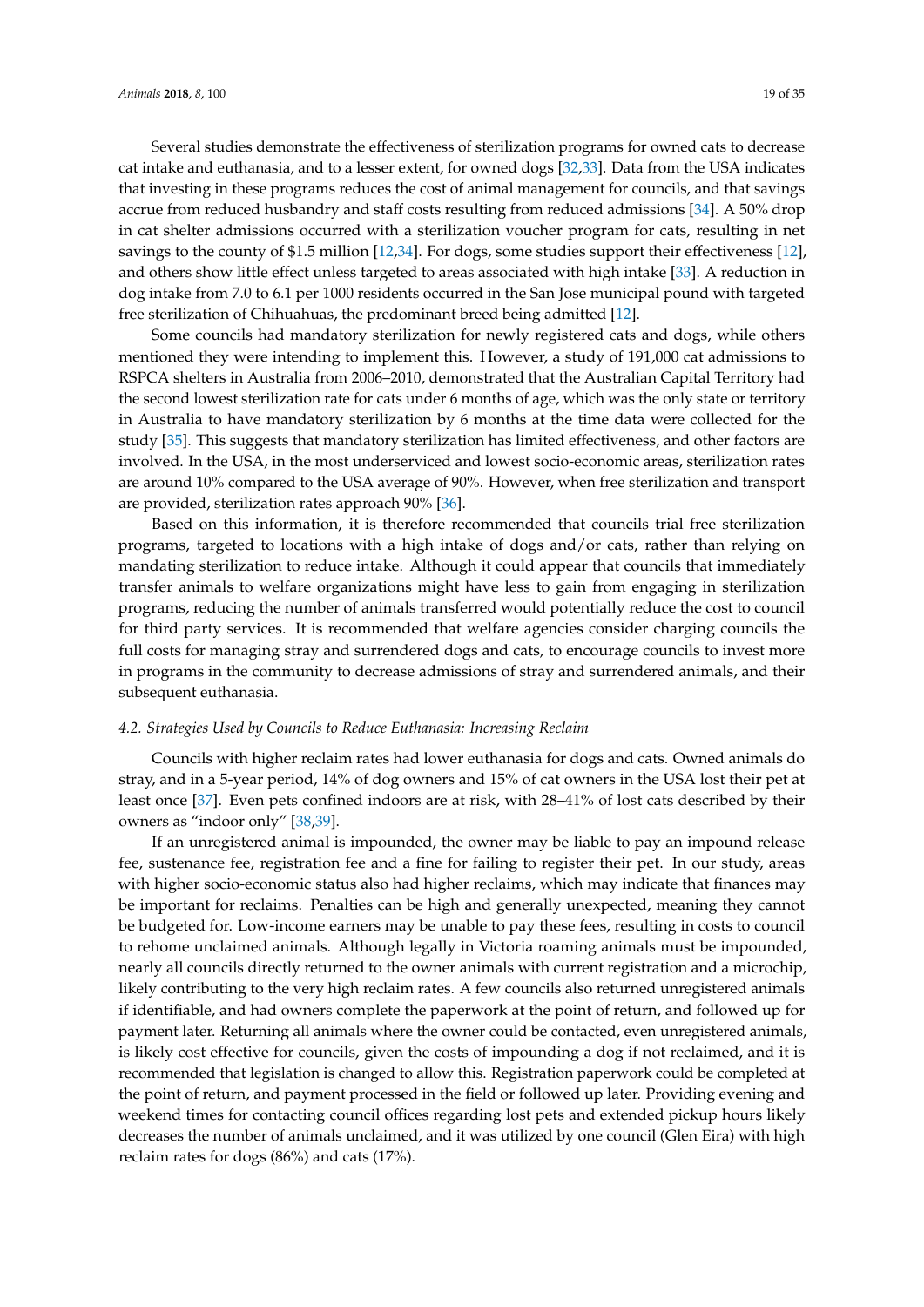Several studies demonstrate the effectiveness of sterilization programs for owned cats to decrease cat intake and euthanasia, and to a lesser extent, for owned dogs [32,33]. Data from the USA indicates that investing in these programs reduces the cost of animal management for councils, and that savings accrue from reduced husbandry and staff costs resulting from reduced admissions [34]. A 50% drop in cat shelter admissions occurred with a sterilization voucher program for cats, resulting in net savings to the county of $1.5 million [12,34]. For dogs, some studies support their effectiveness [12], and others show little effect unless targeted to areas associated with high intake [33]. A reduction in dog intake from 7.0 to 6.1 per 1000 residents occurred in the San Jose municipal pound with targeted free sterilization of Chihuahuas, the predominant breed being admitted [12].

Some councils had mandatory sterilization for newly registered cats and dogs, while others mentioned they were intending to implement this. However, a study of 191,000 cat admissions to RSPCA shelters in Australia from 2006–2010, demonstrated that the Australian Capital Territory had the second lowest sterilization rate for cats under 6 months of age, which was the only state or territory in Australia to have mandatory sterilization by 6 months at the time data were collected for the study [35]. This suggests that mandatory sterilization has limited effectiveness, and other factors are involved. In the USA, in the most underserviced and lowest socio-economic areas, sterilization rates are around 10% compared to the USA average of 90%. However, when free sterilization and transport are provided, sterilization rates approach 90% [36].

Based on this information, it is therefore recommended that councils trial free sterilization programs, targeted to locations with a high intake of dogs and/or cats, rather than relying on mandating sterilization to reduce intake. Although it could appear that councils that immediately transfer animals to welfare organizations might have less to gain from engaging in sterilization programs, reducing the number of animals transferred would potentially reduce the cost to council for third party services. It is recommended that welfare agencies consider charging councils the full costs for managing stray and surrendered dogs and cats, to encourage councils to invest more in programs in the community to decrease admissions of stray and surrendered animals, and their subsequent euthanasia.

### *4.2. Strategies Used by Councils to Reduce Euthanasia: Increasing Reclaim*

Councils with higher reclaim rates had lower euthanasia for dogs and cats. Owned animals do stray, and in a 5-year period, 14% of dog owners and 15% of cat owners in the USA lost their pet at least once [37]. Even pets confined indoors are at risk, with 28–41% of lost cats described by their owners as "indoor only" [38,39].

If an unregistered animal is impounded, the owner may be liable to pay an impound release fee, sustenance fee, registration fee and a fine for failing to register their pet. In our study, areas with higher socio-economic status also had higher reclaims, which may indicate that finances may be important for reclaims. Penalties can be high and generally unexpected, meaning they cannot be budgeted for. Low-income earners may be unable to pay these fees, resulting in costs to council to rehome unclaimed animals. Although legally in Victoria roaming animals must be impounded, nearly all councils directly returned to the owner animals with current registration and a microchip, likely contributing to the very high reclaim rates. A few councils also returned unregistered animals if identifiable, and had owners complete the paperwork at the point of return, and followed up for payment later. Returning all animals where the owner could be contacted, even unregistered animals, is likely cost effective for councils, given the costs of impounding a dog if not reclaimed, and it is recommended that legislation is changed to allow this. Registration paperwork could be completed at the point of return, and payment processed in the field or followed up later. Providing evening and weekend times for contacting council offices regarding lost pets and extended pickup hours likely decreases the number of animals unclaimed, and it was utilized by one council (Glen Eira) with high reclaim rates for dogs (86%) and cats (17%).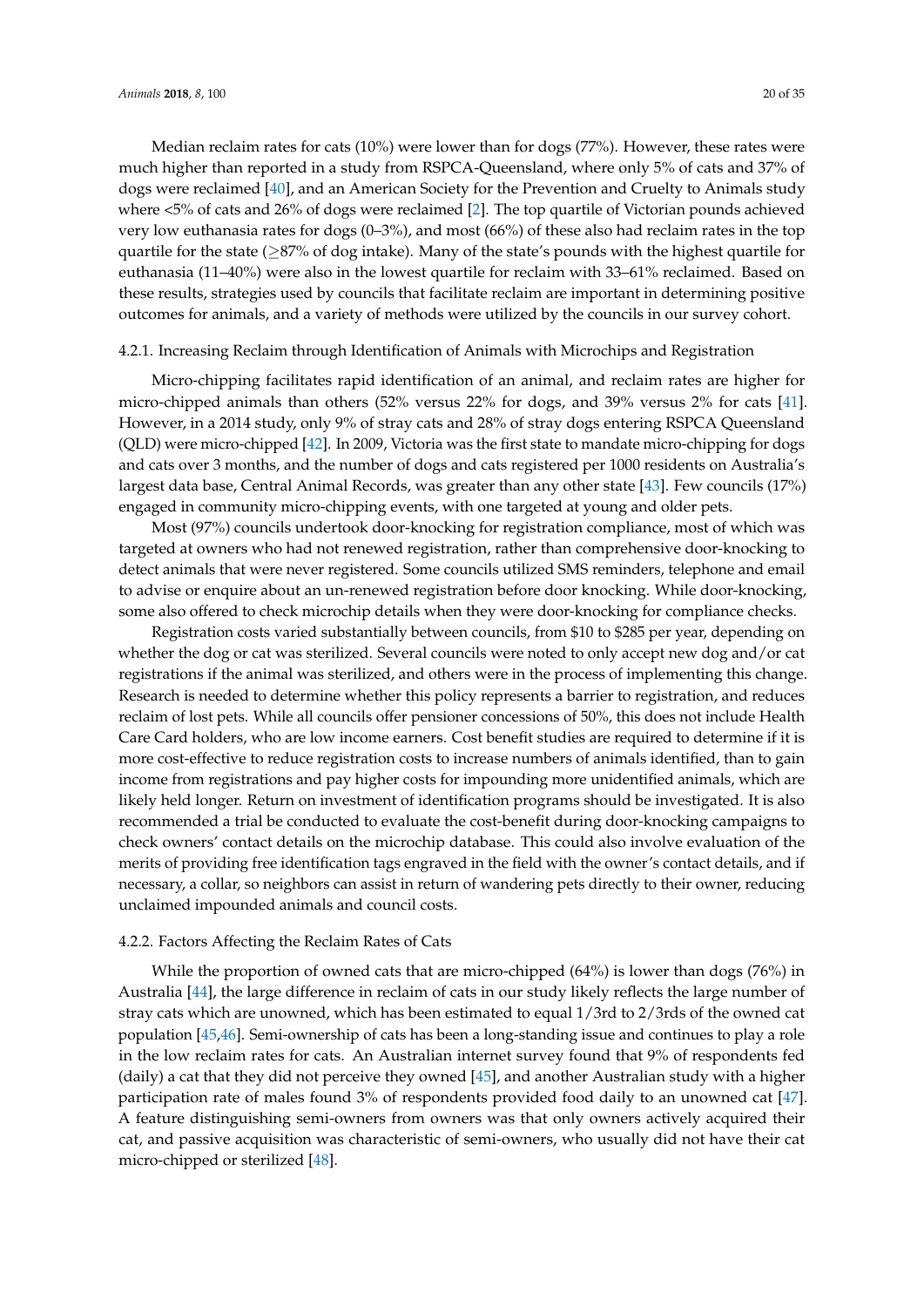Median reclaim rates for cats (10%) were lower than for dogs (77%). However, these rates were much higher than reported in a study from RSPCA-Queensland, where only 5% of cats and 37% of dogs were reclaimed [40], and an American Society for the Prevention and Cruelty to Animals study where <5% of cats and 26% of dogs were reclaimed [2]. The top quartile of Victorian pounds achieved very low euthanasia rates for dogs (0–3%), and most (66%) of these also had reclaim rates in the top quartile for the state (≥87% of dog intake). Many of the state's pounds with the highest quartile for euthanasia (11–40%) were also in the lowest quartile for reclaim with 33–61% reclaimed. Based on these results, strategies used by councils that facilitate reclaim are important in determining positive outcomes for animals, and a variety of methods were utilized by the councils in our survey cohort.

#### 4.2.1. Increasing Reclaim through Identification of Animals with Microchips and Registration

Micro-chipping facilitates rapid identification of an animal, and reclaim rates are higher for micro-chipped animals than others (52% versus 22% for dogs, and 39% versus 2% for cats [41]. However, in a 2014 study, only 9% of stray cats and 28% of stray dogs entering RSPCA Queensland (QLD) were micro-chipped [42]. In 2009, Victoria was the first state to mandate micro-chipping for dogs and cats over 3 months, and the number of dogs and cats registered per 1000 residents on Australia's largest data base, Central Animal Records, was greater than any other state [43]. Few councils (17%) engaged in community micro-chipping events, with one targeted at young and older pets.

Most (97%) councils undertook door-knocking for registration compliance, most of which was targeted at owners who had not renewed registration, rather than comprehensive door-knocking to detect animals that were never registered. Some councils utilized SMS reminders, telephone and email to advise or enquire about an un-renewed registration before door knocking. While door-knocking, some also offered to check microchip details when they were door-knocking for compliance checks.

Registration costs varied substantially between councils, from $10 to $285 per year, depending on whether the dog or cat was sterilized. Several councils were noted to only accept new dog and/or cat registrations if the animal was sterilized, and others were in the process of implementing this change. Research is needed to determine whether this policy represents a barrier to registration, and reduces reclaim of lost pets. While all councils offer pensioner concessions of 50%, this does not include Health Care Card holders, who are low income earners. Cost benefit studies are required to determine if it is more cost-effective to reduce registration costs to increase numbers of animals identified, than to gain income from registrations and pay higher costs for impounding more unidentified animals, which are likely held longer. Return on investment of identification programs should be investigated. It is also recommended a trial be conducted to evaluate the cost-benefit during door-knocking campaigns to check owners' contact details on the microchip database. This could also involve evaluation of the merits of providing free identification tags engraved in the field with the owner's contact details, and if necessary, a collar, so neighbors can assist in return of wandering pets directly to their owner, reducing unclaimed impounded animals and council costs.

#### 4.2.2. Factors Affecting the Reclaim Rates of Cats

While the proportion of owned cats that are micro-chipped (64%) is lower than dogs (76%) in Australia [44], the large difference in reclaim of cats in our study likely reflects the large number of stray cats which are unowned, which has been estimated to equal 1/3rd to 2/3rds of the owned cat population [45,46]. Semi-ownership of cats has been a long-standing issue and continues to play a role in the low reclaim rates for cats. An Australian internet survey found that 9% of respondents fed (daily) a cat that they did not perceive they owned [45], and another Australian study with a higher participation rate of males found 3% of respondents provided food daily to an unowned cat [47]. A feature distinguishing semi-owners from owners was that only owners actively acquired their cat, and passive acquisition was characteristic of semi-owners, who usually did not have their cat micro-chipped or sterilized [48].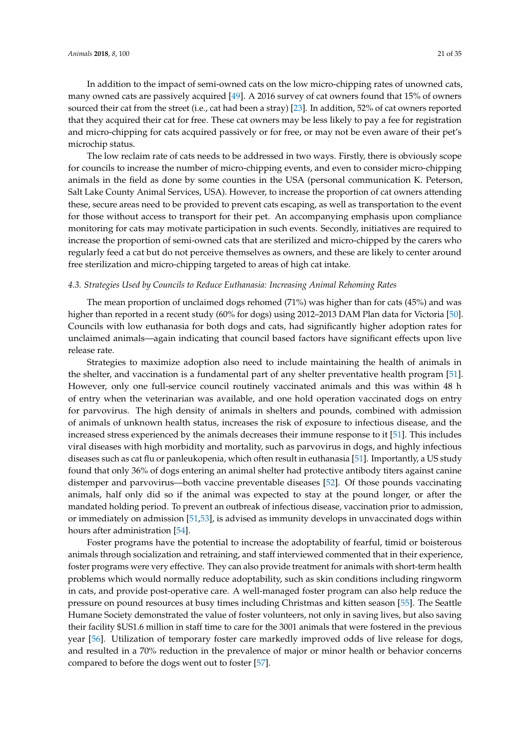In addition to the impact of semi-owned cats on the low micro-chipping rates of unowned cats, many owned cats are passively acquired [49]. A 2016 survey of cat owners found that 15% of owners sourced their cat from the street (i.e., cat had been a stray) [23]. In addition, 52% of cat owners reported that they acquired their cat for free. These cat owners may be less likely to pay a fee for registration and micro-chipping for cats acquired passively or for free, or may not be even aware of their pet's microchip status.

The low reclaim rate of cats needs to be addressed in two ways. Firstly, there is obviously scope for councils to increase the number of micro-chipping events, and even to consider micro-chipping animals in the field as done by some counties in the USA (personal communication K. Peterson, Salt Lake County Animal Services, USA). However, to increase the proportion of cat owners attending these, secure areas need to be provided to prevent cats escaping, as well as transportation to the event for those without access to transport for their pet. An accompanying emphasis upon compliance monitoring for cats may motivate participation in such events. Secondly, initiatives are required to increase the proportion of semi-owned cats that are sterilized and micro-chipped by the carers who regularly feed a cat but do not perceive themselves as owners, and these are likely to center around free sterilization and micro-chipping targeted to areas of high cat intake.

### *4.3. Strategies Used by Councils to Reduce Euthanasia: Increasing Animal Rehoming Rates*

The mean proportion of unclaimed dogs rehomed (71%) was higher than for cats (45%) and was higher than reported in a recent study (60% for dogs) using 2012–2013 DAM Plan data for Victoria [50]. Councils with low euthanasia for both dogs and cats, had significantly higher adoption rates for unclaimed animals—again indicating that council based factors have significant effects upon live release rate.

Strategies to maximize adoption also need to include maintaining the health of animals in the shelter, and vaccination is a fundamental part of any shelter preventative health program [51]. However, only one full-service council routinely vaccinated animals and this was within 48 h of entry when the veterinarian was available, and one hold operation vaccinated dogs on entry for parvovirus. The high density of animals in shelters and pounds, combined with admission of animals of unknown health status, increases the risk of exposure to infectious disease, and the increased stress experienced by the animals decreases their immune response to it [51]. This includes viral diseases with high morbidity and mortality, such as parvovirus in dogs, and highly infectious diseases such as cat flu or panleukopenia, which often result in euthanasia [51]. Importantly, a US study found that only 36% of dogs entering an animal shelter had protective antibody titers against canine distemper and parvovirus—both vaccine preventable diseases [52]. Of those pounds vaccinating animals, half only did so if the animal was expected to stay at the pound longer, or after the mandated holding period. To prevent an outbreak of infectious disease, vaccination prior to admission, or immediately on admission [51,53], is advised as immunity develops in unvaccinated dogs within hours after administration [54].

Foster programs have the potential to increase the adoptability of fearful, timid or boisterous animals through socialization and retraining, and staff interviewed commented that in their experience, foster programs were very effective. They can also provide treatment for animals with short-term health problems which would normally reduce adoptability, such as skin conditions including ringworm in cats, and provide post-operative care. A well-managed foster program can also help reduce the pressure on pound resources at busy times including Christmas and kitten season [55]. The Seattle Humane Society demonstrated the value of foster volunteers, not only in saving lives, but also saving their facility $US1.6 million in staff time to care for the 3001 animals that were fostered in the previous year [56]. Utilization of temporary foster care markedly improved odds of live release for dogs, and resulted in a 70% reduction in the prevalence of major or minor health or behavior concerns compared to before the dogs went out to foster [57].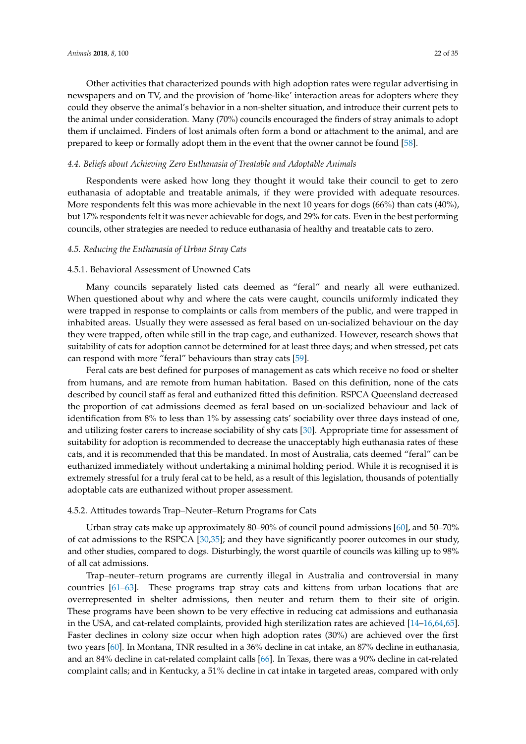Other activities that characterized pounds with high adoption rates were regular advertising in newspapers and on TV, and the provision of 'home-like' interaction areas for adopters where they could they observe the animal's behavior in a non-shelter situation, and introduce their current pets to the animal under consideration. Many (70%) councils encouraged the finders of stray animals to adopt them if unclaimed. Finders of lost animals often form a bond or attachment to the animal, and are prepared to keep or formally adopt them in the event that the owner cannot be found [58].

### *4.4. Beliefs about Achieving Zero Euthanasia of Treatable and Adoptable Animals*

Respondents were asked how long they thought it would take their council to get to zero euthanasia of adoptable and treatable animals, if they were provided with adequate resources. More respondents felt this was more achievable in the next 10 years for dogs (66%) than cats (40%), but 17% respondents felt it was never achievable for dogs, and 29% for cats. Even in the best performing councils, other strategies are needed to reduce euthanasia of healthy and treatable cats to zero.

### *4.5. Reducing the Euthanasia of Urban Stray Cats*

#### 4.5.1. Behavioral Assessment of Unowned Cats

Many councils separately listed cats deemed as "feral" and nearly all were euthanized. When questioned about why and where the cats were caught, councils uniformly indicated they were trapped in response to complaints or calls from members of the public, and were trapped in inhabited areas. Usually they were assessed as feral based on un-socialized behaviour on the day they were trapped, often while still in the trap cage, and euthanized. However, research shows that suitability of cats for adoption cannot be determined for at least three days; and when stressed, pet cats can respond with more "feral" behaviours than stray cats [59].

Feral cats are best defined for purposes of management as cats which receive no food or shelter from humans, and are remote from human habitation. Based on this definition, none of the cats described by council staff as feral and euthanized fitted this definition. RSPCA Queensland decreased the proportion of cat admissions deemed as feral based on un-socialized behaviour and lack of identification from 8% to less than 1% by assessing cats' sociability over three days instead of one, and utilizing foster carers to increase sociability of shy cats [30]. Appropriate time for assessment of suitability for adoption is recommended to decrease the unacceptably high euthanasia rates of these cats, and it is recommended that this be mandated. In most of Australia, cats deemed "feral" can be euthanized immediately without undertaking a minimal holding period. While it is recognised it is extremely stressful for a truly feral cat to be held, as a result of this legislation, thousands of potentially adoptable cats are euthanized without proper assessment.

#### 4.5.2. Attitudes towards Trap–Neuter–Return Programs for Cats

Urban stray cats make up approximately 80–90% of council pound admissions [60], and 50–70% of cat admissions to the RSPCA [30,35]; and they have significantly poorer outcomes in our study, and other studies, compared to dogs. Disturbingly, the worst quartile of councils was killing up to 98% of all cat admissions.

Trap–neuter–return programs are currently illegal in Australia and controversial in many countries [61–63]. These programs trap stray cats and kittens from urban locations that are overrepresented in shelter admissions, then neuter and return them to their site of origin. These programs have been shown to be very effective in reducing cat admissions and euthanasia in the USA, and cat-related complaints, provided high sterilization rates are achieved [14–16,64,65]. Faster declines in colony size occur when high adoption rates (30%) are achieved over the first two years [60]. In Montana, TNR resulted in a 36% decline in cat intake, an 87% decline in euthanasia, and an 84% decline in cat-related complaint calls [66]. In Texas, there was a 90% decline in cat-related complaint calls; and in Kentucky, a 51% decline in cat intake in targeted areas, compared with only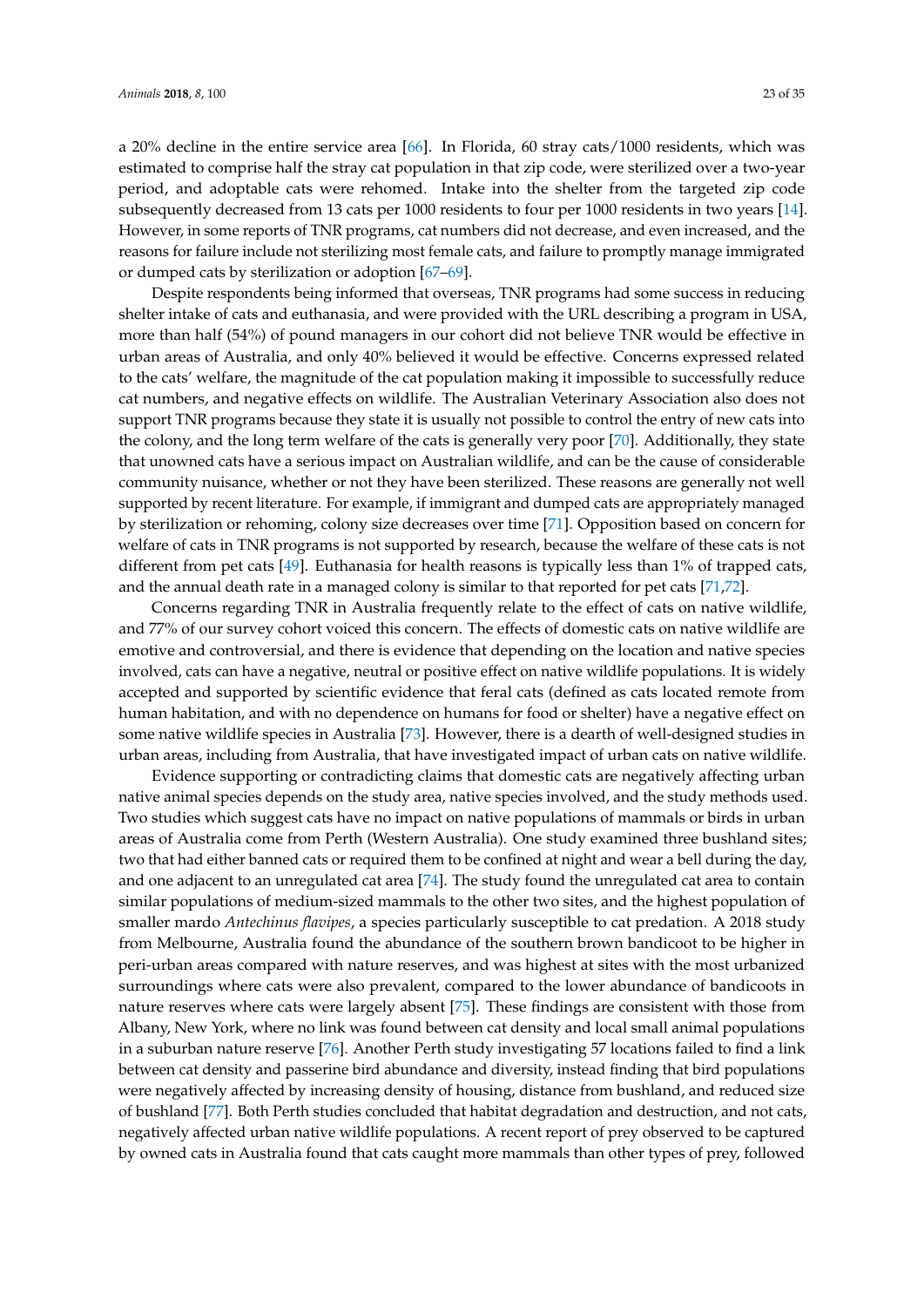a 20% decline in the entire service area [66]. In Florida, 60 stray cats/1000 residents, which was estimated to comprise half the stray cat population in that zip code, were sterilized over a two-year period, and adoptable cats were rehomed. Intake into the shelter from the targeted zip code subsequently decreased from 13 cats per 1000 residents to four per 1000 residents in two years [14]. However, in some reports of TNR programs, cat numbers did not decrease, and even increased, and the reasons for failure include not sterilizing most female cats, and failure to promptly manage immigrated or dumped cats by sterilization or adoption [67–69].

Despite respondents being informed that overseas, TNR programs had some success in reducing shelter intake of cats and euthanasia, and were provided with the URL describing a program in USA, more than half (54%) of pound managers in our cohort did not believe TNR would be effective in urban areas of Australia, and only 40% believed it would be effective. Concerns expressed related to the cats' welfare, the magnitude of the cat population making it impossible to successfully reduce cat numbers, and negative effects on wildlife. The Australian Veterinary Association also does not support TNR programs because they state it is usually not possible to control the entry of new cats into the colony, and the long term welfare of the cats is generally very poor [70]. Additionally, they state that unowned cats have a serious impact on Australian wildlife, and can be the cause of considerable community nuisance, whether or not they have been sterilized. These reasons are generally not well supported by recent literature. For example, if immigrant and dumped cats are appropriately managed by sterilization or rehoming, colony size decreases over time [71]. Opposition based on concern for welfare of cats in TNR programs is not supported by research, because the welfare of these cats is not different from pet cats [49]. Euthanasia for health reasons is typically less than 1% of trapped cats, and the annual death rate in a managed colony is similar to that reported for pet cats [71,72].

Concerns regarding TNR in Australia frequently relate to the effect of cats on native wildlife, and 77% of our survey cohort voiced this concern. The effects of domestic cats on native wildlife are emotive and controversial, and there is evidence that depending on the location and native species involved, cats can have a negative, neutral or positive effect on native wildlife populations. It is widely accepted and supported by scientific evidence that feral cats (defined as cats located remote from human habitation, and with no dependence on humans for food or shelter) have a negative effect on some native wildlife species in Australia [73]. However, there is a dearth of well-designed studies in urban areas, including from Australia, that have investigated impact of urban cats on native wildlife.

Evidence supporting or contradicting claims that domestic cats are negatively affecting urban native animal species depends on the study area, native species involved, and the study methods used. Two studies which suggest cats have no impact on native populations of mammals or birds in urban areas of Australia come from Perth (Western Australia). One study examined three bushland sites; two that had either banned cats or required them to be confined at night and wear a bell during the day, and one adjacent to an unregulated cat area [74]. The study found the unregulated cat area to contain similar populations of medium-sized mammals to the other two sites, and the highest population of smaller mardo *Antechinus flavipes*, a species particularly susceptible to cat predation. A 2018 study from Melbourne, Australia found the abundance of the southern brown bandicoot to be higher in peri-urban areas compared with nature reserves, and was highest at sites with the most urbanized surroundings where cats were also prevalent, compared to the lower abundance of bandicoots in nature reserves where cats were largely absent [75]. These findings are consistent with those from Albany, New York, where no link was found between cat density and local small animal populations in a suburban nature reserve [76]. Another Perth study investigating 57 locations failed to find a link between cat density and passerine bird abundance and diversity, instead finding that bird populations were negatively affected by increasing density of housing, distance from bushland, and reduced size of bushland [77]. Both Perth studies concluded that habitat degradation and destruction, and not cats, negatively affected urban native wildlife populations. A recent report of prey observed to be captured by owned cats in Australia found that cats caught more mammals than other types of prey, followed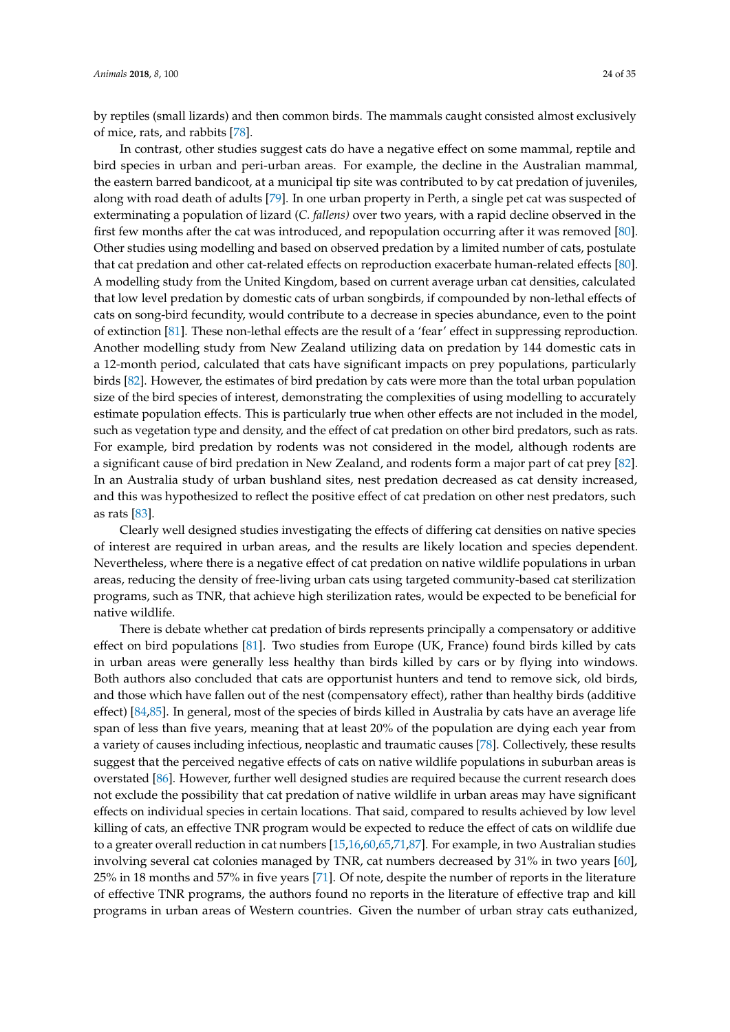by reptiles (small lizards) and then common birds. The mammals caught consisted almost exclusively of mice, rats, and rabbits [78].

In contrast, other studies suggest cats do have a negative effect on some mammal, reptile and bird species in urban and peri-urban areas. For example, the decline in the Australian mammal, the eastern barred bandicoot, at a municipal tip site was contributed to by cat predation of juveniles, along with road death of adults [79]. In one urban property in Perth, a single pet cat was suspected of exterminating a population of lizard (*C. fallens)* over two years, with a rapid decline observed in the first few months after the cat was introduced, and repopulation occurring after it was removed [80]. Other studies using modelling and based on observed predation by a limited number of cats, postulate that cat predation and other cat-related effects on reproduction exacerbate human-related effects [80]. A modelling study from the United Kingdom, based on current average urban cat densities, calculated that low level predation by domestic cats of urban songbirds, if compounded by non-lethal effects of cats on song-bird fecundity, would contribute to a decrease in species abundance, even to the point of extinction [81]. These non-lethal effects are the result of a 'fear' effect in suppressing reproduction. Another modelling study from New Zealand utilizing data on predation by 144 domestic cats in a 12-month period, calculated that cats have significant impacts on prey populations, particularly birds [82]. However, the estimates of bird predation by cats were more than the total urban population size of the bird species of interest, demonstrating the complexities of using modelling to accurately estimate population effects. This is particularly true when other effects are not included in the model, such as vegetation type and density, and the effect of cat predation on other bird predators, such as rats. For example, bird predation by rodents was not considered in the model, although rodents are a significant cause of bird predation in New Zealand, and rodents form a major part of cat prey [82]. In an Australia study of urban bushland sites, nest predation decreased as cat density increased, and this was hypothesized to reflect the positive effect of cat predation on other nest predators, such as rats [83].

Clearly well designed studies investigating the effects of differing cat densities on native species of interest are required in urban areas, and the results are likely location and species dependent. Nevertheless, where there is a negative effect of cat predation on native wildlife populations in urban areas, reducing the density of free-living urban cats using targeted community-based cat sterilization programs, such as TNR, that achieve high sterilization rates, would be expected to be beneficial for native wildlife.

There is debate whether cat predation of birds represents principally a compensatory or additive effect on bird populations [81]. Two studies from Europe (UK, France) found birds killed by cats in urban areas were generally less healthy than birds killed by cars or by flying into windows. Both authors also concluded that cats are opportunist hunters and tend to remove sick, old birds, and those which have fallen out of the nest (compensatory effect), rather than healthy birds (additive effect) [84,85]. In general, most of the species of birds killed in Australia by cats have an average life span of less than five years, meaning that at least 20% of the population are dying each year from a variety of causes including infectious, neoplastic and traumatic causes [78]. Collectively, these results suggest that the perceived negative effects of cats on native wildlife populations in suburban areas is overstated [86]. However, further well designed studies are required because the current research does not exclude the possibility that cat predation of native wildlife in urban areas may have significant effects on individual species in certain locations. That said, compared to results achieved by low level killing of cats, an effective TNR program would be expected to reduce the effect of cats on wildlife due to a greater overall reduction in cat numbers [15,16,60,65,71,87]. For example, in two Australian studies involving several cat colonies managed by TNR, cat numbers decreased by 31% in two years [60], 25% in 18 months and 57% in five years [71]. Of note, despite the number of reports in the literature of effective TNR programs, the authors found no reports in the literature of effective trap and kill programs in urban areas of Western countries. Given the number of urban stray cats euthanized,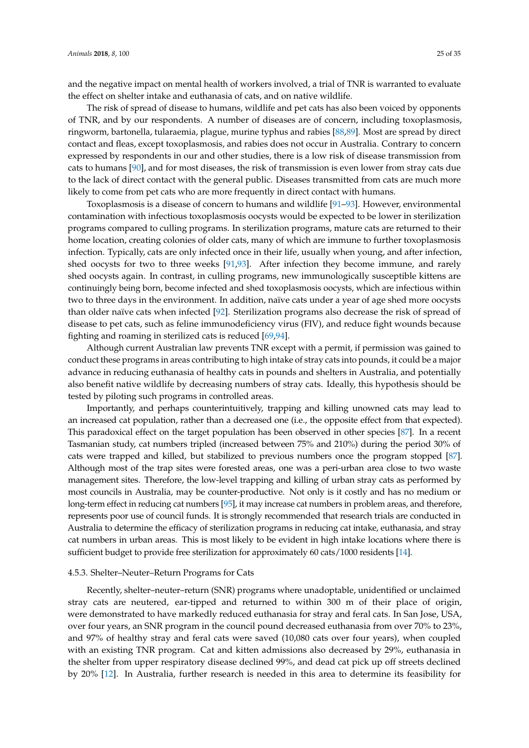and the negative impact on mental health of workers involved, a trial of TNR is warranted to evaluate the effect on shelter intake and euthanasia of cats, and on native wildlife.

The risk of spread of disease to humans, wildlife and pet cats has also been voiced by opponents of TNR, and by our respondents. A number of diseases are of concern, including toxoplasmosis, ringworm, bartonella, tularaemia, plague, murine typhus and rabies [88,89]. Most are spread by direct contact and fleas, except toxoplasmosis, and rabies does not occur in Australia. Contrary to concern expressed by respondents in our and other studies, there is a low risk of disease transmission from cats to humans [90], and for most diseases, the risk of transmission is even lower from stray cats due to the lack of direct contact with the general public. Diseases transmitted from cats are much more likely to come from pet cats who are more frequently in direct contact with humans.

Toxoplasmosis is a disease of concern to humans and wildlife [91–93]. However, environmental contamination with infectious toxoplasmosis oocysts would be expected to be lower in sterilization programs compared to culling programs. In sterilization programs, mature cats are returned to their home location, creating colonies of older cats, many of which are immune to further toxoplasmosis infection. Typically, cats are only infected once in their life, usually when young, and after infection, shed oocysts for two to three weeks [91,93]. After infection they become immune, and rarely shed oocysts again. In contrast, in culling programs, new immunologically susceptible kittens are continuingly being born, become infected and shed toxoplasmosis oocysts, which are infectious within two to three days in the environment. In addition, naïve cats under a year of age shed more oocysts than older naïve cats when infected [92]. Sterilization programs also decrease the risk of spread of disease to pet cats, such as feline immunodeficiency virus (FIV), and reduce fight wounds because fighting and roaming in sterilized cats is reduced [69,94].

Although current Australian law prevents TNR except with a permit, if permission was gained to conduct these programs in areas contributing to high intake of stray cats into pounds, it could be a major advance in reducing euthanasia of healthy cats in pounds and shelters in Australia, and potentially also benefit native wildlife by decreasing numbers of stray cats. Ideally, this hypothesis should be tested by piloting such programs in controlled areas.

Importantly, and perhaps counterintuitively, trapping and killing unowned cats may lead to an increased cat population, rather than a decreased one (i.e., the opposite effect from that expected). This paradoxical effect on the target population has been observed in other species [87]. In a recent Tasmanian study, cat numbers tripled (increased between 75% and 210%) during the period 30% of cats were trapped and killed, but stabilized to previous numbers once the program stopped [87]. Although most of the trap sites were forested areas, one was a peri-urban area close to two waste management sites. Therefore, the low-level trapping and killing of urban stray cats as performed by most councils in Australia, may be counter-productive. Not only is it costly and has no medium or long-term effect in reducing cat numbers [95], it may increase cat numbers in problem areas, and therefore, represents poor use of council funds. It is strongly recommended that research trials are conducted in Australia to determine the efficacy of sterilization programs in reducing cat intake, euthanasia, and stray cat numbers in urban areas. This is most likely to be evident in high intake locations where there is sufficient budget to provide free sterilization for approximately 60 cats/1000 residents [14].

#### 4.5.3. Shelter–Neuter–Return Programs for Cats

Recently, shelter–neuter–return (SNR) programs where unadoptable, unidentified or unclaimed stray cats are neutered, ear-tipped and returned to within 300 m of their place of origin, were demonstrated to have markedly reduced euthanasia for stray and feral cats. In San Jose, USA, over four years, an SNR program in the council pound decreased euthanasia from over 70% to 23%, and 97% of healthy stray and feral cats were saved (10,080 cats over four years), when coupled with an existing TNR program. Cat and kitten admissions also decreased by 29%, euthanasia in the shelter from upper respiratory disease declined 99%, and dead cat pick up off streets declined by 20% [12]. In Australia, further research is needed in this area to determine its feasibility for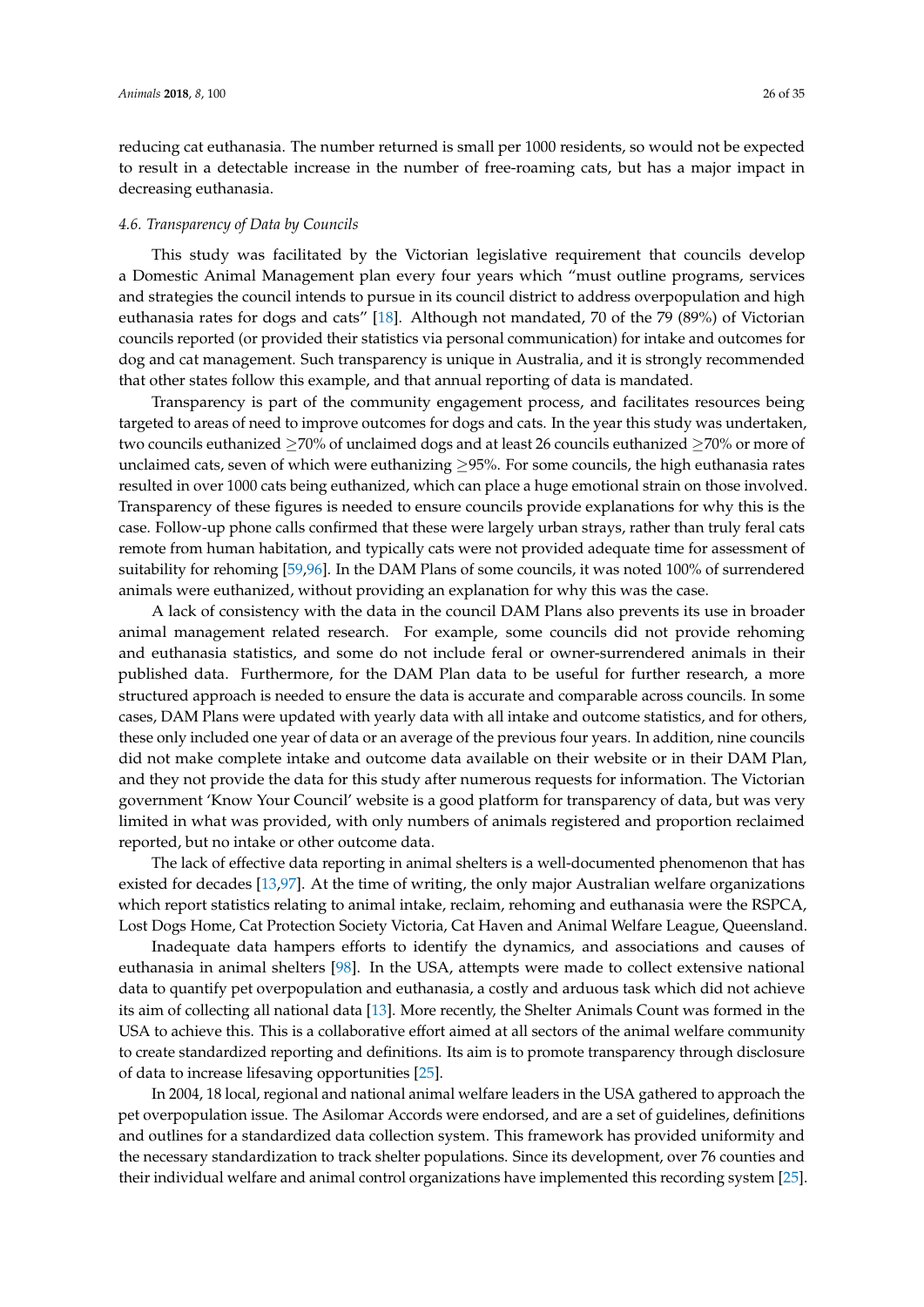reducing cat euthanasia. The number returned is small per 1000 residents, so would not be expected to result in a detectable increase in the number of free-roaming cats, but has a major impact in decreasing euthanasia.

#### *4.6. Transparency of Data by Councils*

This study was facilitated by the Victorian legislative requirement that councils develop a Domestic Animal Management plan every four years which "must outline programs, services and strategies the council intends to pursue in its council district to address overpopulation and high euthanasia rates for dogs and cats" [18]. Although not mandated, 70 of the 79 (89%) of Victorian councils reported (or provided their statistics via personal communication) for intake and outcomes for dog and cat management. Such transparency is unique in Australia, and it is strongly recommended that other states follow this example, and that annual reporting of data is mandated.

Transparency is part of the community engagement process, and facilitates resources being targeted to areas of need to improve outcomes for dogs and cats. In the year this study was undertaken, two councils euthanized $\geq$70% of unclaimed dogs and at least 26 councils euthanized $\geq$70% or more of unclaimed cats, seven of which were euthanizing $\geq$95%. For some councils, the high euthanasia rates resulted in over 1000 cats being euthanized, which can place a huge emotional strain on those involved. Transparency of these figures is needed to ensure councils provide explanations for why this is the case. Follow-up phone calls confirmed that these were largely urban strays, rather than truly feral cats remote from human habitation, and typically cats were not provided adequate time for assessment of suitability for rehoming [59,96]. In the DAM Plans of some councils, it was noted 100% of surrendered animals were euthanized, without providing an explanation for why this was the case.

A lack of consistency with the data in the council DAM Plans also prevents its use in broader animal management related research. For example, some councils did not provide rehoming and euthanasia statistics, and some do not include feral or owner-surrendered animals in their published data. Furthermore, for the DAM Plan data to be useful for further research, a more structured approach is needed to ensure the data is accurate and comparable across councils. In some cases, DAM Plans were updated with yearly data with all intake and outcome statistics, and for others, these only included one year of data or an average of the previous four years. In addition, nine councils did not make complete intake and outcome data available on their website or in their DAM Plan, and they not provide the data for this study after numerous requests for information. The Victorian government 'Know Your Council' website is a good platform for transparency of data, but was very limited in what was provided, with only numbers of animals registered and proportion reclaimed reported, but no intake or other outcome data.

The lack of effective data reporting in animal shelters is a well-documented phenomenon that has existed for decades [13,97]. At the time of writing, the only major Australian welfare organizations which report statistics relating to animal intake, reclaim, rehoming and euthanasia were the RSPCA, Lost Dogs Home, Cat Protection Society Victoria, Cat Haven and Animal Welfare League, Queensland.

Inadequate data hampers efforts to identify the dynamics, and associations and causes of euthanasia in animal shelters [98]. In the USA, attempts were made to collect extensive national data to quantify pet overpopulation and euthanasia, a costly and arduous task which did not achieve its aim of collecting all national data [13]. More recently, the Shelter Animals Count was formed in the USA to achieve this. This is a collaborative effort aimed at all sectors of the animal welfare community to create standardized reporting and definitions. Its aim is to promote transparency through disclosure of data to increase lifesaving opportunities [25].

In 2004, 18 local, regional and national animal welfare leaders in the USA gathered to approach the pet overpopulation issue. The Asilomar Accords were endorsed, and are a set of guidelines, definitions and outlines for a standardized data collection system. This framework has provided uniformity and the necessary standardization to track shelter populations. Since its development, over 76 counties and their individual welfare and animal control organizations have implemented this recording system [25].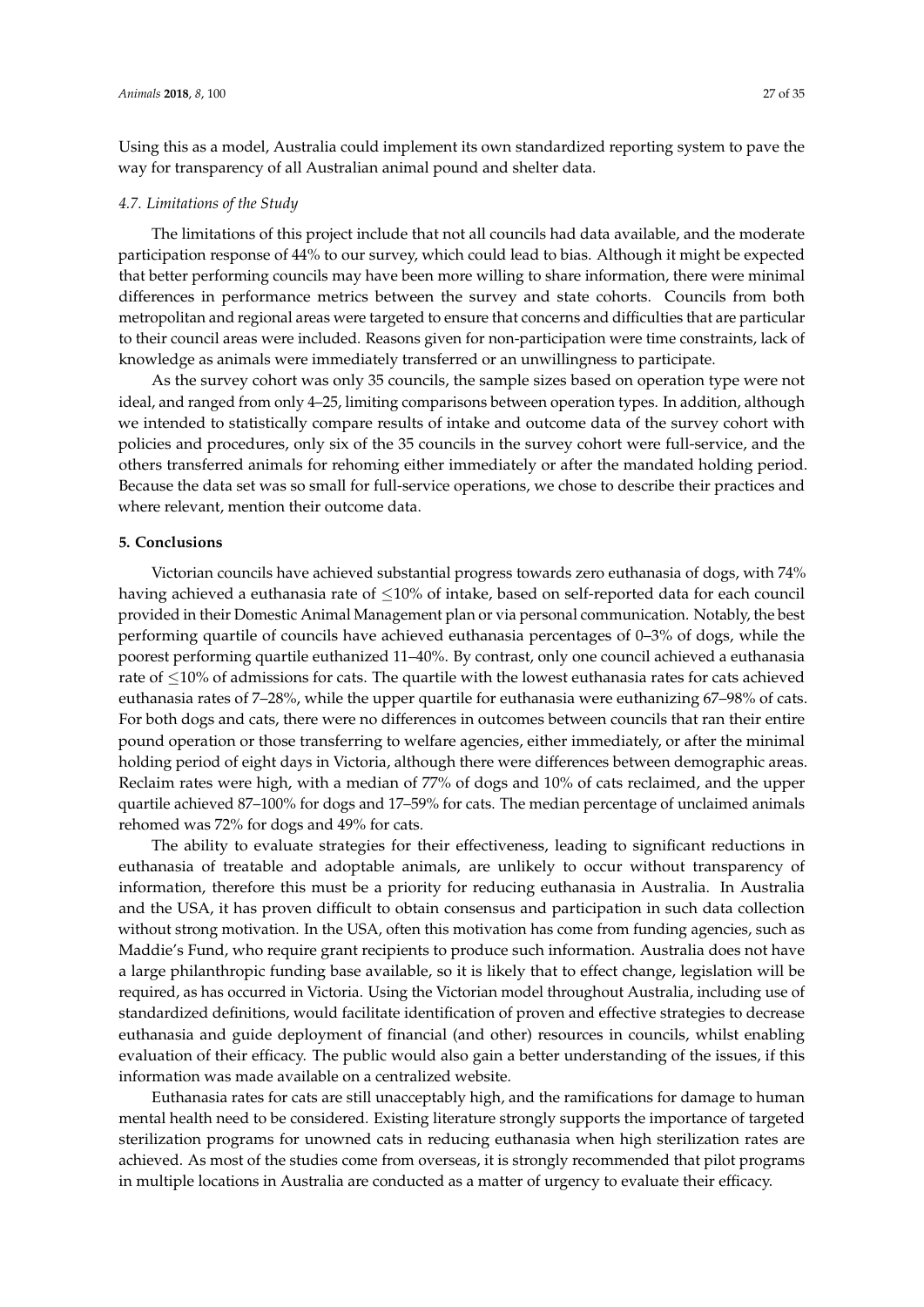Using this as a model, Australia could implement its own standardized reporting system to pave the way for transparency of all Australian animal pound and shelter data.

### *4.7. Limitations of the Study*

The limitations of this project include that not all councils had data available, and the moderate participation response of 44% to our survey, which could lead to bias. Although it might be expected that better performing councils may have been more willing to share information, there were minimal differences in performance metrics between the survey and state cohorts. Councils from both metropolitan and regional areas were targeted to ensure that concerns and difficulties that are particular to their council areas were included. Reasons given for non-participation were time constraints, lack of knowledge as animals were immediately transferred or an unwillingness to participate.

As the survey cohort was only 35 councils, the sample sizes based on operation type were not ideal, and ranged from only 4–25, limiting comparisons between operation types. In addition, although we intended to statistically compare results of intake and outcome data of the survey cohort with policies and procedures, only six of the 35 councils in the survey cohort were full-service, and the others transferred animals for rehoming either immediately or after the mandated holding period. Because the data set was so small for full-service operations, we chose to describe their practices and where relevant, mention their outcome data.

## **5. Conclusions**

Victorian councils have achieved substantial progress towards zero euthanasia of dogs, with 74% having achieved a euthanasia rate of $\leq$10% of intake, based on self-reported data for each council provided in their Domestic Animal Management plan or via personal communication. Notably, the best performing quartile of councils have achieved euthanasia percentages of 0–3% of dogs, while the poorest performing quartile euthanized 11–40%. By contrast, only one council achieved a euthanasia rate of $\leq$10% of admissions for cats. The quartile with the lowest euthanasia rates for cats achieved euthanasia rates of 7–28%, while the upper quartile for euthanasia were euthanizing 67–98% of cats. For both dogs and cats, there were no differences in outcomes between councils that ran their entire pound operation or those transferring to welfare agencies, either immediately, or after the minimal holding period of eight days in Victoria, although there were differences between demographic areas. Reclaim rates were high, with a median of 77% of dogs and 10% of cats reclaimed, and the upper quartile achieved 87–100% for dogs and 17–59% for cats. The median percentage of unclaimed animals rehomed was 72% for dogs and 49% for cats.

The ability to evaluate strategies for their effectiveness, leading to significant reductions in euthanasia of treatable and adoptable animals, are unlikely to occur without transparency of information, therefore this must be a priority for reducing euthanasia in Australia. In Australia and the USA, it has proven difficult to obtain consensus and participation in such data collection without strong motivation. In the USA, often this motivation has come from funding agencies, such as Maddie's Fund, who require grant recipients to produce such information. Australia does not have a large philanthropic funding base available, so it is likely that to effect change, legislation will be required, as has occurred in Victoria. Using the Victorian model throughout Australia, including use of standardized definitions, would facilitate identification of proven and effective strategies to decrease euthanasia and guide deployment of financial (and other) resources in councils, whilst enabling evaluation of their efficacy. The public would also gain a better understanding of the issues, if this information was made available on a centralized website.

Euthanasia rates for cats are still unacceptably high, and the ramifications for damage to human mental health need to be considered. Existing literature strongly supports the importance of targeted sterilization programs for unowned cats in reducing euthanasia when high sterilization rates are achieved. As most of the studies come from overseas, it is strongly recommended that pilot programs in multiple locations in Australia are conducted as a matter of urgency to evaluate their efficacy.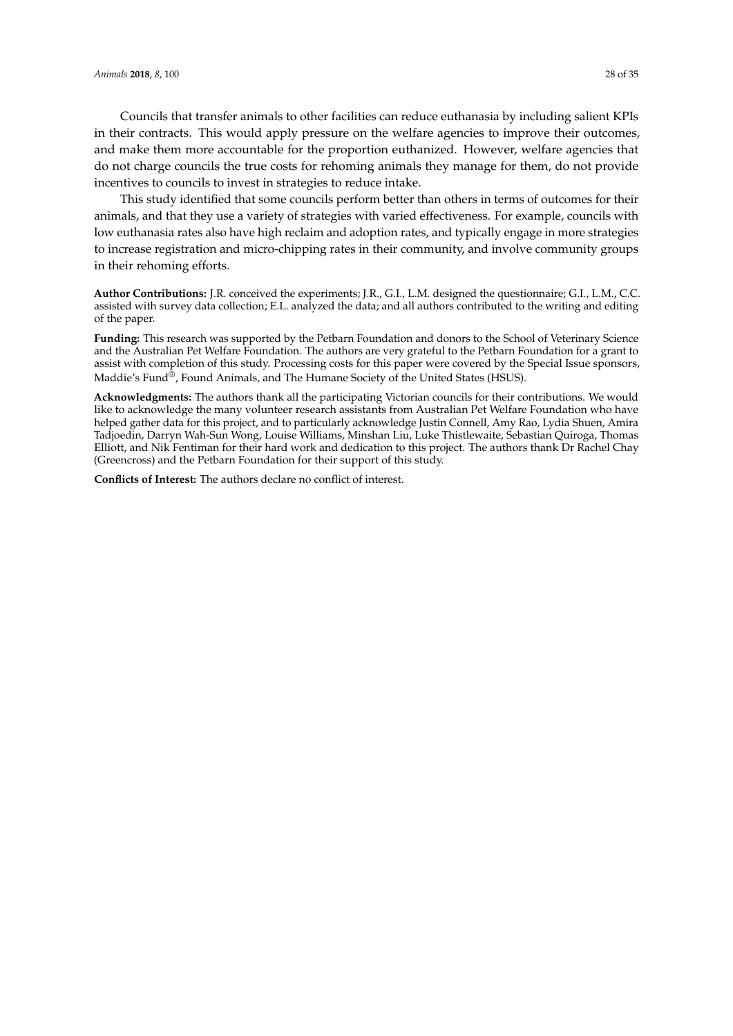Councils that transfer animals to other facilities can reduce euthanasia by including salient KPIs in their contracts. This would apply pressure on the welfare agencies to improve their outcomes, and make them more accountable for the proportion euthanized. However, welfare agencies that do not charge councils the true costs for rehoming animals they manage for them, do not provide incentives to councils to invest in strategies to reduce intake.

This study identified that some councils perform better than others in terms of outcomes for their animals, and that they use a variety of strategies with varied effectiveness. For example, councils with low euthanasia rates also have high reclaim and adoption rates, and typically engage in more strategies to increase registration and micro-chipping rates in their community, and involve community groups in their rehoming efforts.

**Author Contributions:** J.R. conceived the experiments; J.R., G.I., L.M. designed the questionnaire; G.I., L.M., C.C. assisted with survey data collection; E.L. analyzed the data; and all authors contributed to the writing and editing of the paper.

**Funding:** This research was supported by the Petbarn Foundation and donors to the School of Veterinary Science and the Australian Pet Welfare Foundation. The authors are very grateful to the Petbarn Foundation for a grant to assist with completion of this study. Processing costs for this paper were covered by the Special Issue sponsors, Maddie's Fund®, Found Animals, and The Humane Society of the United States (HSUS).

**Acknowledgments:** The authors thank all the participating Victorian councils for their contributions. We would like to acknowledge the many volunteer research assistants from Australian Pet Welfare Foundation who have helped gather data for this project, and to particularly acknowledge Justin Connell, Amy Rao, Lydia Shuen, Amira Tadjoedin, Darryn Wah-Sun Wong, Louise Williams, Minshan Liu, Luke Thistlewaite, Sebastian Quiroga, Thomas Elliott, and Nik Fentiman for their hard work and dedication to this project. The authors thank Dr Rachel Chay (Greencross) and the Petbarn Foundation for their support of this study.

**Conflicts of Interest:** The authors declare no conflict of interest.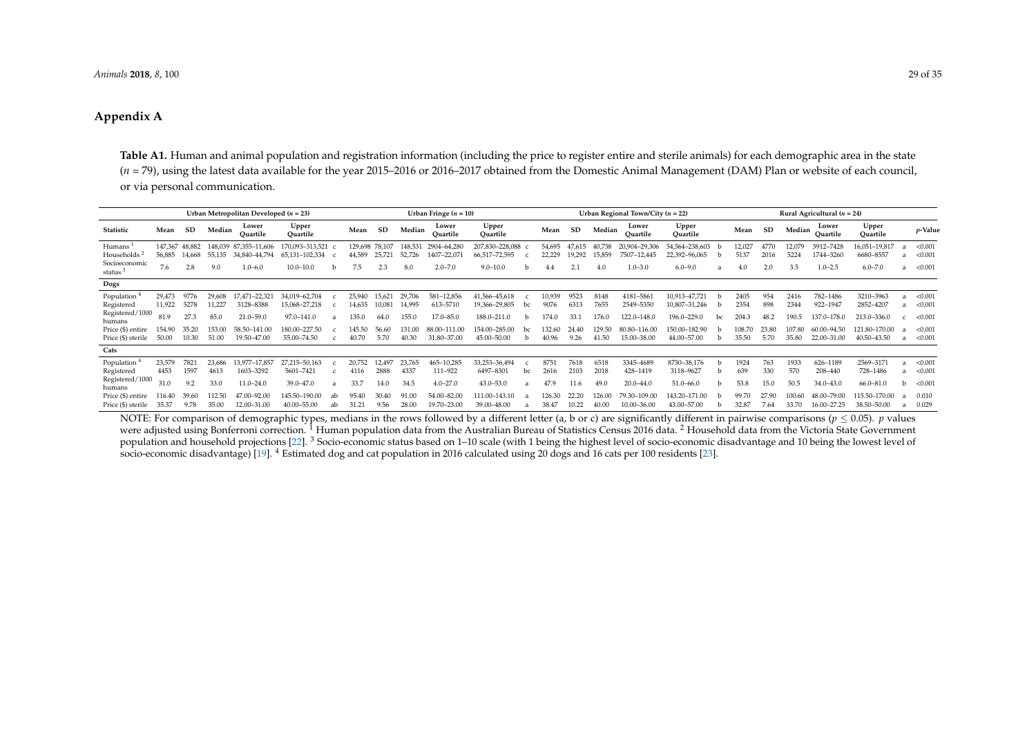## Appendix A

**Table A1.** Human and animal population and registration information (including the price to register entire and sterile animals) for each demographic area in the state ($n$ = 79), using the latest data available for the year 2015–2016 or 2016–2017 obtained from the Domestic Animal Management (DAM) Plan or website of each council, or via personal communication.

| | Urban Metropolitan Developed ($n$ = 23) | | | | | | Urban Fringe ($n$ = 10) | | | | | | Urban Regional Town/City ($n$ = 22) | | | | | | Rural Agricultural ($n$ = 24) | | | | | | |
|---|---|---|---|---|---|---|---|---|---|---|---|---|---|---|---|---|---|---|---|---|---|---|---|---|---|
| **Statistic** | **Mean** | **SD** | **Median** | **Lower Quartile** | **Upper Quartile** | | **Mean** | **SD** | **Median** | **Lower Quartile** | **Upper Quartile** | | **Mean** | **SD** | **Median** | **Lower Quartile** | **Upper Quartile** | | **Mean** | **SD** | **Median** | **Lower Quartile** | **Upper Quartile** | | ***p*-Value** |
| Humans [1] | 147,367 | 48,882 | 148,039 | 87,355–11,606 | 170,093–313,521 | c | 129,698 | 78,107 | 148,531 | 2904–64,280 | 207,830–228,088 | c | 54,695 | 47,615 | 40,738 | 20,904–29,306 | 54,564–238,603 | b | 12,027 | 4770 | 12,079 | 3912–7428 | 16,051–19,817 | a | <0.001 |
| Households [2] | 56,885 | 14,668 | 55,135 | 34,840–44,794 | 65,131–102,334 | c | 44,589 | 25,721 | 52,726 | 1407–22,071 | 66,517–72,595 | c | 22,229 | 19,292 | 15,859 | 7507–12,445 | 22,392–96,065 | b | 5137 | 2016 | 5224 | 1744–3260 | 6680–8557 | a | <0.001 |
| Socioeconomic status [3] | 7.6 | 2.8 | 9.0 | 1.0–6.0 | 10.0–10.0 | b | 7.5 | 2.3 | 8.0 | 2.0–7.0 | 9.0–10.0 | b | 4.4 | 2.1 | 4.0 | 1.0–3.0 | 6.0–9.0 | a | 4.0 | 2.0 | 3.5 | 1.0–2.5 | 6.0–7.0 | a | <0.001 |
| **Dogs** | | | | | | | | | | | | | | | | | | | | | | | | | |
| Population [4] | 29,473 | 9776 | 29,608 | 17,471–22,321 | 34,019–62,704 | c | 25,940 | 15,621 | 29,706 | 581–12,856 | 41,566–45,618 | c | 10,939 | 9523 | 8148 | 4181–5861 | 10,913–47,721 | b | 2405 | 954 | 2416 | 782–1486 | 3210–3963 | a | <0.001 |
| Registered | 11,922 | 5278 | 11,227 | 3128–8388 | 15,068–27,218 | c | 14,635 | 10,081 | 14,995 | 613–5710 | 19,366–29,805 | bc | 9076 | 6313 | 7655 | 2549–5350 | 10,807–31,246 | b | 2354 | 898 | 2344 | 922–1947 | 2852–4207 | a | <0.001 |
| Registered/1000 humans | 81.9 | 27.3 | 85.0 | 21.0–59.0 | 97.0–141.0 | a | 135.0 | 64.0 | 155.0 | 17.0–85.0 | 188.0–211.0 | b | 174.0 | 33.1 | 176.0 | 122.0–148.0 | 196.0–229.0 | bc | 204.3 | 48.2 | 190.5 | 137.0–178.0 | 213.0–336.0 | c | <0.001 |
| Price ($) entire | 154.90 | 35.20 | 153.00 | 58.50–141.00 | 180.00–227.50 | c | 145.50 | 56.60 | 131.00 | 88.00–111.00 | 154.00–285.00 | bc | 132.60 | 24.40 | 129.50 | 80.80–116.00 | 150.00–182.90 | b | 108.70 | 23.80 | 107.80 | 60.00–94.50 | 121.80–170.00 | a | <0.001 |
| Price ($) sterile | 50.00 | 10.30 | 51.00 | 19.50–47.00 | 55.00–74.50 | c | 40.70 | 5.70 | 40.30 | 31.80–37.00 | 45.00–50.00 | b | 40.96 | 9.26 | 41.50 | 15.00–38.00 | 44.00–57.00 | b | 35.50 | 5.70 | 35.80 | 22.00–31.00 | 40.50–43.50 | a | <0.001 |
| **Cats** | | | | | | | | | | | | | | | | | | | | | | | | | |
| Population [4] | 23,579 | 7821 | 23,686 | 13,977–17,857 | 27,215–50,163 | c | 20,752 | 12,497 | 23,765 | 465–10,285 | 33,253–36,494 | c | 8751 | 7618 | 6518 | 3345–4689 | 8730–38,176 | b | 1924 | 763 | 1933 | 626–1189 | 2569–3171 | a | <0.001 |
| Registered | 4453 | 1597 | 4613 | 1603–3292 | 5601–7421 | c | 4116 | 2888 | 4337 | 111–922 | 6497–8301 | bc | 2616 | 2103 | 2018 | 428–1419 | 3118–9627 | b | 639 | 330 | 570 | 208–440 | 728–1486 | a | <0.001 |
| Registered/1000 humans | 31.0 | 9.2 | 33.0 | 11.0–24.0 | 39.0–47.0 | a | 33.7 | 14.0 | 34.5 | 4.0–27.0 | 43.0–53.0 | a | 47.9 | 11.6 | 49.0 | 20.0–44.0 | 51.0–66.0 | b | 53.8 | 15.0 | 50.5 | 34.0–43.0 | 66.0–81.0 | b | <0.001 |
| Price ($) entire | 116.40 | 39.60 | 112.50 | 47.00–92.00 | 145.50–190.00 | ab | 95.40 | 30.40 | 91.00 | 54.00–82.00 | 111.00–143.10 | a | 126.30 | 22.20 | 126.00 | 79.30–109.00 | 143.20–171.00 | b | 99.70 | 27.90 | 100.60 | 48.00–79.00 | 115.50–170.00 | a | 0.010 |
| Price ($) sterile | 35.37 | 9.78 | 35.00 | 12.00–31.00 | 40.00–55.00 | ab | 31.21 | 9.56 | 28.00 | 19.70–23.00 | 39.00–48.00 | a | 38.47 | 10.22 | 40.00 | 10.00–36.00 | 43.00–57.00 | b | 32.87 | 7.64 | 33.70 | 16.00–27.25 | 38.50–50.00 | a | 0.029 |

NOTE: For comparison of demographic types, medians in the rows followed by a different letter (a, b or c) are significantly different in pairwise comparisons ($p \leq 0.05$). $p$ values were adjusted using Bonferroni correction. [1] Human population data from the Australian Bureau of Statistics Census 2016 data. [2] Household data from the Victoria State Government population and household projections [22]. [3] Socio-economic status based on 1–10 scale (with 1 being the highest level of socio-economic disadvantage and 10 being the lowest level of socio-economic disadvantage) [19]. [4] Estimated dog and cat population in 2016 calculated using 20 dogs and 16 cats per 100 residents [23].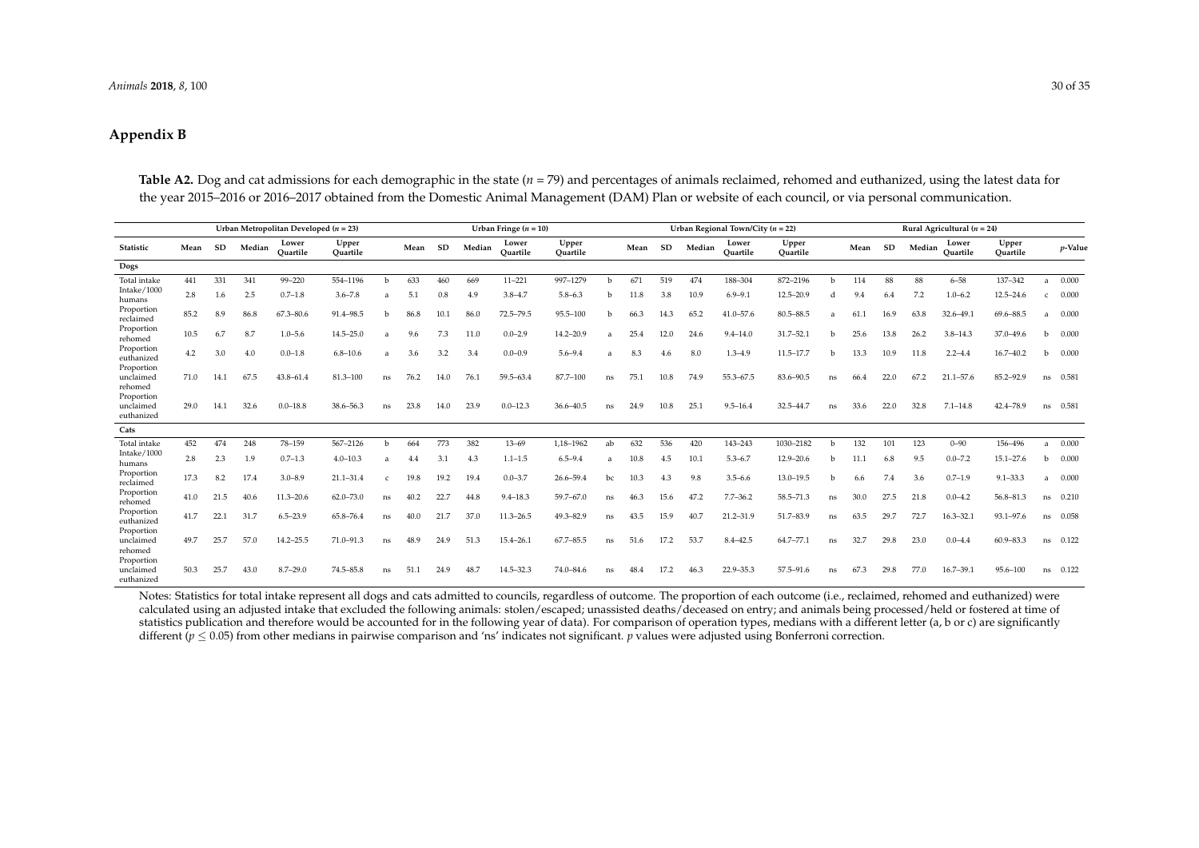## Appendix B

**Table A2.** Dog and cat admissions for each demographic in the state ($n$ = 79) and percentages of animals reclaimed, rehomed and euthanized, using the latest data for the year 2015–2016 or 2016–2017 obtained from the Domestic Animal Management (DAM) Plan or website of each council, or via personal communication.

| | Urban Metropolitan Developed ($n$ = 23) | | | | | | Urban Fringe ($n$ = 10) | | | | | | Urban Regional Town/City ($n$ = 22) | | | | | | Rural Agricultural ($n$ = 24) | | | | | | |
|---|---|---|---|---|---|---|---|---|---|---|---|---|---|---|---|---|---|---|---|---|---|---|---|---|---|
| **Statistic** | **Mean** | **SD** | **Median** | **Lower Quartile** | **Upper Quartile** | | **Mean** | **SD** | **Median** | **Lower Quartile** | **Upper Quartile** | | **Mean** | **SD** | **Median** | **Lower Quartile** | **Upper Quartile** | | **Mean** | **SD** | **Median** | **Lower Quartile** | **Upper Quartile** | | ***p*-Value** |
| **Dogs** | | | | | | | | | | | | | | | | | | | | | | | | | |
| Total intake | 441 | 331 | 341 | 99–220 | 554–1196 | b | 633 | 460 | 669 | 11–221 | 997–1279 | b | 671 | 519 | 474 | 188–304 | 872–2196 | b | 114 | 88 | 88 | 6–58 | 137–342 | a | 0.000 |
| Intake/1000 humans | 2.8 | 1.6 | 2.5 | 0.7–1.8 | 3.6–7.8 | a | 5.1 | 0.8 | 4.9 | 3.8–4.7 | 5.8–6.3 | b | 11.8 | 3.8 | 10.9 | 6.9–9.1 | 12.5–20.9 | d | 9.4 | 6.4 | 7.2 | 1.0–6.2 | 12.5–24.6 | c | 0.000 |
| Proportion reclaimed | 85.2 | 8.9 | 86.8 | 67.3–80.6 | 91.4–98.5 | b | 86.8 | 10.1 | 86.0 | 72.5–79.5 | 95.5–100 | b | 66.3 | 14.3 | 65.2 | 41.0–57.6 | 80.5–88.5 | a | 61.1 | 16.9 | 63.8 | 32.6–49.1 | 69.6–88.5 | a | 0.000 |
| Proportion rehomed | 10.5 | 6.7 | 8.7 | 1.0–5.6 | 14.5–25.0 | a | 9.6 | 7.3 | 11.0 | 0.0–2.9 | 14.2–20.9 | a | 25.4 | 12.0 | 24.6 | 9.4–14.0 | 31.7–52.1 | b | 25.6 | 13.8 | 26.2 | 3.8–14.3 | 37.0–49.6 | b | 0.000 |
| Proportion euthanized | 4.2 | 3.0 | 4.0 | 0.0–1.8 | 6.8–10.6 | a | 3.6 | 3.2 | 3.4 | 0.0–0.9 | 5.6–9.4 | a | 8.3 | 4.6 | 8.0 | 1.3–4.9 | 11.5–17.7 | b | 13.3 | 10.9 | 11.8 | 2.2–4.4 | 16.7–40.2 | b | 0.000 |
| Proportion unclaimed rehomed | 71.0 | 14.1 | 67.5 | 43.8–61.4 | 81.3–100 | ns | 76.2 | 14.0 | 76.1 | 59.5–63.4 | 87.7–100 | ns | 75.1 | 10.8 | 74.9 | 55.3–67.5 | 83.6–90.5 | ns | 66.4 | 22.0 | 67.2 | 21.1–57.6 | 85.2–92.9 | ns | 0.581 |
| Proportion unclaimed euthanized | 29.0 | 14.1 | 32.6 | 0.0–18.8 | 38.6–56.3 | ns | 23.8 | 14.0 | 23.9 | 0.0–12.3 | 36.6–40.5 | ns | 24.9 | 10.8 | 25.1 | 9.5–16.4 | 32.5–44.7 | ns | 33.6 | 22.0 | 32.8 | 7.1–14.8 | 42.4–78.9 | ns | 0.581 |
| **Cats** | | | | | | | | | | | | | | | | | | | | | | | | | |
| Total intake | 452 | 474 | 248 | 78–159 | 567–2126 | b | 664 | 773 | 382 | 13–69 | 1,18–1962 | ab | 632 | 536 | 420 | 143–243 | 1030–2182 | b | 132 | 101 | 123 | 0–90 | 156–496 | a | 0.000 |
| Intake/1000 humans | 2.8 | 2.3 | 1.9 | 0.7–1.3 | 4.0–10.3 | a | 4.4 | 3.1 | 4.3 | 1.1–1.5 | 6.5–9.4 | a | 10.8 | 4.5 | 10.1 | 5.3–6.7 | 12.9–20.6 | b | 11.1 | 6.8 | 9.5 | 0.0–7.2 | 15.1–27.6 | b | 0.000 |
| Proportion reclaimed | 17.3 | 8.2 | 17.4 | 3.0–8.9 | 21.1–31.4 | c | 19.8 | 19.2 | 19.4 | 0.0–3.7 | 26.6–59.4 | bc | 10.3 | 4.3 | 9.8 | 3.5–6.6 | 13.0–19.5 | b | 6.6 | 7.4 | 3.6 | 0.7–1.9 | 9.1–33.3 | a | 0.000 |
| Proportion rehomed | 41.0 | 21.5 | 40.6 | 11.3–20.6 | 62.0–73.0 | ns | 40.2 | 22.7 | 44.8 | 9.4–18.3 | 59.7–67.0 | ns | 46.3 | 15.6 | 47.2 | 7.7–36.2 | 58.5–71.3 | ns | 30.0 | 27.5 | 21.8 | 0.0–4.2 | 56.8–81.3 | ns | 0.210 |
| Proportion euthanized | 41.7 | 22.1 | 31.7 | 6.5–23.9 | 65.8–76.4 | ns | 40.0 | 21.7 | 37.0 | 11.3–26.5 | 49.3–82.9 | ns | 43.5 | 15.9 | 40.7 | 21.2–31.9 | 51.7–83.9 | ns | 63.5 | 29.7 | 72.7 | 16.3–32.1 | 93.1–97.6 | ns | 0.058 |
| Proportion unclaimed rehomed | 49.7 | 25.7 | 57.0 | 14.2–25.5 | 71.0–91.3 | ns | 48.9 | 24.9 | 51.3 | 15.4–26.1 | 67.7–85.5 | ns | 51.6 | 17.2 | 53.7 | 8.4–42.5 | 64.7–77.1 | ns | 32.7 | 29.8 | 23.0 | 0.0–4.4 | 60.9–83.3 | ns | 0.122 |
| Proportion unclaimed euthanized | 50.3 | 25.7 | 43.0 | 8.7–29.0 | 74.5–85.8 | ns | 51.1 | 24.9 | 48.7 | 14.5–32.3 | 74.0–84.6 | ns | 48.4 | 17.2 | 46.3 | 22.9–35.3 | 57.5–91.6 | ns | 67.3 | 29.8 | 77.0 | 16.7–39.1 | 95.6–100 | ns | 0.122 |

Notes: Statistics for total intake represent all dogs and cats admitted to councils, regardless of outcome. The proportion of each outcome (i.e., reclaimed, rehomed and euthanized) were calculated using an adjusted intake that excluded the following animals: stolen/escaped; unassisted deaths/deceased on entry; and animals being processed/held or fostered at time of statistics publication and therefore would be accounted for in the following year of data). For comparison of operation types, medians with a different letter (a, b or c) are significantly different ($p \leq 0.05$) from other medians in pairwise comparison and 'ns' indicates not significant. $p$ values were adjusted using Bonferroni correction.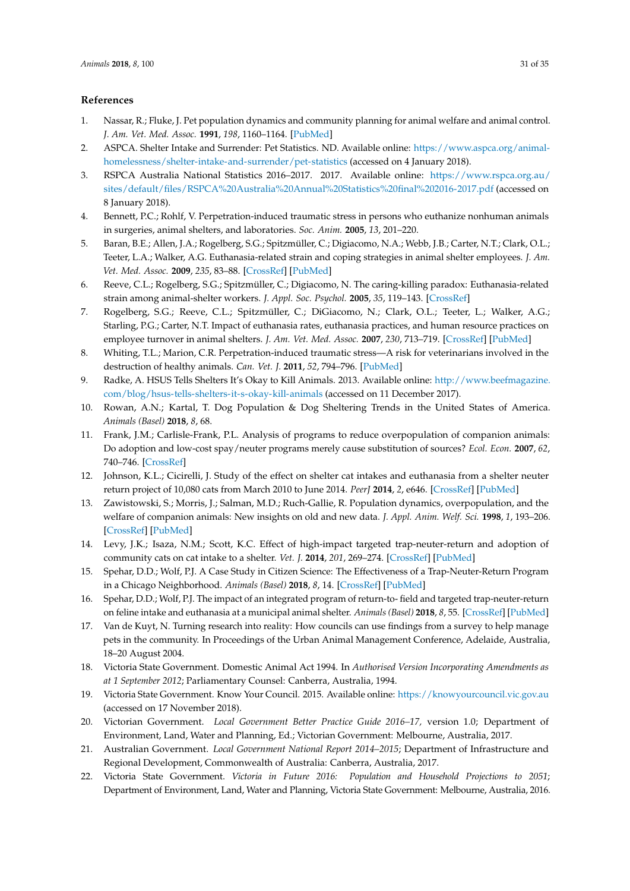## References

1. Nassar, R.; Fluke, J. Pet population dynamics and community planning for animal welfare and animal control. *J. Am. Vet. Med. Assoc.* **1991**, *198*, 1160–1164. [PubMed]
2. ASPCA. Shelter Intake and Surrender: Pet Statistics. ND. Available online: https://www.aspca.org/animal-homelessness/shelter-intake-and-surrender/pet-statistics (accessed on 4 January 2018).
3. RSPCA Australia National Statistics 2016–2017. 2017. Available online: https://www.rspca.org.au/sites/default/files/RSPCA%20Australia%20Annual%20Statistics%20final%202016-2017.pdf (accessed on 8 January 2018).
4. Bennett, P.C.; Rohlf, V. Perpetration-induced traumatic stress in persons who euthanize nonhuman animals in surgeries, animal shelters, and laboratories. *Soc. Anim.* **2005**, *13*, 201–220.
5. Baran, B.E.; Allen, J.A.; Rogelberg, S.G.; Spitzmüller, C.; Digiacomo, N.A.; Webb, J.B.; Carter, N.T.; Clark, O.L.; Teeter, L.A.; Walker, A.G. Euthanasia-related strain and coping strategies in animal shelter employees. *J. Am. Vet. Med. Assoc.* **2009**, *235*, 83–88. [CrossRef] [PubMed]
6. Reeve, C.L.; Rogelberg, S.G.; Spitzmüller, C.; Digiacomo, N. The caring-killing paradox: Euthanasia-related strain among animal-shelter workers. *J. Appl. Soc. Psychol.* **2005**, *35*, 119–143. [CrossRef]
7. Rogelberg, S.G.; Reeve, C.L.; Spitzmüller, C.; DiGiacomo, N.; Clark, O.L.; Teeter, L.; Walker, A.G.; Starling, P.G.; Carter, N.T. Impact of euthanasia rates, euthanasia practices, and human resource practices on employee turnover in animal shelters. *J. Am. Vet. Med. Assoc.* **2007**, *230*, 713–719. [CrossRef] [PubMed]
8. Whiting, T.L.; Marion, C.R. Perpetration-induced traumatic stress—A risk for veterinarians involved in the destruction of healthy animals. *Can. Vet. J.* **2011**, *52*, 794–796. [PubMed]
9. Radke, A. HSUS Tells Shelters It's Okay to Kill Animals. 2013. Available online: http://www.beefmagazine.com/blog/hsus-tells-shelters-it-s-okay-kill-animals (accessed on 11 December 2017).
10. Rowan, A.N.; Kartal, T. Dog Population & Dog Sheltering Trends in the United States of America. *Animals (Basel)* **2018**, *8*, 68.
11. Frank, J.M.; Carlisle-Frank, P.L. Analysis of programs to reduce overpopulation of companion animals: Do adoption and low-cost spay/neuter programs merely cause substitution of sources? *Ecol. Econ.* **2007**, *62*, 740–746. [CrossRef]
12. Johnson, K.L.; Cicirelli, J. Study of the effect on shelter cat intakes and euthanasia from a shelter neuter return project of 10,080 cats from March 2010 to June 2014. *PeerJ* **2014**, *2*, e646. [CrossRef] [PubMed]
13. Zawistowski, S.; Morris, J.; Salman, M.D.; Ruch-Gallie, R. Population dynamics, overpopulation, and the welfare of companion animals: New insights on old and new data. *J. Appl. Anim. Welf. Sci.* **1998**, *1*, 193–206. [CrossRef] [PubMed]
14. Levy, J.K.; Isaza, N.M.; Scott, K.C. Effect of high-impact targeted trap-neuter-return and adoption of community cats on cat intake to a shelter. *Vet. J.* **2014**, *201*, 269–274. [CrossRef] [PubMed]
15. Spehar, D.D.; Wolf, P.J. A Case Study in Citizen Science: The Effectiveness of a Trap-Neuter-Return Program in a Chicago Neighborhood. *Animals (Basel)* **2018**, *8*, 14. [CrossRef] [PubMed]
16. Spehar, D.D.; Wolf, P.J. The impact of an integrated program of return-to- field and targeted trap-neuter-return on feline intake and euthanasia at a municipal animal shelter. *Animals (Basel)* **2018**, *8*, 55. [CrossRef] [PubMed]
17. Van de Kuyt, N. Turning research into reality: How councils can use findings from a survey to help manage pets in the community. In Proceedings of the Urban Animal Management Conference, Adelaide, Australia, 18–20 August 2004.
18. Victoria State Government. Domestic Animal Act 1994. In *Authorised Version Incorporating Amendments as at 1 September 2012*; Parliamentary Counsel: Canberra, Australia, 1994.
19. Victoria State Government. Know Your Council. 2015. Available online: https://knowyourcouncil.vic.gov.au (accessed on 17 November 2018).
20. Victorian Government. *Local Government Better Practice Guide 2016–17,* version 1.0; Department of Environment, Land, Water and Planning, Ed.; Victorian Government: Melbourne, Australia, 2017.
21. Australian Government. *Local Government National Report 2014–2015*; Department of Infrastructure and Regional Development, Commonwealth of Australia: Canberra, Australia, 2017.
22. Victoria State Government. *Victoria in Future 2016: Population and Household Projections to 2051*; Department of Environment, Land, Water and Planning, Victoria State Government: Melbourne, Australia, 2016.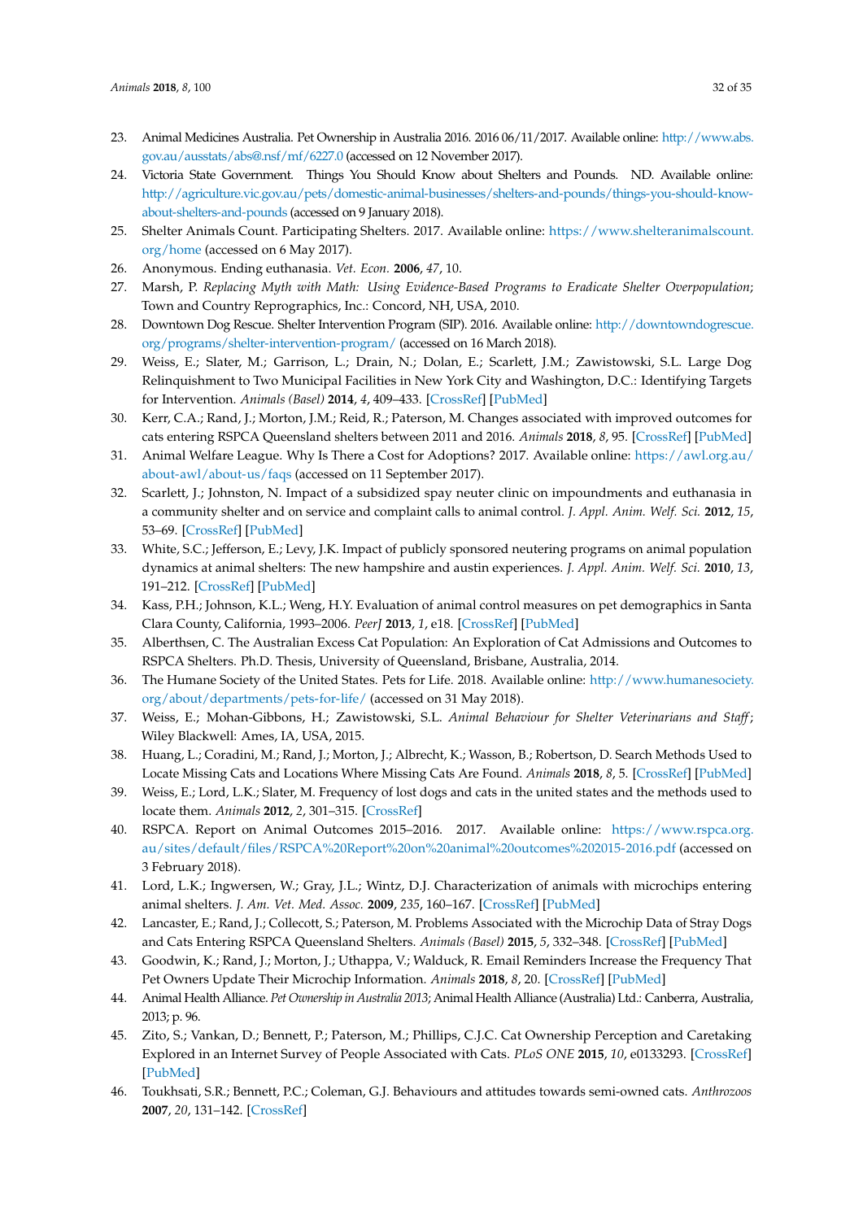23. Animal Medicines Australia. Pet Ownership in Australia 2016. 2016 06/11/2017. Available online: http://www.abs.gov.au/ausstats/abs@.nsf/mf/6227.0 (accessed on 12 November 2017).
24. Victoria State Government. Things You Should Know about Shelters and Pounds. ND. Available online: http://agriculture.vic.gov.au/pets/domestic-animal-businesses/shelters-and-pounds/things-you-should-know-about-shelters-and-pounds (accessed on 9 January 2018).
25. Shelter Animals Count. Participating Shelters. 2017. Available online: https://www.shelteranimalscount.org/home (accessed on 6 May 2017).
26. Anonymous. Ending euthanasia. *Vet. Econ.* **2006**, *47*, 10.
27. Marsh, P. *Replacing Myth with Math: Using Evidence-Based Programs to Eradicate Shelter Overpopulation*; Town and Country Reprographics, Inc.: Concord, NH, USA, 2010.
28. Downtown Dog Rescue. Shelter Intervention Program (SIP). 2016. Available online: http://downtowndogrescue.org/programs/shelter-intervention-program/ (accessed on 16 March 2018).
29. Weiss, E.; Slater, M.; Garrison, L.; Drain, N.; Dolan, E.; Scarlett, J.M.; Zawistowski, S.L. Large Dog Relinquishment to Two Municipal Facilities in New York City and Washington, D.C.: Identifying Targets for Intervention. *Animals (Basel)* **2014**, *4*, 409–433. [CrossRef] [PubMed]
30. Kerr, C.A.; Rand, J.; Morton, J.M.; Reid, R.; Paterson, M. Changes associated with improved outcomes for cats entering RSPCA Queensland shelters between 2011 and 2016. *Animals* **2018**, *8*, 95. [CrossRef] [PubMed]
31. Animal Welfare League. Why Is There a Cost for Adoptions? 2017. Available online: https://awl.org.au/about-awl/about-us/faqs (accessed on 11 September 2017).
32. Scarlett, J.; Johnston, N. Impact of a subsidized spay neuter clinic on impoundments and euthanasia in a community shelter and on service and complaint calls to animal control. *J. Appl. Anim. Welf. Sci.* **2012**, *15*, 53–69. [CrossRef] [PubMed]
33. White, S.C.; Jefferson, E.; Levy, J.K. Impact of publicly sponsored neutering programs on animal population dynamics at animal shelters: The new hampshire and austin experiences. *J. Appl. Anim. Welf. Sci.* **2010**, *13*, 191–212. [CrossRef] [PubMed]
34. Kass, P.H.; Johnson, K.L.; Weng, H.Y. Evaluation of animal control measures on pet demographics in Santa Clara County, California, 1993–2006. *PeerJ* **2013**, *1*, e18. [CrossRef] [PubMed]
35. Alberthsen, C. The Australian Excess Cat Population: An Exploration of Cat Admissions and Outcomes to RSPCA Shelters. Ph.D. Thesis, University of Queensland, Brisbane, Australia, 2014.
36. The Humane Society of the United States. Pets for Life. 2018. Available online: http://www.humanesociety.org/about/departments/pets-for-life/ (accessed on 31 May 2018).
37. Weiss, E.; Mohan-Gibbons, H.; Zawistowski, S.L. *Animal Behaviour for Shelter Veterinarians and Staff*; Wiley Blackwell: Ames, IA, USA, 2015.
38. Huang, L.; Coradini, M.; Rand, J.; Morton, J.; Albrecht, K.; Wasson, B.; Robertson, D. Search Methods Used to Locate Missing Cats and Locations Where Missing Cats Are Found. *Animals* **2018**, *8*, 5. [CrossRef] [PubMed]
39. Weiss, E.; Lord, L.K.; Slater, M. Frequency of lost dogs and cats in the united states and the methods used to locate them. *Animals* **2012**, *2*, 301–315. [CrossRef]
40. RSPCA. Report on Animal Outcomes 2015–2016. 2017. Available online: https://www.rspca.org.au/sites/default/files/RSPCA%20Report%20on%20animal%20outcomes%202015-2016.pdf (accessed on 3 February 2018).
41. Lord, L.K.; Ingwersen, W.; Gray, J.L.; Wintz, D.J. Characterization of animals with microchips entering animal shelters. *J. Am. Vet. Med. Assoc.* **2009**, *235*, 160–167. [CrossRef] [PubMed]
42. Lancaster, E.; Rand, J.; Collecott, S.; Paterson, M. Problems Associated with the Microchip Data of Stray Dogs and Cats Entering RSPCA Queensland Shelters. *Animals (Basel)* **2015**, *5*, 332–348. [CrossRef] [PubMed]
43. Goodwin, K.; Rand, J.; Morton, J.; Uthappa, V.; Walduck, R. Email Reminders Increase the Frequency That Pet Owners Update Their Microchip Information. *Animals* **2018**, *8*, 20. [CrossRef] [PubMed]
44. Animal Health Alliance. *Pet Ownership in Australia 2013*; Animal Health Alliance (Australia) Ltd.: Canberra, Australia, 2013; p. 96.
45. Zito, S.; Vankan, D.; Bennett, P.; Paterson, M.; Phillips, C.J.C. Cat Ownership Perception and Caretaking Explored in an Internet Survey of People Associated with Cats. *PLoS ONE* **2015**, *10*, e0133293. [CrossRef] [PubMed]
46. Toukhsati, S.R.; Bennett, P.C.; Coleman, G.J. Behaviours and attitudes towards semi-owned cats. *Anthrozoos* **2007**, *20*, 131–142. [CrossRef]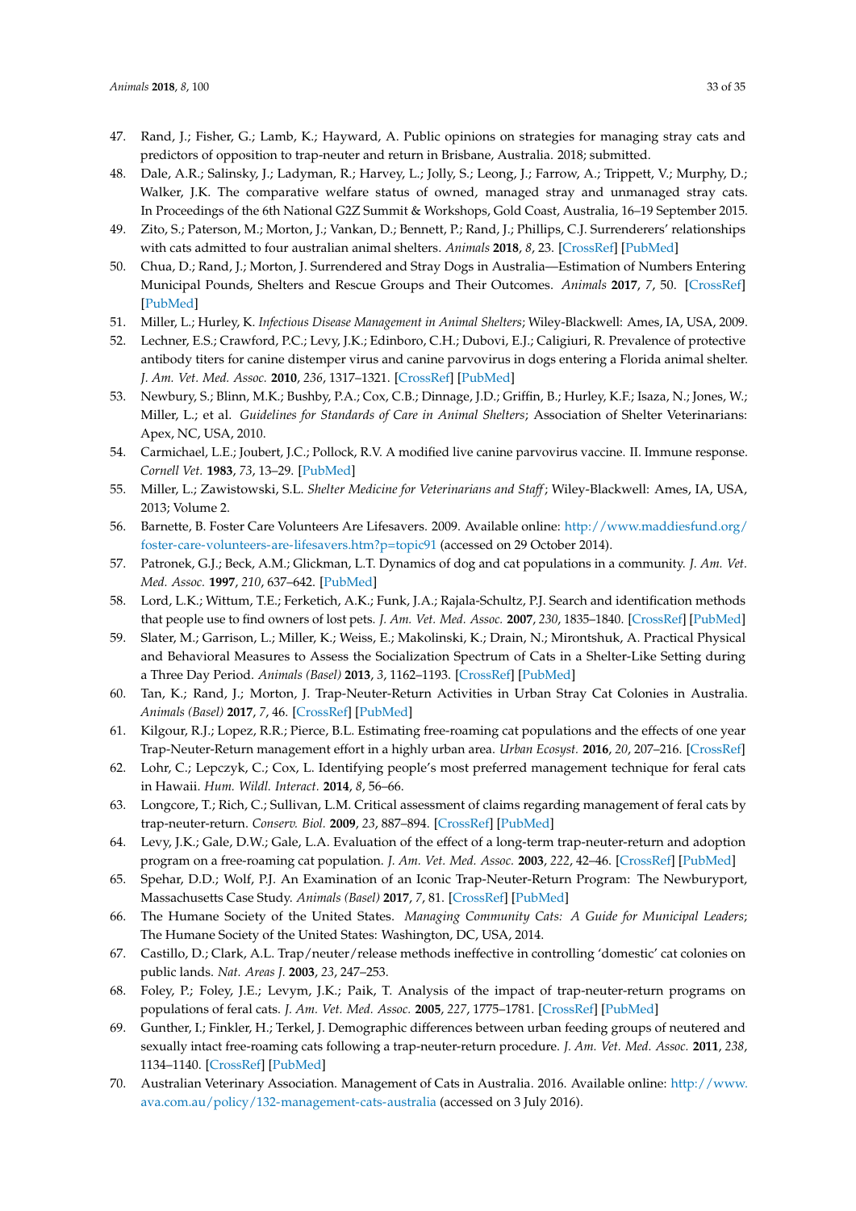47. Rand, J.; Fisher, G.; Lamb, K.; Hayward, A. Public opinions on strategies for managing stray cats and predictors of opposition to trap-neuter and return in Brisbane, Australia. 2018; submitted.
48. Dale, A.R.; Salinsky, J.; Ladyman, R.; Harvey, L.; Jolly, S.; Leong, J.; Farrow, A.; Trippett, V.; Murphy, D.; Walker, J.K. The comparative welfare status of owned, managed stray and unmanaged stray cats. In Proceedings of the 6th National G2Z Summit & Workshops, Gold Coast, Australia, 16–19 September 2015.
49. Zito, S.; Paterson, M.; Morton, J.; Vankan, D.; Bennett, P.; Rand, J.; Phillips, C.J. Surrenderers' relationships with cats admitted to four australian animal shelters. *Animals* **2018**, *8*, 23. [CrossRef] [PubMed]
50. Chua, D.; Rand, J.; Morton, J. Surrendered and Stray Dogs in Australia—Estimation of Numbers Entering Municipal Pounds, Shelters and Rescue Groups and Their Outcomes. *Animals* **2017**, *7*, 50. [CrossRef] [PubMed]
51. Miller, L.; Hurley, K. *Infectious Disease Management in Animal Shelters*; Wiley-Blackwell: Ames, IA, USA, 2009.
52. Lechner, E.S.; Crawford, P.C.; Levy, J.K.; Edinboro, C.H.; Dubovi, E.J.; Caligiuri, R. Prevalence of protective antibody titers for canine distemper virus and canine parvovirus in dogs entering a Florida animal shelter. *J. Am. Vet. Med. Assoc.* **2010**, *236*, 1317–1321. [CrossRef] [PubMed]
53. Newbury, S.; Blinn, M.K.; Bushby, P.A.; Cox, C.B.; Dinnage, J.D.; Griffin, B.; Hurley, K.F.; Isaza, N.; Jones, W.; Miller, L.; et al. *Guidelines for Standards of Care in Animal Shelters*; Association of Shelter Veterinarians: Apex, NC, USA, 2010.
54. Carmichael, L.E.; Joubert, J.C.; Pollock, R.V. A modified live canine parvovirus vaccine. II. Immune response. *Cornell Vet.* **1983**, *73*, 13–29. [PubMed]
55. Miller, L.; Zawistowski, S.L. *Shelter Medicine for Veterinarians and Staff*; Wiley-Blackwell: Ames, IA, USA, 2013; Volume 2.
56. Barnette, B. Foster Care Volunteers Are Lifesavers. 2009. Available online: http://www.maddiesfund.org/foster-care-volunteers-are-lifesavers.htm?p=topic91 (accessed on 29 October 2014).
57. Patronek, G.J.; Beck, A.M.; Glickman, L.T. Dynamics of dog and cat populations in a community. *J. Am. Vet. Med. Assoc.* **1997**, *210*, 637–642. [PubMed]
58. Lord, L.K.; Wittum, T.E.; Ferketich, A.K.; Funk, J.A.; Rajala-Schultz, P.J. Search and identification methods that people use to find owners of lost pets. *J. Am. Vet. Med. Assoc.* **2007**, *230*, 1835–1840. [CrossRef] [PubMed]
59. Slater, M.; Garrison, L.; Miller, K.; Weiss, E.; Makolinski, K.; Drain, N.; Mirontshuk, A. Practical Physical and Behavioral Measures to Assess the Socialization Spectrum of Cats in a Shelter-Like Setting during a Three Day Period. *Animals (Basel)* **2013**, *3*, 1162–1193. [CrossRef] [PubMed]
60. Tan, K.; Rand, J.; Morton, J. Trap-Neuter-Return Activities in Urban Stray Cat Colonies in Australia. *Animals (Basel)* **2017**, *7*, 46. [CrossRef] [PubMed]
61. Kilgour, R.J.; Lopez, R.R.; Pierce, B.L. Estimating free-roaming cat populations and the effects of one year Trap-Neuter-Return management effort in a highly urban area. *Urban Ecosyst.* **2016**, *20*, 207–216. [CrossRef]
62. Lohr, C.; Lepczyk, C.; Cox, L. Identifying people's most preferred management technique for feral cats in Hawaii. *Hum. Wildl. Interact.* **2014**, *8*, 56–66.
63. Longcore, T.; Rich, C.; Sullivan, L.M. Critical assessment of claims regarding management of feral cats by trap-neuter-return. *Conserv. Biol.* **2009**, *23*, 887–894. [CrossRef] [PubMed]
64. Levy, J.K.; Gale, D.W.; Gale, L.A. Evaluation of the effect of a long-term trap-neuter-return and adoption program on a free-roaming cat population. *J. Am. Vet. Med. Assoc.* **2003**, *222*, 42–46. [CrossRef] [PubMed]
65. Spehar, D.D.; Wolf, P.J. An Examination of an Iconic Trap-Neuter-Return Program: The Newburyport, Massachusetts Case Study. *Animals (Basel)* **2017**, *7*, 81. [CrossRef] [PubMed]
66. The Humane Society of the United States. *Managing Community Cats: A Guide for Municipal Leaders*; The Humane Society of the United States: Washington, DC, USA, 2014.
67. Castillo, D.; Clark, A.L. Trap/neuter/release methods ineffective in controlling 'domestic' cat colonies on public lands. *Nat. Areas J.* **2003**, *23*, 247–253.
68. Foley, P.; Foley, J.E.; Levym, J.K.; Paik, T. Analysis of the impact of trap-neuter-return programs on populations of feral cats. *J. Am. Vet. Med. Assoc.* **2005**, *227*, 1775–1781. [CrossRef] [PubMed]
69. Gunther, I.; Finkler, H.; Terkel, J. Demographic differences between urban feeding groups of neutered and sexually intact free-roaming cats following a trap-neuter-return procedure. *J. Am. Vet. Med. Assoc.* **2011**, *238*, 1134–1140. [CrossRef] [PubMed]
70. Australian Veterinary Association. Management of Cats in Australia. 2016. Available online: http://www.ava.com.au/policy/132-management-cats-australia (accessed on 3 July 2016).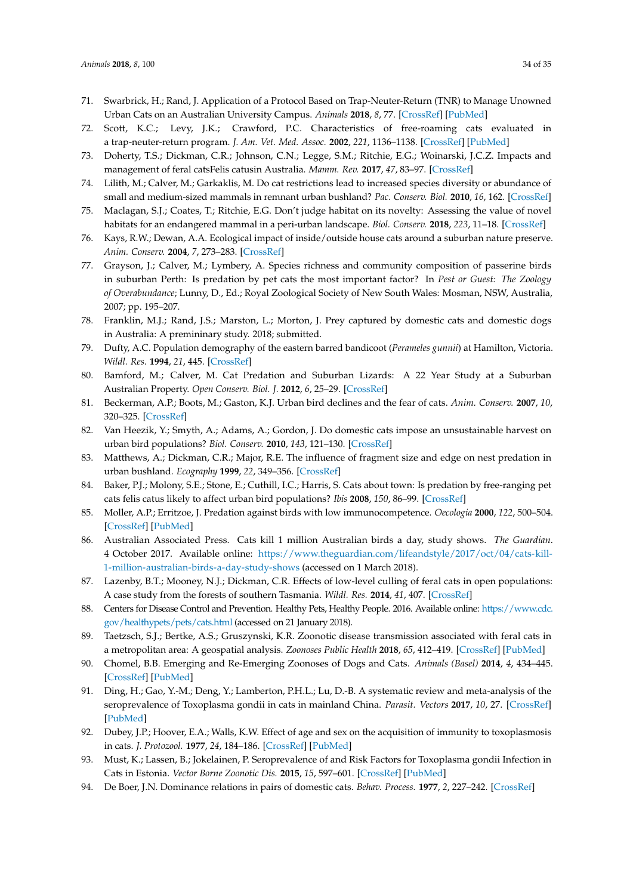71. Swarbrick, H.; Rand, J. Application of a Protocol Based on Trap-Neuter-Return (TNR) to Manage Unowned Urban Cats on an Australian University Campus. *Animals* **2018**, *8*, 77. [CrossRef] [PubMed]
72. Scott, K.C.; Levy, J.K.; Crawford, P.C. Characteristics of free-roaming cats evaluated in a trap-neuter-return program. *J. Am. Vet. Med. Assoc.* **2002**, *221*, 1136–1138. [CrossRef] [PubMed]
73. Doherty, T.S.; Dickman, C.R.; Johnson, C.N.; Legge, S.M.; Ritchie, E.G.; Woinarski, J.C.Z. Impacts and management of feral catsFelis catusin Australia. *Mamm. Rev.* **2017**, *47*, 83–97. [CrossRef]
74. Lilith, M.; Calver, M.; Garkaklis, M. Do cat restrictions lead to increased species diversity or abundance of small and medium-sized mammals in remnant urban bushland? *Pac. Conserv. Biol.* **2010**, *16*, 162. [CrossRef]
75. Maclagan, S.J.; Coates, T.; Ritchie, E.G. Don't judge habitat on its novelty: Assessing the value of novel habitats for an endangered mammal in a peri-urban landscape. *Biol. Conserv.* **2018**, *223*, 11–18. [CrossRef]
76. Kays, R.W.; Dewan, A.A. Ecological impact of inside/outside house cats around a suburban nature preserve. *Anim. Conserv.* **2004**, *7*, 273–283. [CrossRef]
77. Grayson, J.; Calver, M.; Lymbery, A. Species richness and community composition of passerine birds in suburban Perth: Is predation by pet cats the most important factor? In *Pest or Guest: The Zoology of Overabundance*; Lunny, D., Ed.; Royal Zoological Society of New South Wales: Mosman, NSW, Australia, 2007; pp. 195–207.
78. Franklin, M.J.; Rand, J.S.; Marston, L.; Morton, J. Prey captured by domestic cats and domestic dogs in Australia: A premininary study. 2018; submitted.
79. Dufty, A.C. Population demography of the eastern barred bandicoot (*Perameles gunnii*) at Hamilton, Victoria. *Wildl. Res.* **1994**, *21*, 445. [CrossRef]
80. Bamford, M.; Calver, M. Cat Predation and Suburban Lizards: A 22 Year Study at a Suburban Australian Property. *Open Conserv. Biol. J.* **2012**, *6*, 25–29. [CrossRef]
81. Beckerman, A.P.; Boots, M.; Gaston, K.J. Urban bird declines and the fear of cats. *Anim. Conserv.* **2007**, *10*, 320–325. [CrossRef]
82. Van Heezik, Y.; Smyth, A.; Adams, A.; Gordon, J. Do domestic cats impose an unsustainable harvest on urban bird populations? *Biol. Conserv.* **2010**, *143*, 121–130. [CrossRef]
83. Matthews, A.; Dickman, C.R.; Major, R.E. The influence of fragment size and edge on nest predation in urban bushland. *Ecography* **1999**, *22*, 349–356. [CrossRef]
84. Baker, P.J.; Molony, S.E.; Stone, E.; Cuthill, I.C.; Harris, S. Cats about town: Is predation by free-ranging pet cats felis catus likely to affect urban bird populations? *Ibis* **2008**, *150*, 86–99. [CrossRef]
85. Moller, A.P.; Erritzoe, J. Predation against birds with low immunocompetence. *Oecologia* **2000**, *122*, 500–504. [CrossRef] [PubMed]
86. Australian Associated Press. Cats kill 1 million Australian birds a day, study shows. *The Guardian*. 4 October 2017. Available online: https://www.theguardian.com/lifeandstyle/2017/oct/04/cats-kill-1-million-australian-birds-a-day-study-shows (accessed on 1 March 2018).
87. Lazenby, B.T.; Mooney, N.J.; Dickman, C.R. Effects of low-level culling of feral cats in open populations: A case study from the forests of southern Tasmania. *Wildl. Res.* **2014**, *41*, 407. [CrossRef]
88. Centers for Disease Control and Prevention. Healthy Pets, Healthy People. 2016. Available online: https://www.cdc.gov/healthypets/pets/cats.html (accessed on 21 January 2018).
89. Taetzsch, S.J.; Bertke, A.S.; Gruszynski, K.R. Zoonotic disease transmission associated with feral cats in a metropolitan area: A geospatial analysis. *Zoonoses Public Health* **2018**, *65*, 412–419. [CrossRef] [PubMed]
90. Chomel, B.B. Emerging and Re-Emerging Zoonoses of Dogs and Cats. *Animals (Basel)* **2014**, *4*, 434–445. [CrossRef] [PubMed]
91. Ding, H.; Gao, Y.-M.; Deng, Y.; Lamberton, P.H.L.; Lu, D.-B. A systematic review and meta-analysis of the seroprevalence of Toxoplasma gondii in cats in mainland China. *Parasit. Vectors* **2017**, *10*, 27. [CrossRef] [PubMed]
92. Dubey, J.P.; Hoover, E.A.; Walls, K.W. Effect of age and sex on the acquisition of immunity to toxoplasmosis in cats. *J. Protozool.* **1977**, *24*, 184–186. [CrossRef] [PubMed]
93. Must, K.; Lassen, B.; Jokelainen, P. Seroprevalence of and Risk Factors for Toxoplasma gondii Infection in Cats in Estonia. *Vector Borne Zoonotic Dis.* **2015**, *15*, 597–601. [CrossRef] [PubMed]
94. De Boer, J.N. Dominance relations in pairs of domestic cats. *Behav. Process.* **1977**, *2*, 227–242. [CrossRef]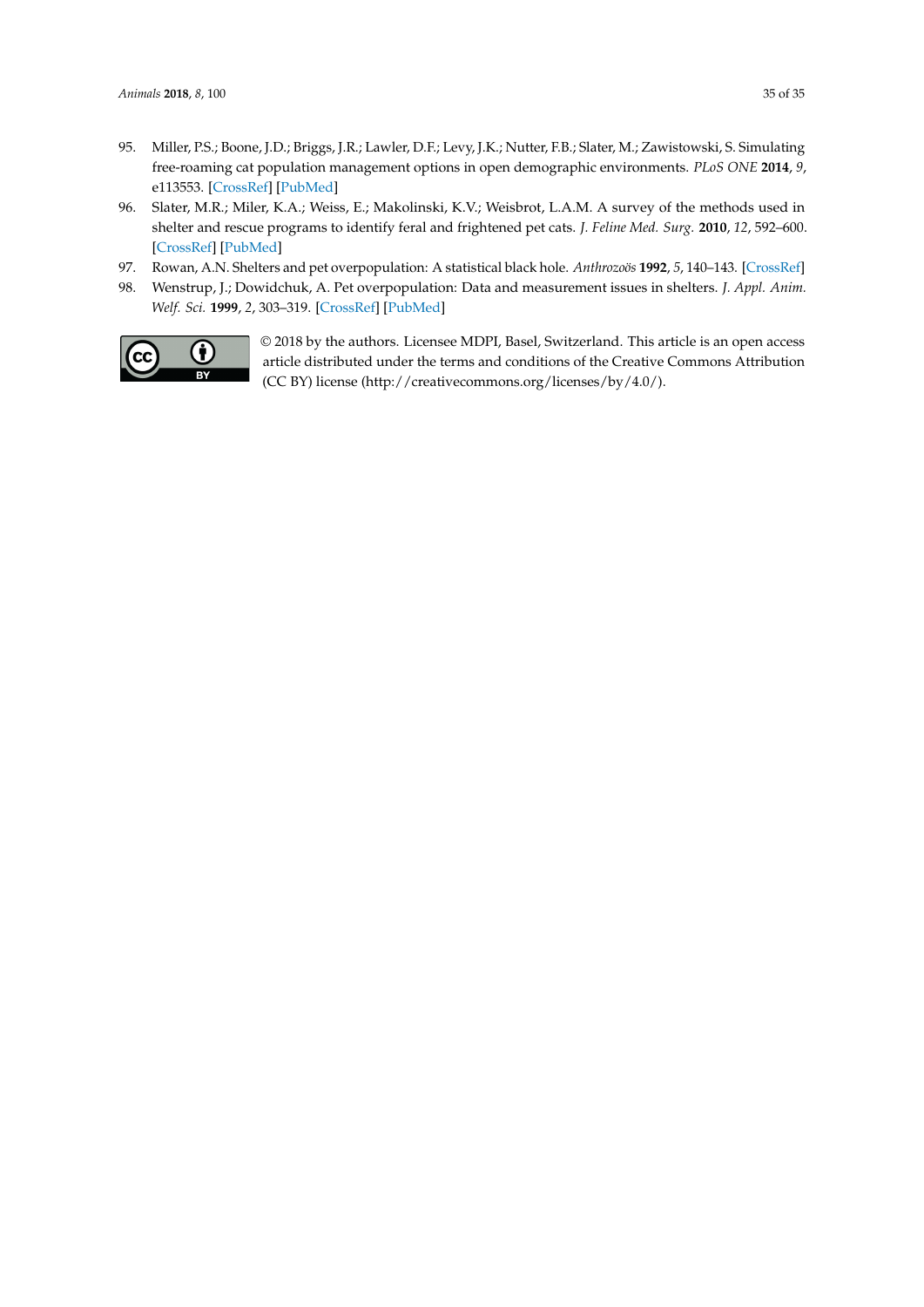95. Miller, P.S.; Boone, J.D.; Briggs, J.R.; Lawler, D.F.; Levy, J.K.; Nutter, F.B.; Slater, M.; Zawistowski, S. Simulating free-roaming cat population management options in open demographic environments. *PLoS ONE* **2014**, *9*, e113553. [CrossRef] [PubMed]
96. Slater, M.R.; Miler, K.A.; Weiss, E.; Makolinski, K.V.; Weisbrot, L.A.M. A survey of the methods used in shelter and rescue programs to identify feral and frightened pet cats. *J. Feline Med. Surg.* **2010**, *12*, 592–600. [CrossRef] [PubMed]
97. Rowan, A.N. Shelters and pet overpopulation: A statistical black hole. *Anthrozoös* **1992**, *5*, 140–143. [CrossRef]
98. Wenstrup, J.; Dowidchuk, A. Pet overpopulation: Data and measurement issues in shelters. *J. Appl. Anim. Welf. Sci.* **1999**, *2*, 303–319. [CrossRef] [PubMed]

© 2018 by the authors. Licensee MDPI, Basel, Switzerland. This article is an open access article distributed under the terms and conditions of the Creative Commons Attribution (CC BY) license (http://creativecommons.org/licenses/by/4.0/).